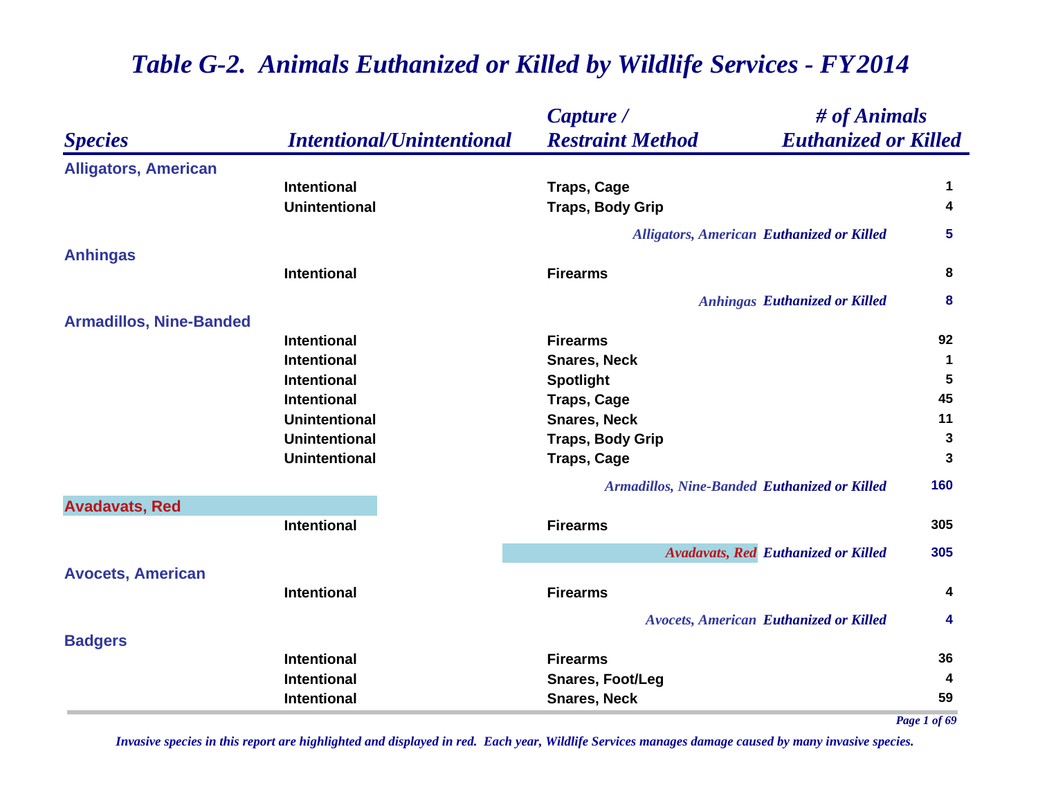# *Table G-2. Animals Euthanized or Killed by Wildlife Services - FY2014*

| *Species* | *Intentional/Unintentional* | *Capture / Restraint Method* | *# of Animals Euthanized or Killed* |
|---|---|---|---|
| **Alligators, American** | | | |
| | **Intentional** | **Traps, Cage** | **1** |
| | **Unintentional** | **Traps, Body Grip** | **4** |
| | | *Alligators, American* ***Euthanized or Killed*** | **5** |
| **Anhingas** | | | |
| | **Intentional** | **Firearms** | **8** |
| | | *Anhingas* ***Euthanized or Killed*** | **8** |
| **Armadillos, Nine-Banded** | | | |
| | **Intentional** | **Firearms** | **92** |
| | **Intentional** | **Snares, Neck** | **1** |
| | **Intentional** | **Spotlight** | **5** |
| | **Intentional** | **Traps, Cage** | **45** |
| | **Unintentional** | **Snares, Neck** | **11** |
| | **Unintentional** | **Traps, Body Grip** | **3** |
| | **Unintentional** | **Traps, Cage** | **3** |
| | | *Armadillos, Nine-Banded* ***Euthanized or Killed*** | **160** |
| **Avadavats, Red** | | | |
| | **Intentional** | **Firearms** | **305** |
| | | *Avadavats, Red* ***Euthanized or Killed*** | **305** |
| **Avocets, American** | | | |
| | **Intentional** | **Firearms** | **4** |
| | | *Avocets, American* ***Euthanized or Killed*** | **4** |
| **Badgers** | | | |
| | **Intentional** | **Firearms** | **36** |
| | **Intentional** | **Snares, Foot/Leg** | **4** |
| | **Intentional** | **Snares, Neck** | **59** |

*Invasive species in this report are highlighted and displayed in red. Each year, Wildlife Services manages damage caused by many invasive species.*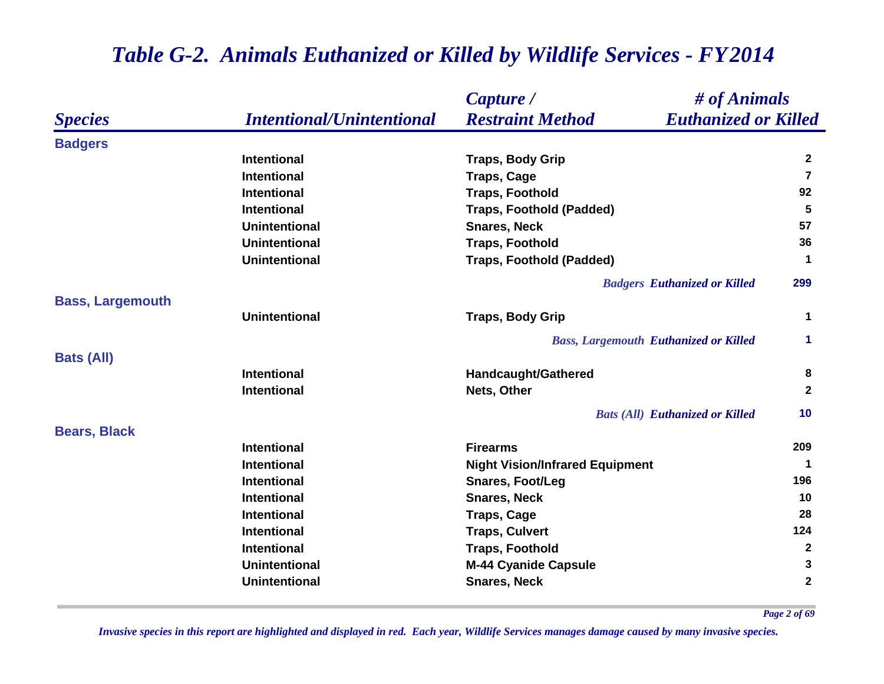# Table G-2. Animals Euthanized or Killed by Wildlife Services - FY2014

| Species | Intentional/Unintentional | Capture / Restraint Method | # of Animals Euthanized or Killed |
|---|---|---|---|
| **Badgers** | | | |
| | Intentional | Traps, Body Grip | 2 |
| | Intentional | Traps, Cage | 7 |
| | Intentional | Traps, Foothold | 92 |
| | Intentional | Traps, Foothold (Padded) | 5 |
| | Unintentional | Snares, Neck | 57 |
| | Unintentional | Traps, Foothold | 36 |
| | Unintentional | Traps, Foothold (Padded) | 1 |
| | | *Badgers Euthanized or Killed* | 299 |
| **Bass, Largemouth** | | | |
| | Unintentional | Traps, Body Grip | 1 |
| | | *Bass, Largemouth Euthanized or Killed* | 1 |
| **Bats (All)** | | | |
| | Intentional | Handcaught/Gathered | 8 |
| | Intentional | Nets, Other | 2 |
| | | *Bats (All) Euthanized or Killed* | 10 |
| **Bears, Black** | | | |
| | Intentional | Firearms | 209 |
| | Intentional | Night Vision/Infrared Equipment | 1 |
| | Intentional | Snares, Foot/Leg | 196 |
| | Intentional | Snares, Neck | 10 |
| | Intentional | Traps, Cage | 28 |
| | Intentional | Traps, Culvert | 124 |
| | Intentional | Traps, Foothold | 2 |
| | Unintentional | M-44 Cyanide Capsule | 3 |
| | Unintentional | Snares, Neck | 2 |

*Invasive species in this report are highlighted and displayed in red. Each year, Wildlife Services manages damage caused by many invasive species.*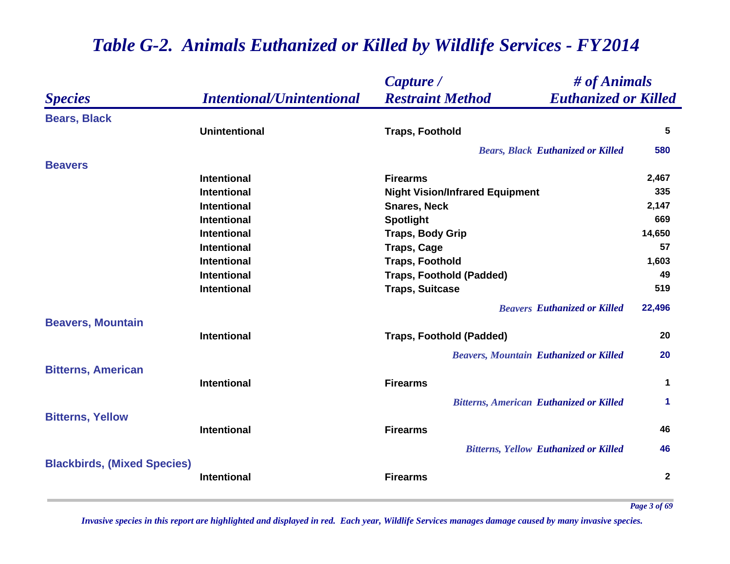# Table G-2. Animals Euthanized or Killed by Wildlife Services - FY2014

| Species | Intentional/Unintentional | Capture / Restraint Method | # of Animals Euthanized or Killed |
|---|---|---|---|
| **Bears, Black** | | | |
| | Unintentional | Traps, Foothold | 5 |
| | | *Bears, Black Euthanized or Killed* | 580 |
| **Beavers** | | | |
| | Intentional | Firearms | 2,467 |
| | Intentional | Night Vision/Infrared Equipment | 335 |
| | Intentional | Snares, Neck | 2,147 |
| | Intentional | Spotlight | 669 |
| | Intentional | Traps, Body Grip | 14,650 |
| | Intentional | Traps, Cage | 57 |
| | Intentional | Traps, Foothold | 1,603 |
| | Intentional | Traps, Foothold (Padded) | 49 |
| | Intentional | Traps, Suitcase | 519 |
| | | *Beavers Euthanized or Killed* | 22,496 |
| **Beavers, Mountain** | | | |
| | Intentional | Traps, Foothold (Padded) | 20 |
| | | *Beavers, Mountain Euthanized or Killed* | 20 |
| **Bitterns, American** | | | |
| | Intentional | Firearms | 1 |
| | | *Bitterns, American Euthanized or Killed* | 1 |
| **Bitterns, Yellow** | | | |
| | Intentional | Firearms | 46 |
| | | *Bitterns, Yellow Euthanized or Killed* | 46 |
| **Blackbirds, (Mixed Species)** | | | |
| | Intentional | Firearms | 2 |

*Invasive species in this report are highlighted and displayed in red. Each year, Wildlife Services manages damage caused by many invasive species.*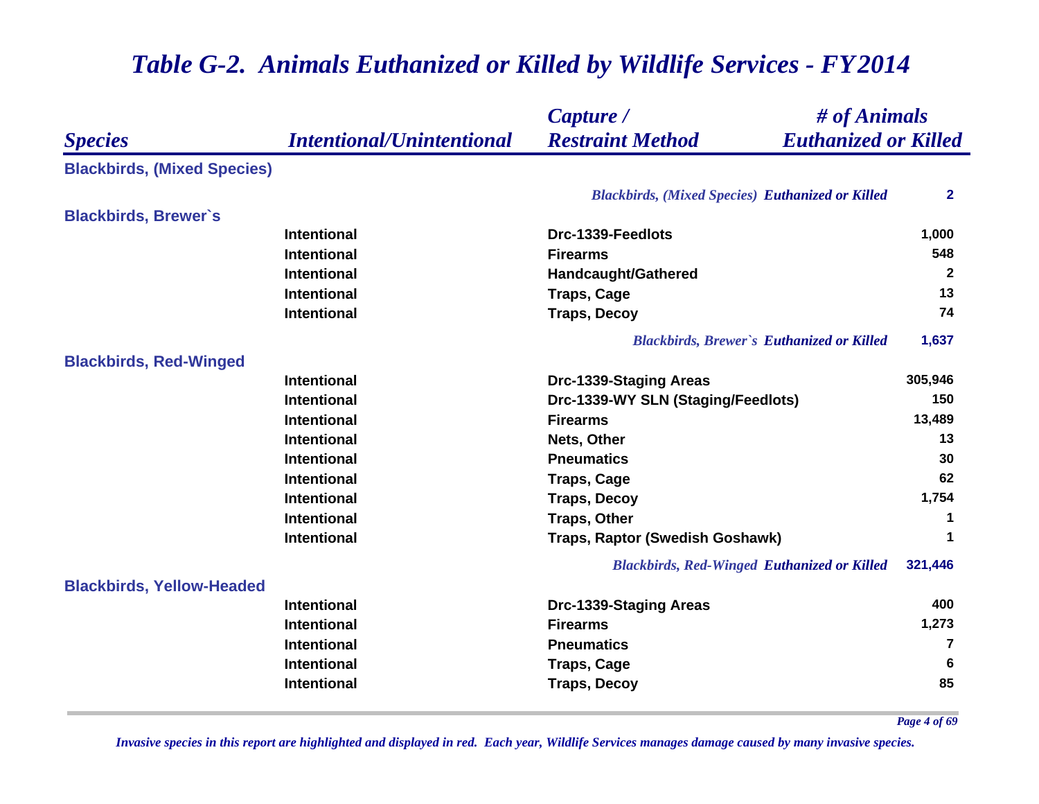# Table G-2. Animals Euthanized or Killed by Wildlife Services - FY2014

| Species | Intentional/Unintentional | Capture / Restraint Method | # of Animals Euthanized or Killed |
|---|---|---|---|
| **Blackbirds, (Mixed Species)** | | | |
| | | *Blackbirds, (Mixed Species) Euthanized or Killed* | 2 |
| **Blackbirds, Brewer`s** | | | |
| | Intentional | Drc-1339-Feedlots | 1,000 |
| | Intentional | Firearms | 548 |
| | Intentional | Handcaught/Gathered | 2 |
| | Intentional | Traps, Cage | 13 |
| | Intentional | Traps, Decoy | 74 |
| | | *Blackbirds, Brewer`s Euthanized or Killed* | 1,637 |
| **Blackbirds, Red-Winged** | | | |
| | Intentional | Drc-1339-Staging Areas | 305,946 |
| | Intentional | Drc-1339-WY SLN (Staging/Feedlots) | 150 |
| | Intentional | Firearms | 13,489 |
| | Intentional | Nets, Other | 13 |
| | Intentional | Pneumatics | 30 |
| | Intentional | Traps, Cage | 62 |
| | Intentional | Traps, Decoy | 1,754 |
| | Intentional | Traps, Other | 1 |
| | Intentional | Traps, Raptor (Swedish Goshawk) | 1 |
| | | *Blackbirds, Red-Winged Euthanized or Killed* | 321,446 |
| **Blackbirds, Yellow-Headed** | | | |
| | Intentional | Drc-1339-Staging Areas | 400 |
| | Intentional | Firearms | 1,273 |
| | Intentional | Pneumatics | 7 |
| | Intentional | Traps, Cage | 6 |
| | Intentional | Traps, Decoy | 85 |

*Invasive species in this report are highlighted and displayed in red. Each year, Wildlife Services manages damage caused by many invasive species.*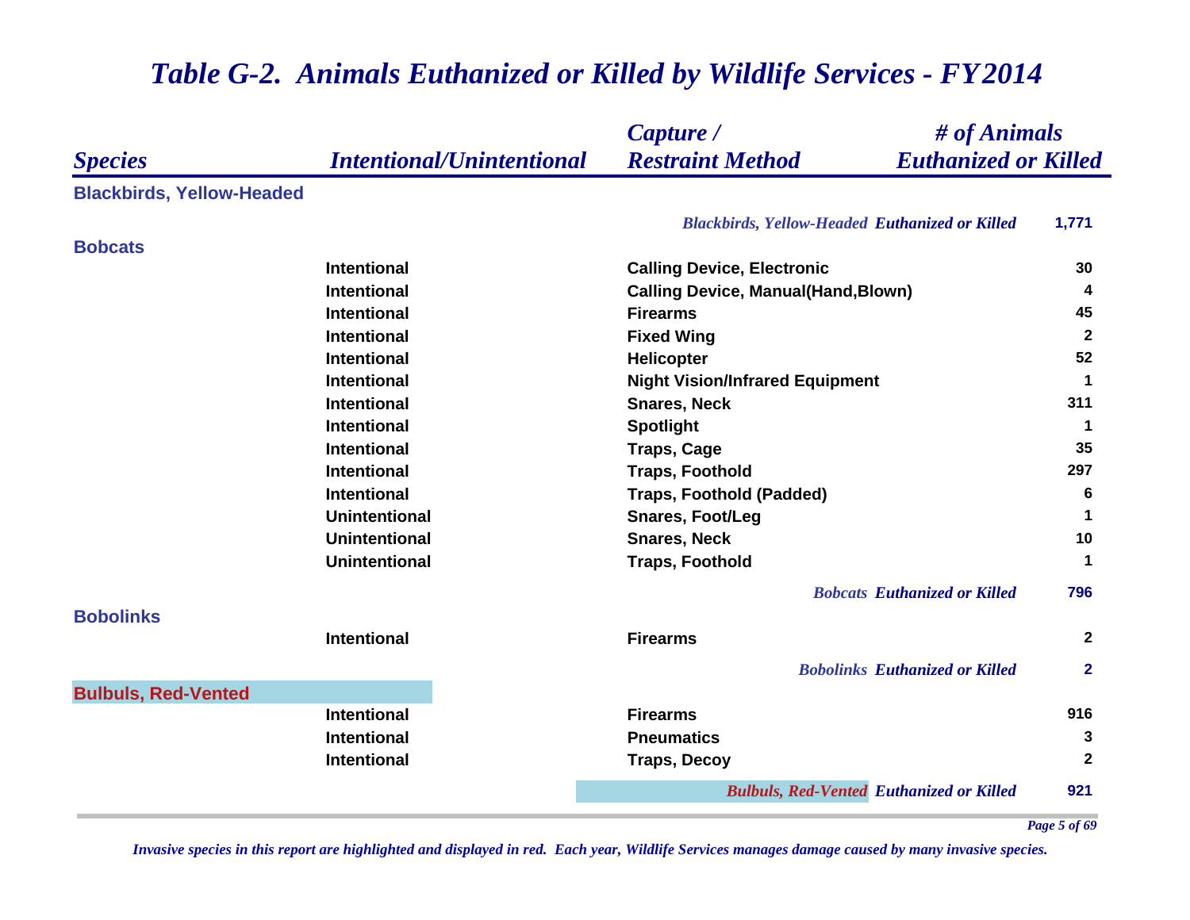# *Table G-2. Animals Euthanized or Killed by Wildlife Services - FY2014*

| *Species* | *Intentional/Unintentional* | *Capture / Restraint Method* | *# of Animals Euthanized or Killed* |
|---|---|---|---|
| **Blackbirds, Yellow-Headed** | | | |
| | | *Blackbirds, Yellow-Headed* ***Euthanized or Killed*** | **1,771** |
| **Bobcats** | | | |
| | **Intentional** | **Calling Device, Electronic** | **30** |
| | **Intentional** | **Calling Device, Manual(Hand,Blown)** | **4** |
| | **Intentional** | **Firearms** | **45** |
| | **Intentional** | **Fixed Wing** | **2** |
| | **Intentional** | **Helicopter** | **52** |
| | **Intentional** | **Night Vision/Infrared Equipment** | **1** |
| | **Intentional** | **Snares, Neck** | **311** |
| | **Intentional** | **Spotlight** | **1** |
| | **Intentional** | **Traps, Cage** | **35** |
| | **Intentional** | **Traps, Foothold** | **297** |
| | **Intentional** | **Traps, Foothold (Padded)** | **6** |
| | **Unintentional** | **Snares, Foot/Leg** | **1** |
| | **Unintentional** | **Snares, Neck** | **10** |
| | **Unintentional** | **Traps, Foothold** | **1** |
| | | *Bobcats* ***Euthanized or Killed*** | **796** |
| **Bobolinks** | | | |
| | **Intentional** | **Firearms** | **2** |
| | | *Bobolinks* ***Euthanized or Killed*** | **2** |
| **Bulbuls, Red-Vented** | | | |
| | **Intentional** | **Firearms** | **916** |
| | **Intentional** | **Pneumatics** | **3** |
| | **Intentional** | **Traps, Decoy** | **2** |
| | | *Bulbuls, Red-Vented* ***Euthanized or Killed*** | **921** |

*Invasive species in this report are highlighted and displayed in red. Each year, Wildlife Services manages damage caused by many invasive species.*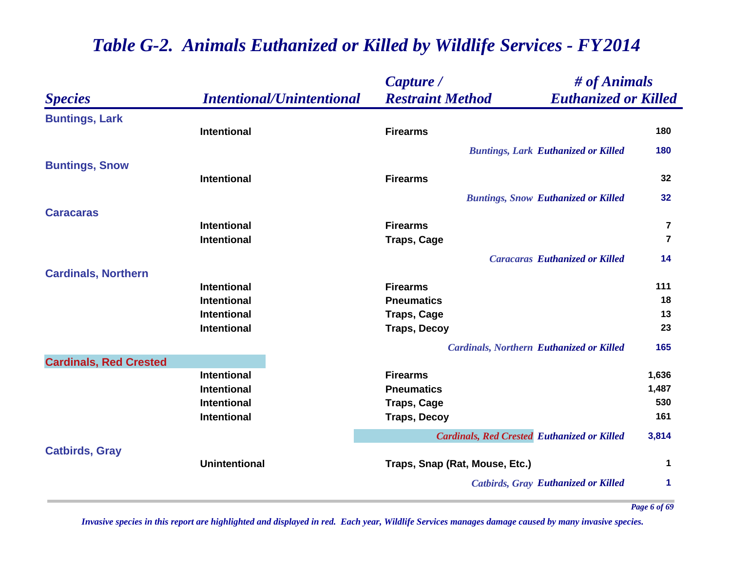# Table G-2. Animals Euthanized or Killed by Wildlife Services - FY2014

| Species | Intentional/Unintentional | Capture / Restraint Method | # of Animals Euthanized or Killed |
|---|---|---|---|
| **Buntings, Lark** | | | |
| | Intentional | Firearms | 180 |
| | | *Buntings, Lark Euthanized or Killed* | **180** |
| **Buntings, Snow** | | | |
| | Intentional | Firearms | 32 |
| | | *Buntings, Snow Euthanized or Killed* | **32** |
| **Caracaras** | | | |
| | Intentional | Firearms | 7 |
| | Intentional | Traps, Cage | 7 |
| | | *Caracaras Euthanized or Killed* | **14** |
| **Cardinals, Northern** | | | |
| | Intentional | Firearms | 111 |
| | Intentional | Pneumatics | 18 |
| | Intentional | Traps, Cage | 13 |
| | Intentional | Traps, Decoy | 23 |
| | | *Cardinals, Northern Euthanized or Killed* | **165** |
| **Cardinals, Red Crested** | | | |
| | Intentional | Firearms | 1,636 |
| | Intentional | Pneumatics | 1,487 |
| | Intentional | Traps, Cage | 530 |
| | Intentional | Traps, Decoy | 161 |
| | | *Cardinals, Red Crested Euthanized or Killed* | **3,814** |
| **Catbirds, Gray** | | | |
| | Unintentional | Traps, Snap (Rat, Mouse, Etc.) | 1 |
| | | *Catbirds, Gray Euthanized or Killed* | **1** |

*Invasive species in this report are highlighted and displayed in red. Each year, Wildlife Services manages damage caused by many invasive species.*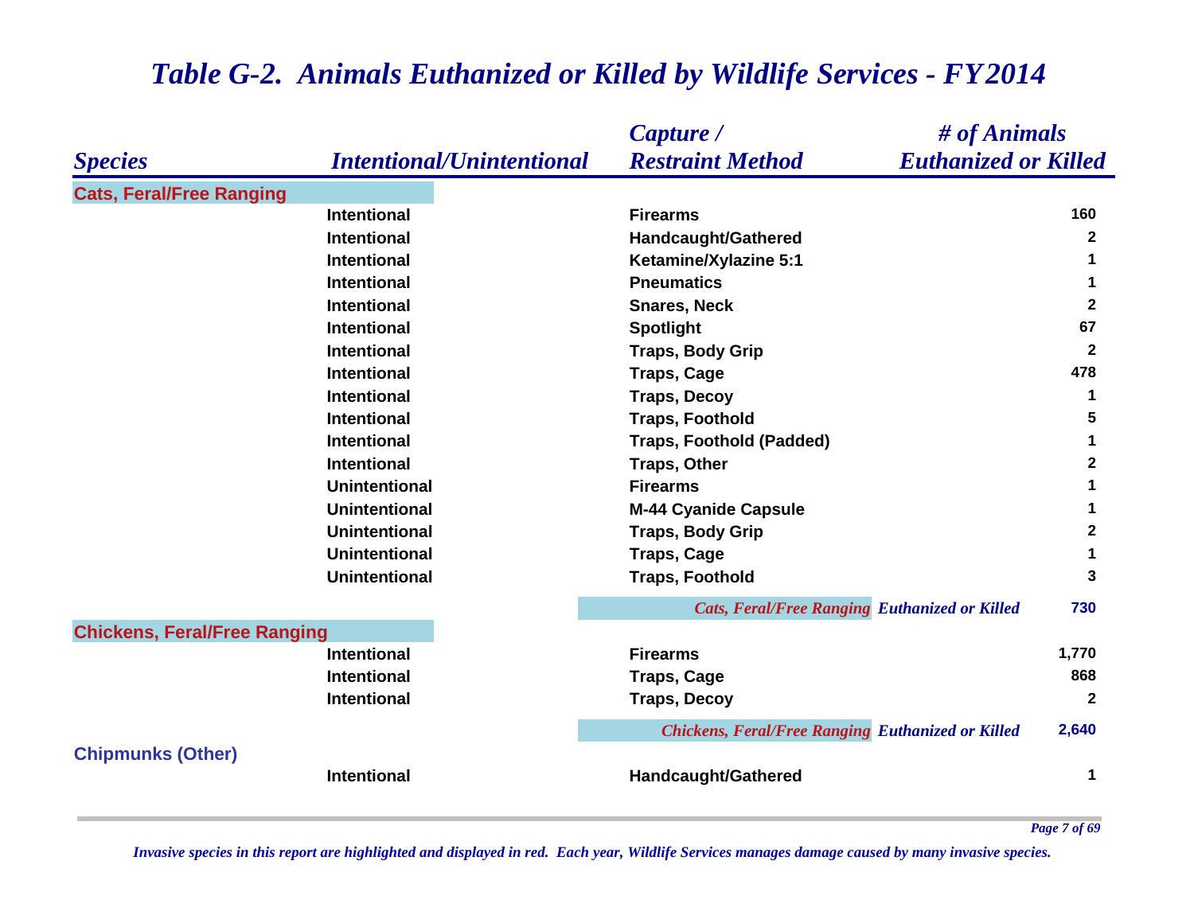# *Table G-2. Animals Euthanized or Killed by Wildlife Services - FY2014*

| *Species* | *Intentional/Unintentional* | *Capture / Restraint Method* | *# of Animals Euthanized or Killed* |
|---|---|---|---|
| **Cats, Feral/Free Ranging** | | | |
| | Intentional | Firearms | 160 |
| | Intentional | Handcaught/Gathered | 2 |
| | Intentional | Ketamine/Xylazine 5:1 | 1 |
| | Intentional | Pneumatics | 1 |
| | Intentional | Snares, Neck | 2 |
| | Intentional | Spotlight | 67 |
| | Intentional | Traps, Body Grip | 2 |
| | Intentional | Traps, Cage | 478 |
| | Intentional | Traps, Decoy | 1 |
| | Intentional | Traps, Foothold | 5 |
| | Intentional | Traps, Foothold (Padded) | 1 |
| | Intentional | Traps, Other | 2 |
| | Unintentional | Firearms | 1 |
| | Unintentional | M-44 Cyanide Capsule | 1 |
| | Unintentional | Traps, Body Grip | 2 |
| | Unintentional | Traps, Cage | 1 |
| | Unintentional | Traps, Foothold | 3 |
| | | *Cats, Feral/Free Ranging Euthanized or Killed* | 730 |
| **Chickens, Feral/Free Ranging** | | | |
| | Intentional | Firearms | 1,770 |
| | Intentional | Traps, Cage | 868 |
| | Intentional | Traps, Decoy | 2 |
| | | *Chickens, Feral/Free Ranging Euthanized or Killed* | 2,640 |
| **Chipmunks (Other)** | | | |
| | Intentional | Handcaught/Gathered | 1 |

*Invasive species in this report are highlighted and displayed in red. Each year, Wildlife Services manages damage caused by many invasive species.*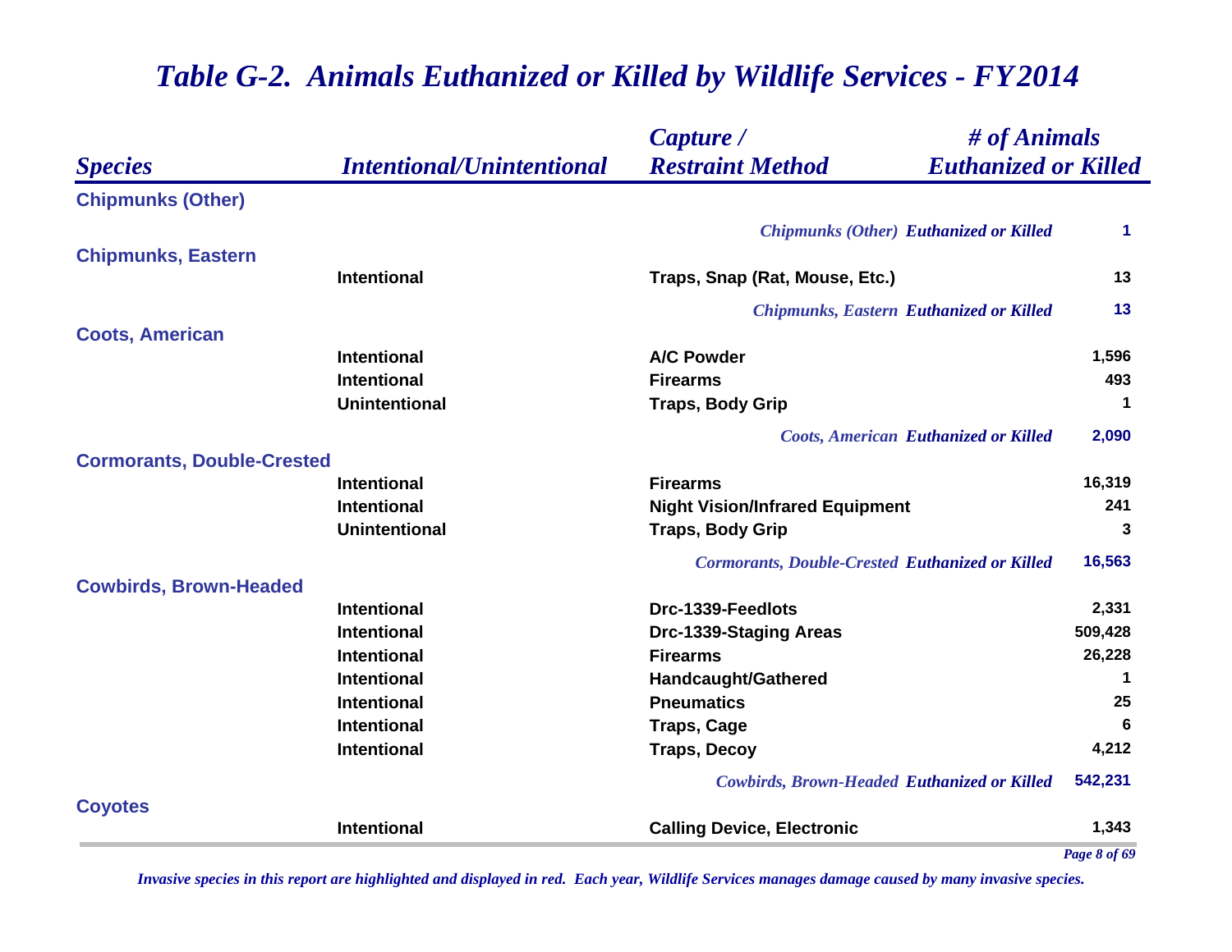# *Table G-2. Animals Euthanized or Killed by Wildlife Services - FY2014*

| *Species* | *Intentional/Unintentional* | *Capture / Restraint Method* | *# of Animals Euthanized or Killed* |
|---|---|---|---|
| **Chipmunks (Other)** | | | |
| | | *Chipmunks (Other) Euthanized or Killed* | 1 |
| **Chipmunks, Eastern** | | | |
| | Intentional | Traps, Snap (Rat, Mouse, Etc.) | 13 |
| | | *Chipmunks, Eastern Euthanized or Killed* | 13 |
| **Coots, American** | | | |
| | Intentional | A/C Powder | 1,596 |
| | Intentional | Firearms | 493 |
| | Unintentional | Traps, Body Grip | 1 |
| | | *Coots, American Euthanized or Killed* | 2,090 |
| **Cormorants, Double-Crested** | | | |
| | Intentional | Firearms | 16,319 |
| | Intentional | Night Vision/Infrared Equipment | 241 |
| | Unintentional | Traps, Body Grip | 3 |
| | | *Cormorants, Double-Crested Euthanized or Killed* | 16,563 |
| **Cowbirds, Brown-Headed** | | | |
| | Intentional | Drc-1339-Feedlots | 2,331 |
| | Intentional | Drc-1339-Staging Areas | 509,428 |
| | Intentional | Firearms | 26,228 |
| | Intentional | Handcaught/Gathered | 1 |
| | Intentional | Pneumatics | 25 |
| | Intentional | Traps, Cage | 6 |
| | Intentional | Traps, Decoy | 4,212 |
| | | *Cowbirds, Brown-Headed Euthanized or Killed* | 542,231 |
| **Coyotes** | | | |
| | Intentional | Calling Device, Electronic | 1,343 |

*Invasive species in this report are highlighted and displayed in red. Each year, Wildlife Services manages damage caused by many invasive species.*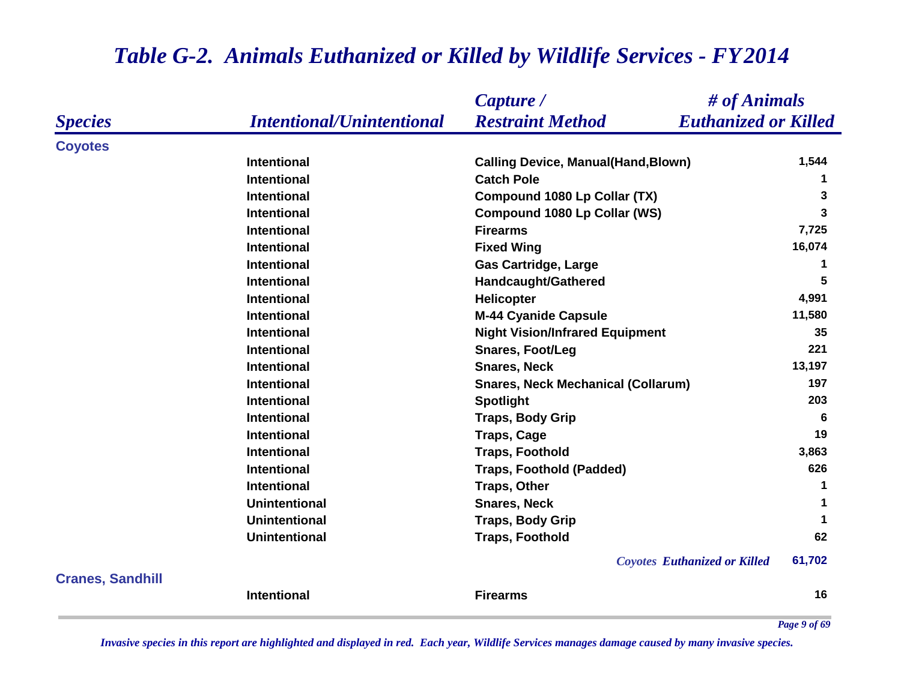# *Table G-2. Animals Euthanized or Killed by Wildlife Services - FY2014*

| *Species* | *Intentional/Unintentional* | *Capture / Restraint Method* | *# of Animals Euthanized or Killed* |
|---|---|---|---|
| **Coyotes** | | | |
| | **Intentional** | **Calling Device, Manual(Hand,Blown)** | **1,544** |
| | **Intentional** | **Catch Pole** | **1** |
| | **Intentional** | **Compound 1080 Lp Collar (TX)** | **3** |
| | **Intentional** | **Compound 1080 Lp Collar (WS)** | **3** |
| | **Intentional** | **Firearms** | **7,725** |
| | **Intentional** | **Fixed Wing** | **16,074** |
| | **Intentional** | **Gas Cartridge, Large** | **1** |
| | **Intentional** | **Handcaught/Gathered** | **5** |
| | **Intentional** | **Helicopter** | **4,991** |
| | **Intentional** | **M-44 Cyanide Capsule** | **11,580** |
| | **Intentional** | **Night Vision/Infrared Equipment** | **35** |
| | **Intentional** | **Snares, Foot/Leg** | **221** |
| | **Intentional** | **Snares, Neck** | **13,197** |
| | **Intentional** | **Snares, Neck Mechanical (Collarum)** | **197** |
| | **Intentional** | **Spotlight** | **203** |
| | **Intentional** | **Traps, Body Grip** | **6** |
| | **Intentional** | **Traps, Cage** | **19** |
| | **Intentional** | **Traps, Foothold** | **3,863** |
| | **Intentional** | **Traps, Foothold (Padded)** | **626** |
| | **Intentional** | **Traps, Other** | **1** |
| | **Unintentional** | **Snares, Neck** | **1** |
| | **Unintentional** | **Traps, Body Grip** | **1** |
| | **Unintentional** | **Traps, Foothold** | **62** |
| | | *Coyotes Euthanized or Killed* | **61,702** |
| **Cranes, Sandhill** | | | |
| | **Intentional** | **Firearms** | **16** |

*Invasive species in this report are highlighted and displayed in red. Each year, Wildlife Services manages damage caused by many invasive species.*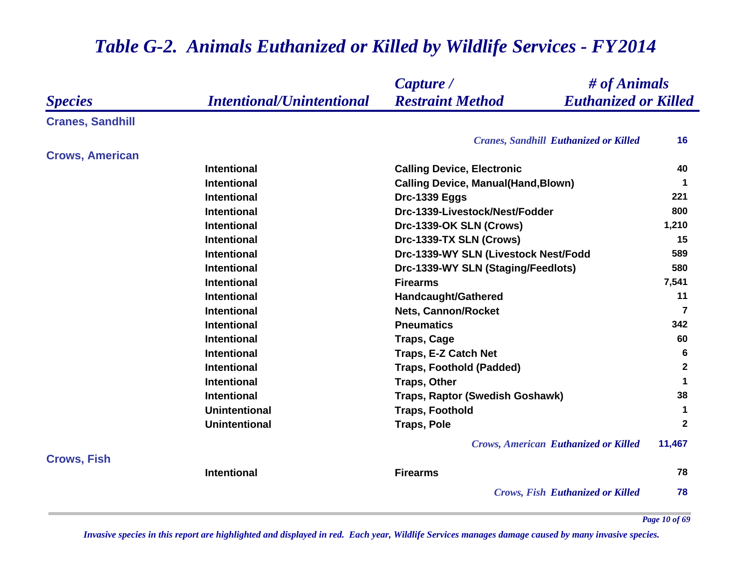# Table G-2. Animals Euthanized or Killed by Wildlife Services - FY2014

| Species | Intentional/Unintentional | Capture / Restraint Method | # of Animals Euthanized or Killed |
|---|---|---|---|
| **Cranes, Sandhill** | | | |
| | | *Cranes, Sandhill* ***Euthanized or Killed*** | **16** |
| **Crows, American** | | | |
| | Intentional | Calling Device, Electronic | 40 |
| | Intentional | Calling Device, Manual(Hand,Blown) | 1 |
| | Intentional | Drc-1339 Eggs | 221 |
| | Intentional | Drc-1339-Livestock/Nest/Fodder | 800 |
| | Intentional | Drc-1339-OK SLN (Crows) | 1,210 |
| | Intentional | Drc-1339-TX SLN (Crows) | 15 |
| | Intentional | Drc-1339-WY SLN (Livestock Nest/Fodd | 589 |
| | Intentional | Drc-1339-WY SLN (Staging/Feedlots) | 580 |
| | Intentional | Firearms | 7,541 |
| | Intentional | Handcaught/Gathered | 11 |
| | Intentional | Nets, Cannon/Rocket | 7 |
| | Intentional | Pneumatics | 342 |
| | Intentional | Traps, Cage | 60 |
| | Intentional | Traps, E-Z Catch Net | 6 |
| | Intentional | Traps, Foothold (Padded) | 2 |
| | Intentional | Traps, Other | 1 |
| | Intentional | Traps, Raptor (Swedish Goshawk) | 38 |
| | Unintentional | Traps, Foothold | 1 |
| | Unintentional | Traps, Pole | 2 |
| | | *Crows, American* ***Euthanized or Killed*** | **11,467** |
| **Crows, Fish** | | | |
| | Intentional | Firearms | 78 |
| | | *Crows, Fish* ***Euthanized or Killed*** | **78** |

*Invasive species in this report are highlighted and displayed in red. Each year, Wildlife Services manages damage caused by many invasive species.*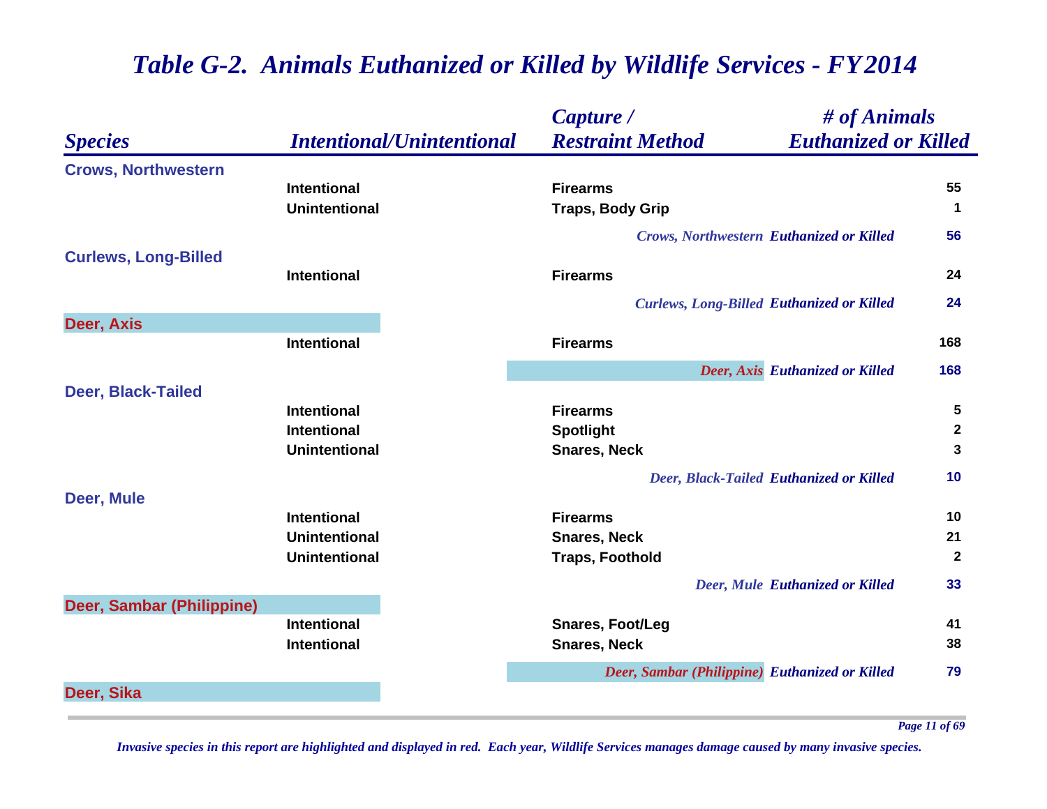# Table G-2. Animals Euthanized or Killed by Wildlife Services - FY2014

| Species | Intentional/Unintentional | Capture / Restraint Method | # of Animals Euthanized or Killed |
|---|---|---|---|
| **Crows, Northwestern** | | | |
| | Intentional | Firearms | 55 |
| | Unintentional | Traps, Body Grip | 1 |
| | | *Crows, Northwestern* ***Euthanized or Killed*** | **56** |
| **Curlews, Long-Billed** | | | |
| | Intentional | Firearms | 24 |
| | | *Curlews, Long-Billed* ***Euthanized or Killed*** | **24** |
| **Deer, Axis** | | | |
| | Intentional | Firearms | 168 |
| | | *Deer, Axis* ***Euthanized or Killed*** | **168** |
| **Deer, Black-Tailed** | | | |
| | Intentional | Firearms | 5 |
| | Intentional | Spotlight | 2 |
| | Unintentional | Snares, Neck | 3 |
| | | *Deer, Black-Tailed* ***Euthanized or Killed*** | **10** |
| **Deer, Mule** | | | |
| | Intentional | Firearms | 10 |
| | Unintentional | Snares, Neck | 21 |
| | Unintentional | Traps, Foothold | 2 |
| | | *Deer, Mule* ***Euthanized or Killed*** | **33** |
| **Deer, Sambar (Philippine)** | | | |
| | Intentional | Snares, Foot/Leg | 41 |
| | Intentional | Snares, Neck | 38 |
| | | *Deer, Sambar (Philippine)* ***Euthanized or Killed*** | **79** |
| **Deer, Sika** | | | |

*Invasive species in this report are highlighted and displayed in red. Each year, Wildlife Services manages damage caused by many invasive species.*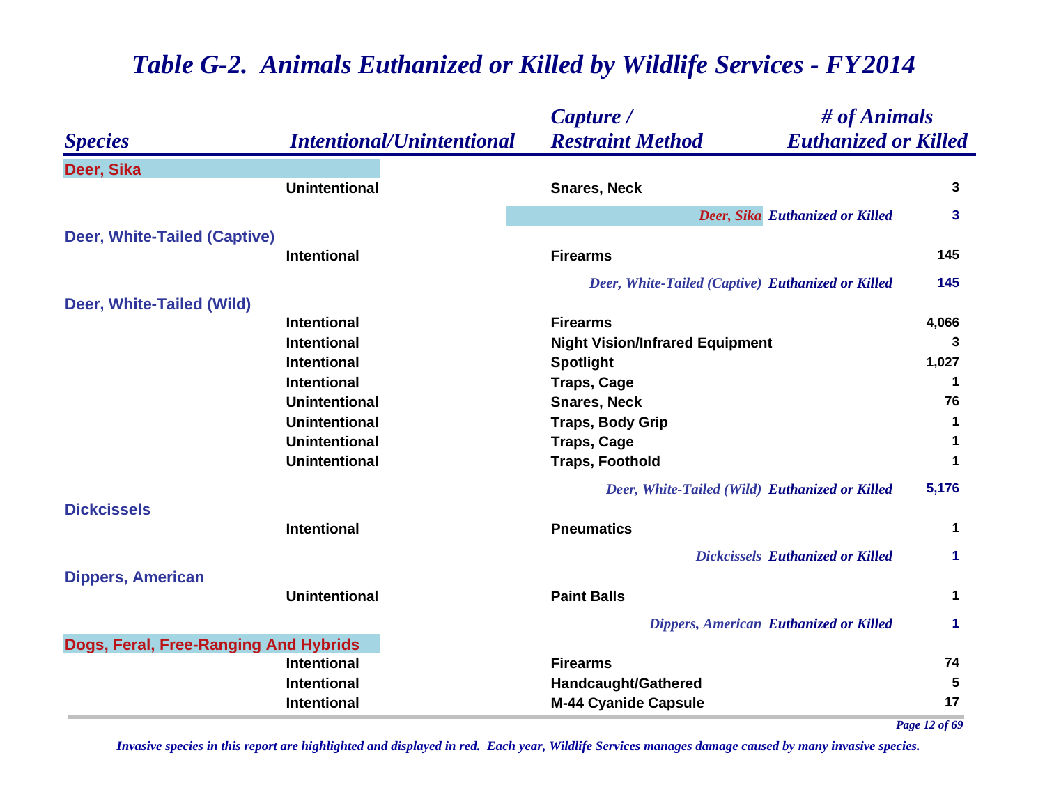# *Table G-2. Animals Euthanized or Killed by Wildlife Services - FY2014*

| *Species* | *Intentional/Unintentional* | *Capture / Restraint Method* | *# of Animals Euthanized or Killed* |
|---|---|---|---|
| **Deer, Sika** | | | |
| | Unintentional | Snares, Neck | 3 |
| | | *Deer, Sika Euthanized or Killed* | **3** |
| **Deer, White-Tailed (Captive)** | | | |
| | Intentional | Firearms | 145 |
| | | *Deer, White-Tailed (Captive) Euthanized or Killed* | **145** |
| **Deer, White-Tailed (Wild)** | | | |
| | Intentional | Firearms | 4,066 |
| | Intentional | Night Vision/Infrared Equipment | 3 |
| | Intentional | Spotlight | 1,027 |
| | Intentional | Traps, Cage | 1 |
| | Unintentional | Snares, Neck | 76 |
| | Unintentional | Traps, Body Grip | 1 |
| | Unintentional | Traps, Cage | 1 |
| | Unintentional | Traps, Foothold | 1 |
| | | *Deer, White-Tailed (Wild) Euthanized or Killed* | **5,176** |
| **Dickcissels** | | | |
| | Intentional | Pneumatics | 1 |
| | | *Dickcissels Euthanized or Killed* | **1** |
| **Dippers, American** | | | |
| | Unintentional | Paint Balls | 1 |
| | | *Dippers, American Euthanized or Killed* | **1** |
| **Dogs, Feral, Free-Ranging And Hybrids** | | | |
| | Intentional | Firearms | 74 |
| | Intentional | Handcaught/Gathered | 5 |
| | Intentional | M-44 Cyanide Capsule | 17 |

*Invasive species in this report are highlighted and displayed in red. Each year, Wildlife Services manages damage caused by many invasive species.*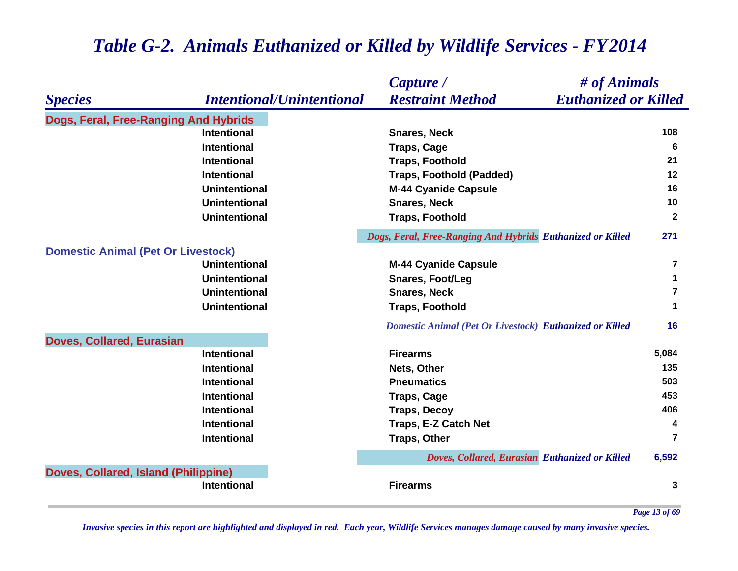# *Table G-2. Animals Euthanized or Killed by Wildlife Services - FY2014*

| *Species* | *Intentional/Unintentional* | *Capture / Restraint Method* | *# of Animals Euthanized or Killed* |
|---|---|---|---|
| **Dogs, Feral, Free-Ranging And Hybrids** | | | |
| | **Intentional** | **Snares, Neck** | **108** |
| | **Intentional** | **Traps, Cage** | **6** |
| | **Intentional** | **Traps, Foothold** | **21** |
| | **Intentional** | **Traps, Foothold (Padded)** | **12** |
| | **Unintentional** | **M-44 Cyanide Capsule** | **16** |
| | **Unintentional** | **Snares, Neck** | **10** |
| | **Unintentional** | **Traps, Foothold** | **2** |
| | | ***Dogs, Feral, Free-Ranging And Hybrids Euthanized or Killed*** | **271** |
| **Domestic Animal (Pet Or Livestock)** | | | |
| | **Unintentional** | **M-44 Cyanide Capsule** | **7** |
| | **Unintentional** | **Snares, Foot/Leg** | **1** |
| | **Unintentional** | **Snares, Neck** | **7** |
| | **Unintentional** | **Traps, Foothold** | **1** |
| | | ***Domestic Animal (Pet Or Livestock) Euthanized or Killed*** | **16** |
| **Doves, Collared, Eurasian** | | | |
| | **Intentional** | **Firearms** | **5,084** |
| | **Intentional** | **Nets, Other** | **135** |
| | **Intentional** | **Pneumatics** | **503** |
| | **Intentional** | **Traps, Cage** | **453** |
| | **Intentional** | **Traps, Decoy** | **406** |
| | **Intentional** | **Traps, E-Z Catch Net** | **4** |
| | **Intentional** | **Traps, Other** | **7** |
| | | ***Doves, Collared, Eurasian Euthanized or Killed*** | **6,592** |
| **Doves, Collared, Island (Philippine)** | | | |
| | **Intentional** | **Firearms** | **3** |

*Invasive species in this report are highlighted and displayed in red. Each year, Wildlife Services manages damage caused by many invasive species.*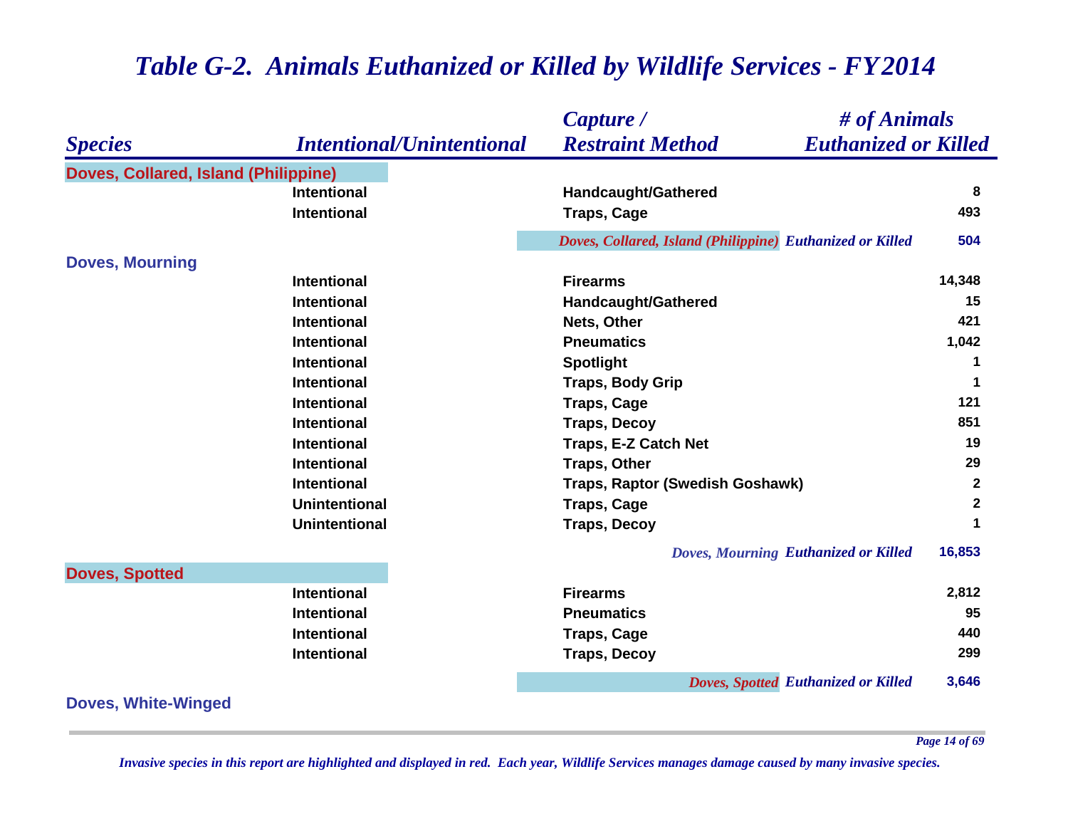# Table G-2. Animals Euthanized or Killed by Wildlife Services - FY2014

| Species | Intentional/Unintentional | Capture / Restraint Method | # of Animals Euthanized or Killed |
|---|---|---|---|
| **Doves, Collared, Island (Philippine)** | | | |
| | Intentional | Handcaught/Gathered | 8 |
| | Intentional | Traps, Cage | 493 |
| | | *Doves, Collared, Island (Philippine) Euthanized or Killed* | **504** |
| **Doves, Mourning** | | | |
| | Intentional | Firearms | 14,348 |
| | Intentional | Handcaught/Gathered | 15 |
| | Intentional | Nets, Other | 421 |
| | Intentional | Pneumatics | 1,042 |
| | Intentional | Spotlight | 1 |
| | Intentional | Traps, Body Grip | 1 |
| | Intentional | Traps, Cage | 121 |
| | Intentional | Traps, Decoy | 851 |
| | Intentional | Traps, E-Z Catch Net | 19 |
| | Intentional | Traps, Other | 29 |
| | Intentional | Traps, Raptor (Swedish Goshawk) | 2 |
| | Unintentional | Traps, Cage | 2 |
| | Unintentional | Traps, Decoy | 1 |
| | | *Doves, Mourning Euthanized or Killed* | **16,853** |
| **Doves, Spotted** | | | |
| | Intentional | Firearms | 2,812 |
| | Intentional | Pneumatics | 95 |
| | Intentional | Traps, Cage | 440 |
| | Intentional | Traps, Decoy | 299 |
| | | *Doves, Spotted Euthanized or Killed* | **3,646** |
| **Doves, White-Winged** | | | |

*Invasive species in this report are highlighted and displayed in red. Each year, Wildlife Services manages damage caused by many invasive species.*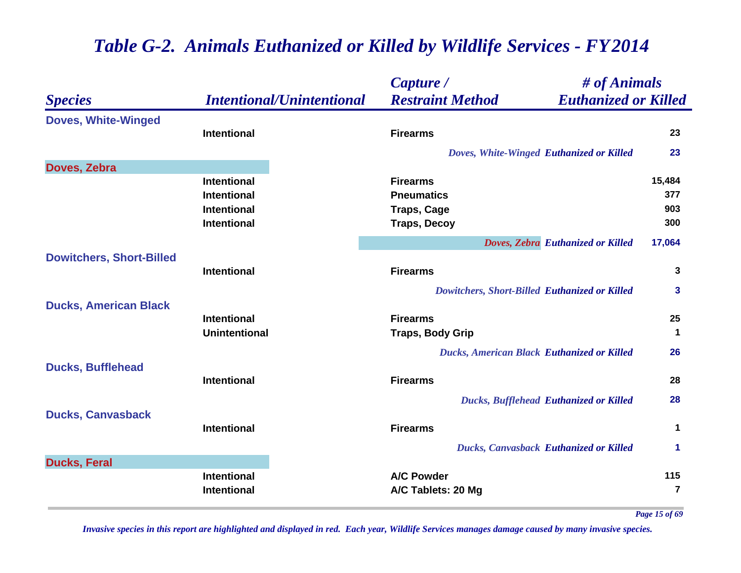# Table G-2. Animals Euthanized or Killed by Wildlife Services - FY2014

| Species | Intentional/Unintentional | Capture / Restraint Method | # of Animals Euthanized or Killed |
|---|---|---|---|
| **Doves, White-Winged** | | | |
| | Intentional | Firearms | 23 |
| | | *Doves, White-Winged Euthanized or Killed* | **23** |
| **Doves, Zebra** | | | |
| | Intentional | Firearms | 15,484 |
| | Intentional | Pneumatics | 377 |
| | Intentional | Traps, Cage | 903 |
| | Intentional | Traps, Decoy | 300 |
| | | *Doves, Zebra Euthanized or Killed* | **17,064** |
| **Dowitchers, Short-Billed** | | | |
| | Intentional | Firearms | 3 |
| | | *Dowitchers, Short-Billed Euthanized or Killed* | **3** |
| **Ducks, American Black** | | | |
| | Intentional | Firearms | 25 |
| | Unintentional | Traps, Body Grip | 1 |
| | | *Ducks, American Black Euthanized or Killed* | **26** |
| **Ducks, Bufflehead** | | | |
| | Intentional | Firearms | 28 |
| | | *Ducks, Bufflehead Euthanized or Killed* | **28** |
| **Ducks, Canvasback** | | | |
| | Intentional | Firearms | 1 |
| | | *Ducks, Canvasback Euthanized or Killed* | **1** |
| **Ducks, Feral** | | | |
| | Intentional | A/C Powder | 115 |
| | Intentional | A/C Tablets: 20 Mg | 7 |

*Invasive species in this report are highlighted and displayed in red. Each year, Wildlife Services manages damage caused by many invasive species.*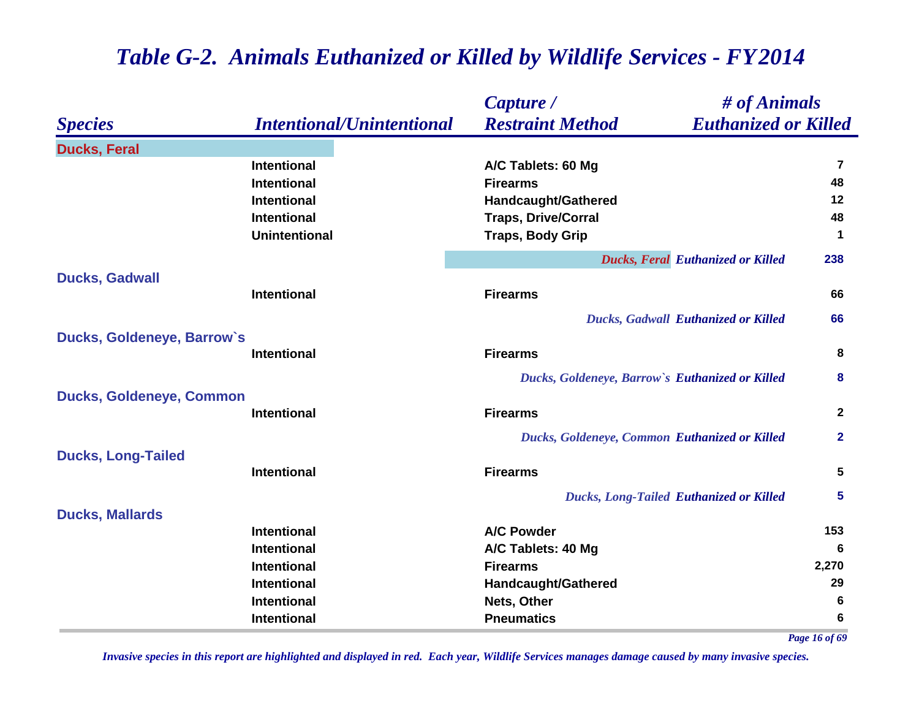# Table G-2. Animals Euthanized or Killed by Wildlife Services - FY2014

| Species | Intentional/Unintentional | Capture / Restraint Method | # of Animals Euthanized or Killed |
|---|---|---|---|
| **Ducks, Feral** | | | |
| | Intentional | A/C Tablets: 60 Mg | 7 |
| | Intentional | Firearms | 48 |
| | Intentional | Handcaught/Gathered | 12 |
| | Intentional | Traps, Drive/Corral | 48 |
| | Unintentional | Traps, Body Grip | 1 |
| | | *Ducks, Feral Euthanized or Killed* | 238 |
| **Ducks, Gadwall** | | | |
| | Intentional | Firearms | 66 |
| | | *Ducks, Gadwall Euthanized or Killed* | 66 |
| **Ducks, Goldeneye, Barrow`s** | | | |
| | Intentional | Firearms | 8 |
| | | *Ducks, Goldeneye, Barrow`s Euthanized or Killed* | 8 |
| **Ducks, Goldeneye, Common** | | | |
| | Intentional | Firearms | 2 |
| | | *Ducks, Goldeneye, Common Euthanized or Killed* | 2 |
| **Ducks, Long-Tailed** | | | |
| | Intentional | Firearms | 5 |
| | | *Ducks, Long-Tailed Euthanized or Killed* | 5 |
| **Ducks, Mallards** | | | |
| | Intentional | A/C Powder | 153 |
| | Intentional | A/C Tablets: 40 Mg | 6 |
| | Intentional | Firearms | 2,270 |
| | Intentional | Handcaught/Gathered | 29 |
| | Intentional | Nets, Other | 6 |
| | Intentional | Pneumatics | 6 |

*Invasive species in this report are highlighted and displayed in red. Each year, Wildlife Services manages damage caused by many invasive species.*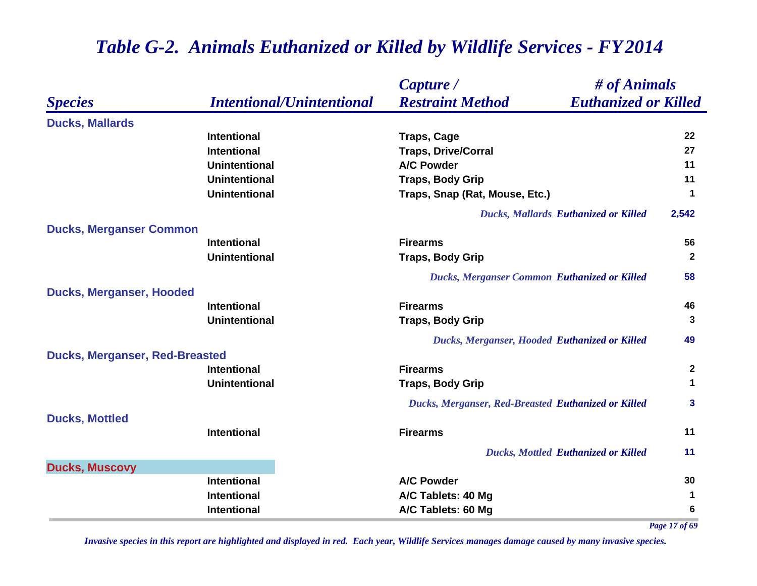# *Table G-2. Animals Euthanized or Killed by Wildlife Services - FY2014*

| *Species* | *Intentional/Unintentional* | *Capture / Restraint Method* | *# of Animals Euthanized or Killed* |
|---|---|---|---|
| **Ducks, Mallards** | | | |
| | Intentional | Traps, Cage | 22 |
| | Intentional | Traps, Drive/Corral | 27 |
| | Unintentional | A/C Powder | 11 |
| | Unintentional | Traps, Body Grip | 11 |
| | Unintentional | Traps, Snap (Rat, Mouse, Etc.) | 1 |
| | | *Ducks, Mallards* ***Euthanized or Killed*** | **2,542** |
| **Ducks, Merganser Common** | | | |
| | Intentional | Firearms | 56 |
| | Unintentional | Traps, Body Grip | 2 |
| | | *Ducks, Merganser Common* ***Euthanized or Killed*** | **58** |
| **Ducks, Merganser, Hooded** | | | |
| | Intentional | Firearms | 46 |
| | Unintentional | Traps, Body Grip | 3 |
| | | *Ducks, Merganser, Hooded* ***Euthanized or Killed*** | **49** |
| **Ducks, Merganser, Red-Breasted** | | | |
| | Intentional | Firearms | 2 |
| | Unintentional | Traps, Body Grip | 1 |
| | | *Ducks, Merganser, Red-Breasted* ***Euthanized or Killed*** | **3** |
| **Ducks, Mottled** | | | |
| | Intentional | Firearms | 11 |
| | | *Ducks, Mottled* ***Euthanized or Killed*** | **11** |
| **Ducks, Muscovy** | | | |
| | Intentional | A/C Powder | 30 |
| | Intentional | A/C Tablets: 40 Mg | 1 |
| | Intentional | A/C Tablets: 60 Mg | 6 |

*Invasive species in this report are highlighted and displayed in red. Each year, Wildlife Services manages damage caused by many invasive species.*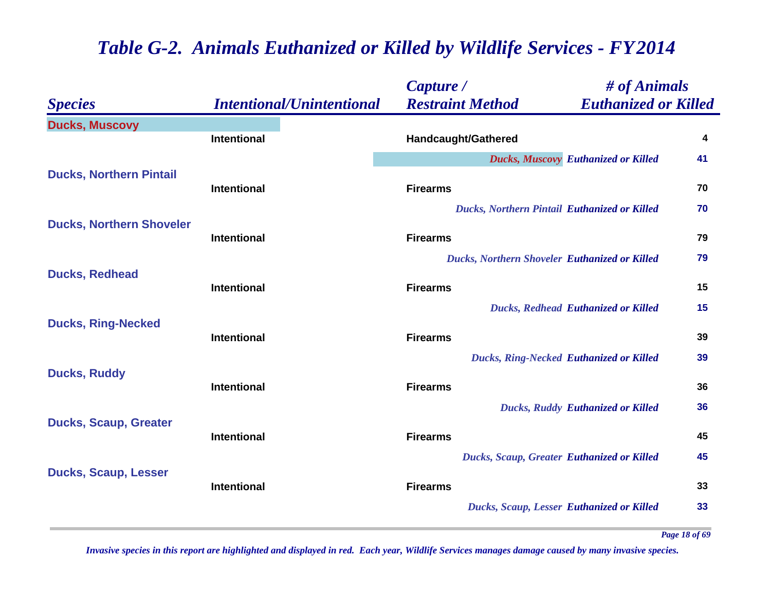# *Table G-2. Animals Euthanized or Killed by Wildlife Services - FY2014*

| *Species* | *Intentional/Unintentional* | *Capture / Restraint Method* | *# of Animals Euthanized or Killed* |
|---|---|---|---|
| **Ducks, Muscovy** | | | |
| | Intentional | Handcaught/Gathered | 4 |
| | | *Ducks, Muscovy* ***Euthanized or Killed*** | **41** |
| **Ducks, Northern Pintail** | | | |
| | Intentional | Firearms | 70 |
| | | *Ducks, Northern Pintail* ***Euthanized or Killed*** | **70** |
| **Ducks, Northern Shoveler** | | | |
| | Intentional | Firearms | 79 |
| | | *Ducks, Northern Shoveler* ***Euthanized or Killed*** | **79** |
| **Ducks, Redhead** | | | |
| | Intentional | Firearms | 15 |
| | | *Ducks, Redhead* ***Euthanized or Killed*** | **15** |
| **Ducks, Ring-Necked** | | | |
| | Intentional | Firearms | 39 |
| | | *Ducks, Ring-Necked* ***Euthanized or Killed*** | **39** |
| **Ducks, Ruddy** | | | |
| | Intentional | Firearms | 36 |
| | | *Ducks, Ruddy* ***Euthanized or Killed*** | **36** |
| **Ducks, Scaup, Greater** | | | |
| | Intentional | Firearms | 45 |
| | | *Ducks, Scaup, Greater* ***Euthanized or Killed*** | **45** |
| **Ducks, Scaup, Lesser** | | | |
| | Intentional | Firearms | 33 |
| | | *Ducks, Scaup, Lesser* ***Euthanized or Killed*** | **33** |

*Invasive species in this report are highlighted and displayed in red. Each year, Wildlife Services manages damage caused by many invasive species.*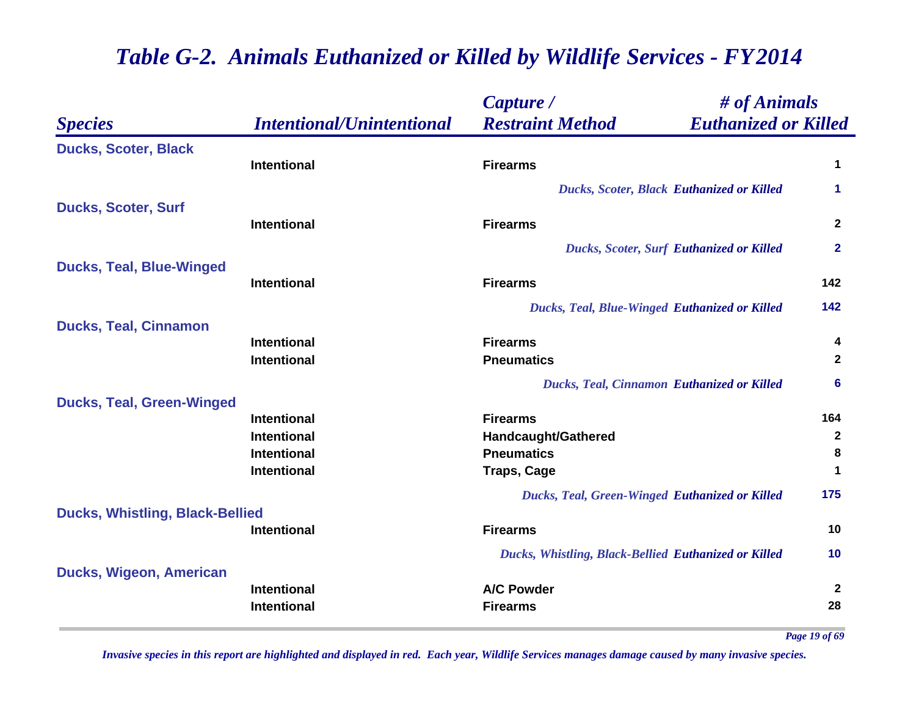# Table G-2. Animals Euthanized or Killed by Wildlife Services - FY2014

| Species | Intentional/Unintentional | Capture / Restraint Method | # of Animals Euthanized or Killed |
|---|---|---|---|
| **Ducks, Scoter, Black** | | | |
| | Intentional | Firearms | 1 |
| | | *Ducks, Scoter, Black Euthanized or Killed* | 1 |
| **Ducks, Scoter, Surf** | | | |
| | Intentional | Firearms | 2 |
| | | *Ducks, Scoter, Surf Euthanized or Killed* | 2 |
| **Ducks, Teal, Blue-Winged** | | | |
| | Intentional | Firearms | 142 |
| | | *Ducks, Teal, Blue-Winged Euthanized or Killed* | 142 |
| **Ducks, Teal, Cinnamon** | | | |
| | Intentional | Firearms | 4 |
| | Intentional | Pneumatics | 2 |
| | | *Ducks, Teal, Cinnamon Euthanized or Killed* | 6 |
| **Ducks, Teal, Green-Winged** | | | |
| | Intentional | Firearms | 164 |
| | Intentional | Handcaught/Gathered | 2 |
| | Intentional | Pneumatics | 8 |
| | Intentional | Traps, Cage | 1 |
| | | *Ducks, Teal, Green-Winged Euthanized or Killed* | 175 |
| **Ducks, Whistling, Black-Bellied** | | | |
| | Intentional | Firearms | 10 |
| | | *Ducks, Whistling, Black-Bellied Euthanized or Killed* | 10 |
| **Ducks, Wigeon, American** | | | |
| | Intentional | A/C Powder | 2 |
| | Intentional | Firearms | 28 |

*Invasive species in this report are highlighted and displayed in red. Each year, Wildlife Services manages damage caused by many invasive species.*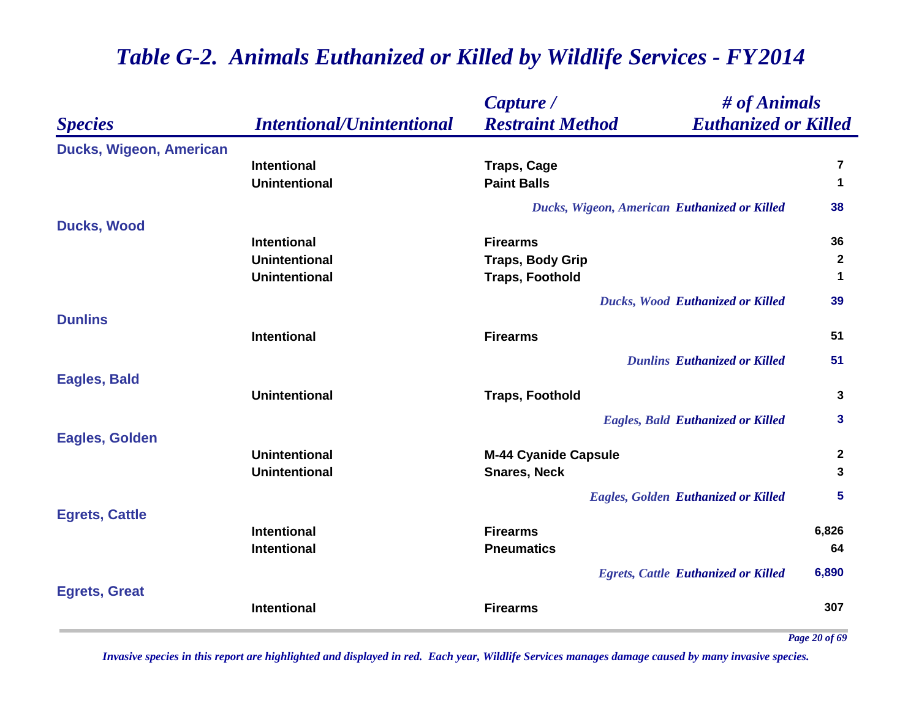# Table G-2. Animals Euthanized or Killed by Wildlife Services - FY2014

| Species | Intentional/Unintentional | Capture / Restraint Method | # of Animals Euthanized or Killed |
|---|---|---|---|
| **Ducks, Wigeon, American** | | | |
| | Intentional | Traps, Cage | 7 |
| | Unintentional | Paint Balls | 1 |
| | | *Ducks, Wigeon, American Euthanized or Killed* | **38** |
| **Ducks, Wood** | | | |
| | Intentional | Firearms | 36 |
| | Unintentional | Traps, Body Grip | 2 |
| | Unintentional | Traps, Foothold | 1 |
| | | *Ducks, Wood Euthanized or Killed* | **39** |
| **Dunlins** | | | |
| | Intentional | Firearms | 51 |
| | | *Dunlins Euthanized or Killed* | **51** |
| **Eagles, Bald** | | | |
| | Unintentional | Traps, Foothold | 3 |
| | | *Eagles, Bald Euthanized or Killed* | **3** |
| **Eagles, Golden** | | | |
| | Unintentional | M-44 Cyanide Capsule | 2 |
| | Unintentional | Snares, Neck | 3 |
| | | *Eagles, Golden Euthanized or Killed* | **5** |
| **Egrets, Cattle** | | | |
| | Intentional | Firearms | 6,826 |
| | Intentional | Pneumatics | 64 |
| | | *Egrets, Cattle Euthanized or Killed* | **6,890** |
| **Egrets, Great** | | | |
| | Intentional | Firearms | 307 |

*Invasive species in this report are highlighted and displayed in red. Each year, Wildlife Services manages damage caused by many invasive species.*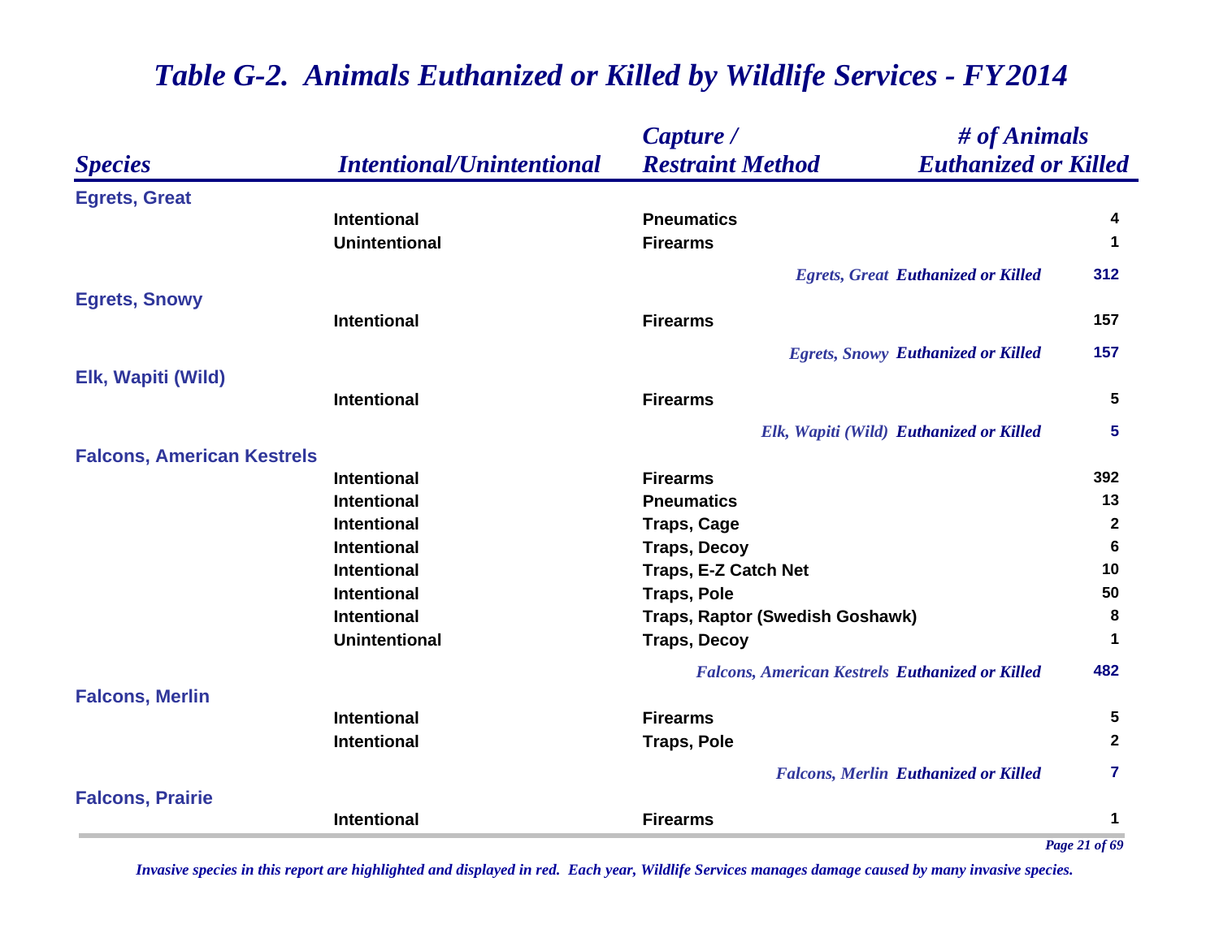# Table G-2. Animals Euthanized or Killed by Wildlife Services - FY2014

| Species | Intentional/Unintentional | Capture / Restraint Method | # of Animals Euthanized or Killed |
|---|---|---|---|
| **Egrets, Great** | | | |
| | Intentional | Pneumatics | 4 |
| | Unintentional | Firearms | 1 |
| | | *Egrets, Great Euthanized or Killed* | 312 |
| **Egrets, Snowy** | | | |
| | Intentional | Firearms | 157 |
| | | *Egrets, Snowy Euthanized or Killed* | 157 |
| **Elk, Wapiti (Wild)** | | | |
| | Intentional | Firearms | 5 |
| | | *Elk, Wapiti (Wild) Euthanized or Killed* | 5 |
| **Falcons, American Kestrels** | | | |
| | Intentional | Firearms | 392 |
| | Intentional | Pneumatics | 13 |
| | Intentional | Traps, Cage | 2 |
| | Intentional | Traps, Decoy | 6 |
| | Intentional | Traps, E-Z Catch Net | 10 |
| | Intentional | Traps, Pole | 50 |
| | Intentional | Traps, Raptor (Swedish Goshawk) | 8 |
| | Unintentional | Traps, Decoy | 1 |
| | | *Falcons, American Kestrels Euthanized or Killed* | 482 |
| **Falcons, Merlin** | | | |
| | Intentional | Firearms | 5 |
| | Intentional | Traps, Pole | 2 |
| | | *Falcons, Merlin Euthanized or Killed* | 7 |
| **Falcons, Prairie** | | | |
| | Intentional | Firearms | 1 |

*Invasive species in this report are highlighted and displayed in red. Each year, Wildlife Services manages damage caused by many invasive species.*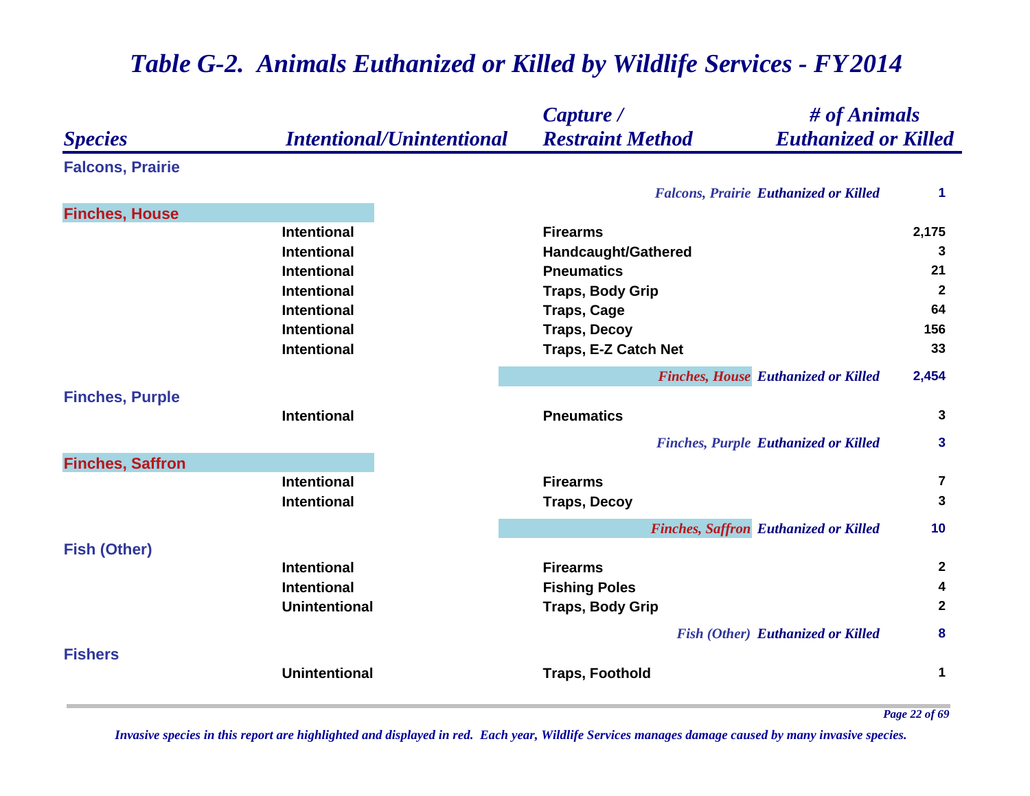# *Table G-2. Animals Euthanized or Killed by Wildlife Services - FY2014*

| *Species* | *Intentional/Unintentional* | *Capture / Restraint Method* | *# of Animals Euthanized or Killed* |
|---|---|---|---|
| **Falcons, Prairie** | | | |
| | | *Falcons, Prairie* ***Euthanized or Killed*** | **1** |
| **Finches, House** | | | |
| | **Intentional** | **Firearms** | **2,175** |
| | **Intentional** | **Handcaught/Gathered** | **3** |
| | **Intentional** | **Pneumatics** | **21** |
| | **Intentional** | **Traps, Body Grip** | **2** |
| | **Intentional** | **Traps, Cage** | **64** |
| | **Intentional** | **Traps, Decoy** | **156** |
| | **Intentional** | **Traps, E-Z Catch Net** | **33** |
| | | *Finches, House* ***Euthanized or Killed*** | **2,454** |
| **Finches, Purple** | | | |
| | **Intentional** | **Pneumatics** | **3** |
| | | *Finches, Purple* ***Euthanized or Killed*** | **3** |
| **Finches, Saffron** | | | |
| | **Intentional** | **Firearms** | **7** |
| | **Intentional** | **Traps, Decoy** | **3** |
| | | *Finches, Saffron* ***Euthanized or Killed*** | **10** |
| **Fish (Other)** | | | |
| | **Intentional** | **Firearms** | **2** |
| | **Intentional** | **Fishing Poles** | **4** |
| | **Unintentional** | **Traps, Body Grip** | **2** |
| | | *Fish (Other)* ***Euthanized or Killed*** | **8** |
| **Fishers** | | | |
| | **Unintentional** | **Traps, Foothold** | **1** |

*Invasive species in this report are highlighted and displayed in red. Each year, Wildlife Services manages damage caused by many invasive species.*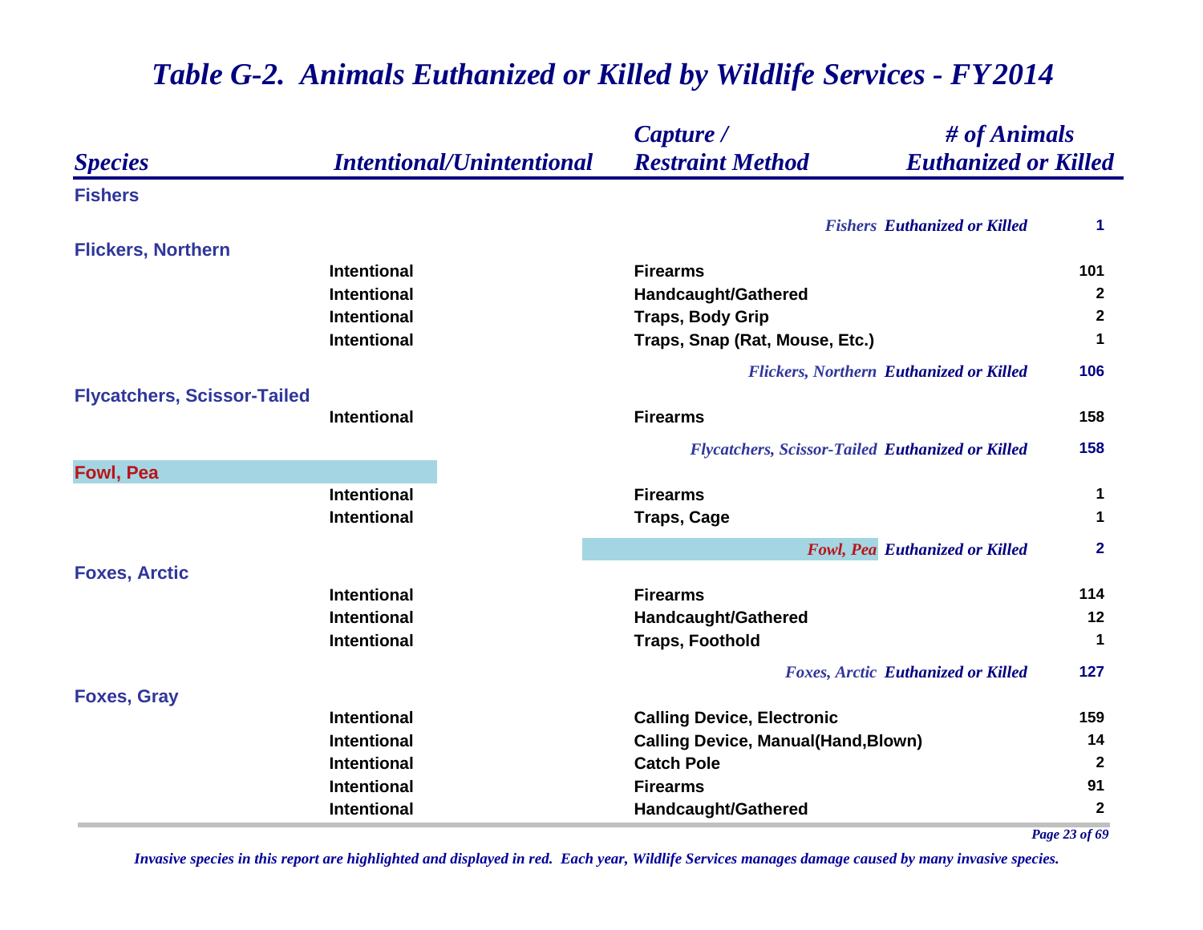# Table G-2. Animals Euthanized or Killed by Wildlife Services - FY2014

| Species | Intentional/Unintentional | Capture / Restraint Method | # of Animals Euthanized or Killed |
|---|---|---|---|
| **Fishers** | | | |
| | | *Fishers Euthanized or Killed* | 1 |
| **Flickers, Northern** | | | |
| | Intentional | Firearms | 101 |
| | Intentional | Handcaught/Gathered | 2 |
| | Intentional | Traps, Body Grip | 2 |
| | Intentional | Traps, Snap (Rat, Mouse, Etc.) | 1 |
| | | *Flickers, Northern Euthanized or Killed* | 106 |
| **Flycatchers, Scissor-Tailed** | | | |
| | Intentional | Firearms | 158 |
| | | *Flycatchers, Scissor-Tailed Euthanized or Killed* | 158 |
| **Fowl, Pea** | | | |
| | Intentional | Firearms | 1 |
| | Intentional | Traps, Cage | 1 |
| | | *Fowl, Pea Euthanized or Killed* | 2 |
| **Foxes, Arctic** | | | |
| | Intentional | Firearms | 114 |
| | Intentional | Handcaught/Gathered | 12 |
| | Intentional | Traps, Foothold | 1 |
| | | *Foxes, Arctic Euthanized or Killed* | 127 |
| **Foxes, Gray** | | | |
| | Intentional | Calling Device, Electronic | 159 |
| | Intentional | Calling Device, Manual(Hand,Blown) | 14 |
| | Intentional | Catch Pole | 2 |
| | Intentional | Firearms | 91 |
| | Intentional | Handcaught/Gathered | 2 |

*Invasive species in this report are highlighted and displayed in red. Each year, Wildlife Services manages damage caused by many invasive species.*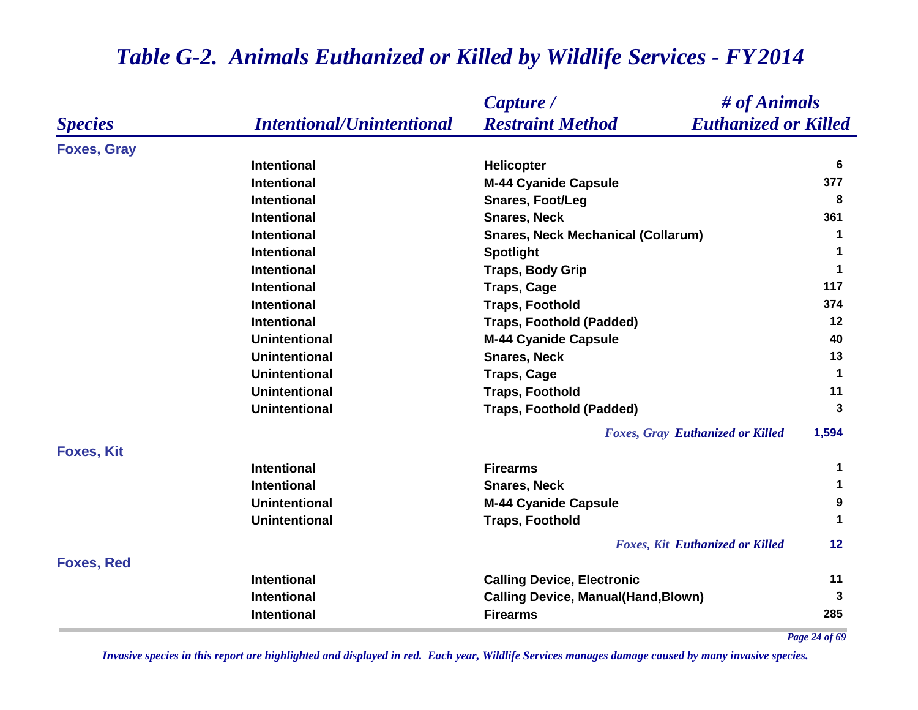# Table G-2. Animals Euthanized or Killed by Wildlife Services - FY2014

| Species | Intentional/Unintentional | Capture / Restraint Method | # of Animals Euthanized or Killed |
|---|---|---|---|
| **Foxes, Gray** | | | |
| | Intentional | Helicopter | 6 |
| | Intentional | M-44 Cyanide Capsule | 377 |
| | Intentional | Snares, Foot/Leg | 8 |
| | Intentional | Snares, Neck | 361 |
| | Intentional | Snares, Neck Mechanical (Collarum) | 1 |
| | Intentional | Spotlight | 1 |
| | Intentional | Traps, Body Grip | 1 |
| | Intentional | Traps, Cage | 117 |
| | Intentional | Traps, Foothold | 374 |
| | Intentional | Traps, Foothold (Padded) | 12 |
| | Unintentional | M-44 Cyanide Capsule | 40 |
| | Unintentional | Snares, Neck | 13 |
| | Unintentional | Traps, Cage | 1 |
| | Unintentional | Traps, Foothold | 11 |
| | Unintentional | Traps, Foothold (Padded) | 3 |
| | | *Foxes, Gray Euthanized or Killed* | 1,594 |
| **Foxes, Kit** | | | |
| | Intentional | Firearms | 1 |
| | Intentional | Snares, Neck | 1 |
| | Unintentional | M-44 Cyanide Capsule | 9 |
| | Unintentional | Traps, Foothold | 1 |
| | | *Foxes, Kit Euthanized or Killed* | 12 |
| **Foxes, Red** | | | |
| | Intentional | Calling Device, Electronic | 11 |
| | Intentional | Calling Device, Manual(Hand,Blown) | 3 |
| | Intentional | Firearms | 285 |

*Invasive species in this report are highlighted and displayed in red. Each year, Wildlife Services manages damage caused by many invasive species.*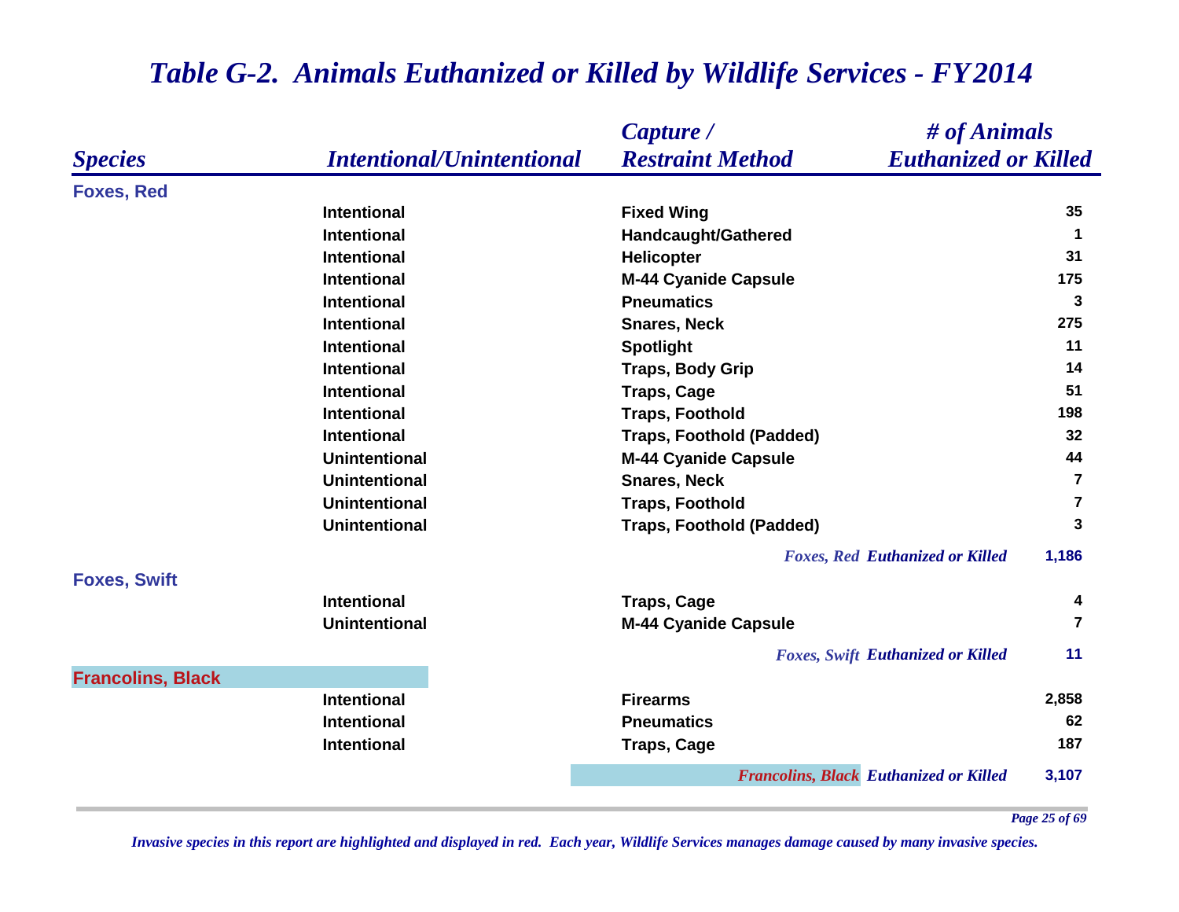# *Table G-2. Animals Euthanized or Killed by Wildlife Services - FY2014*

| *Species* | *Intentional/Unintentional* | *Capture / Restraint Method* | *# of Animals Euthanized or Killed* |
|---|---|---|---|
| **Foxes, Red** | | | |
| | Intentional | Fixed Wing | 35 |
| | Intentional | Handcaught/Gathered | 1 |
| | Intentional | Helicopter | 31 |
| | Intentional | M-44 Cyanide Capsule | 175 |
| | Intentional | Pneumatics | 3 |
| | Intentional | Snares, Neck | 275 |
| | Intentional | Spotlight | 11 |
| | Intentional | Traps, Body Grip | 14 |
| | Intentional | Traps, Cage | 51 |
| | Intentional | Traps, Foothold | 198 |
| | Intentional | Traps, Foothold (Padded) | 32 |
| | Unintentional | M-44 Cyanide Capsule | 44 |
| | Unintentional | Snares, Neck | 7 |
| | Unintentional | Traps, Foothold | 7 |
| | Unintentional | Traps, Foothold (Padded) | 3 |
| | | *Foxes, Red Euthanized or Killed* | 1,186 |
| **Foxes, Swift** | | | |
| | Intentional | Traps, Cage | 4 |
| | Unintentional | M-44 Cyanide Capsule | 7 |
| | | *Foxes, Swift Euthanized or Killed* | 11 |
| **Francolins, Black** | | | |
| | Intentional | Firearms | 2,858 |
| | Intentional | Pneumatics | 62 |
| | Intentional | Traps, Cage | 187 |
| | | *Francolins, Black Euthanized or Killed* | 3,107 |

*Invasive species in this report are highlighted and displayed in red. Each year, Wildlife Services manages damage caused by many invasive species.*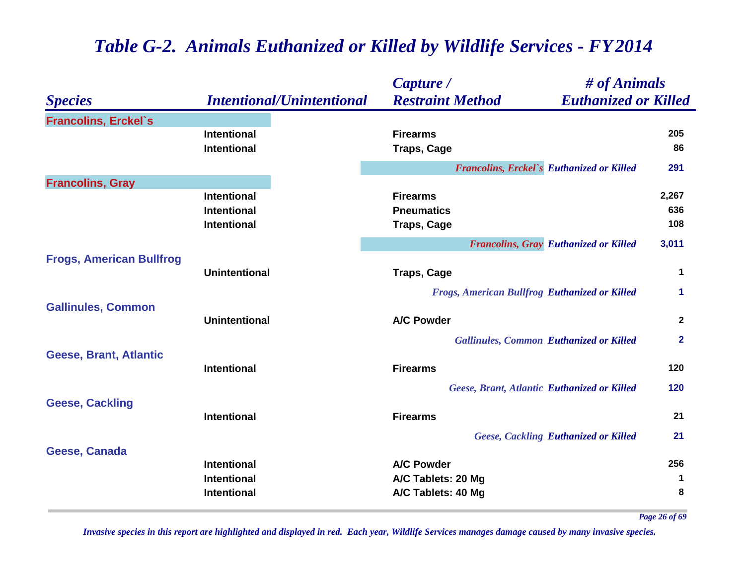# *Table G-2. Animals Euthanized or Killed by Wildlife Services - FY2014*

| *Species* | *Intentional/Unintentional* | *Capture / Restraint Method* | *# of Animals Euthanized or Killed* |
|---|---|---|---|
| **Francolins, Erckel`s** | | | |
| | Intentional | Firearms | 205 |
| | Intentional | Traps, Cage | 86 |
| | | ***Francolins, Erckel`s* Euthanized or Killed** | **291** |
| **Francolins, Gray** | | | |
| | Intentional | Firearms | 2,267 |
| | Intentional | Pneumatics | 636 |
| | Intentional | Traps, Cage | 108 |
| | | ***Francolins, Gray* Euthanized or Killed** | **3,011** |
| **Frogs, American Bullfrog** | | | |
| | Unintentional | Traps, Cage | 1 |
| | | ***Frogs, American Bullfrog* Euthanized or Killed** | **1** |
| **Gallinules, Common** | | | |
| | Unintentional | A/C Powder | 2 |
| | | ***Gallinules, Common* Euthanized or Killed** | **2** |
| **Geese, Brant, Atlantic** | | | |
| | Intentional | Firearms | 120 |
| | | ***Geese, Brant, Atlantic* Euthanized or Killed** | **120** |
| **Geese, Cackling** | | | |
| | Intentional | Firearms | 21 |
| | | ***Geese, Cackling* Euthanized or Killed** | **21** |
| **Geese, Canada** | | | |
| | Intentional | A/C Powder | 256 |
| | Intentional | A/C Tablets: 20 Mg | 1 |
| | Intentional | A/C Tablets: 40 Mg | 8 |

*Invasive species in this report are highlighted and displayed in red. Each year, Wildlife Services manages damage caused by many invasive species.*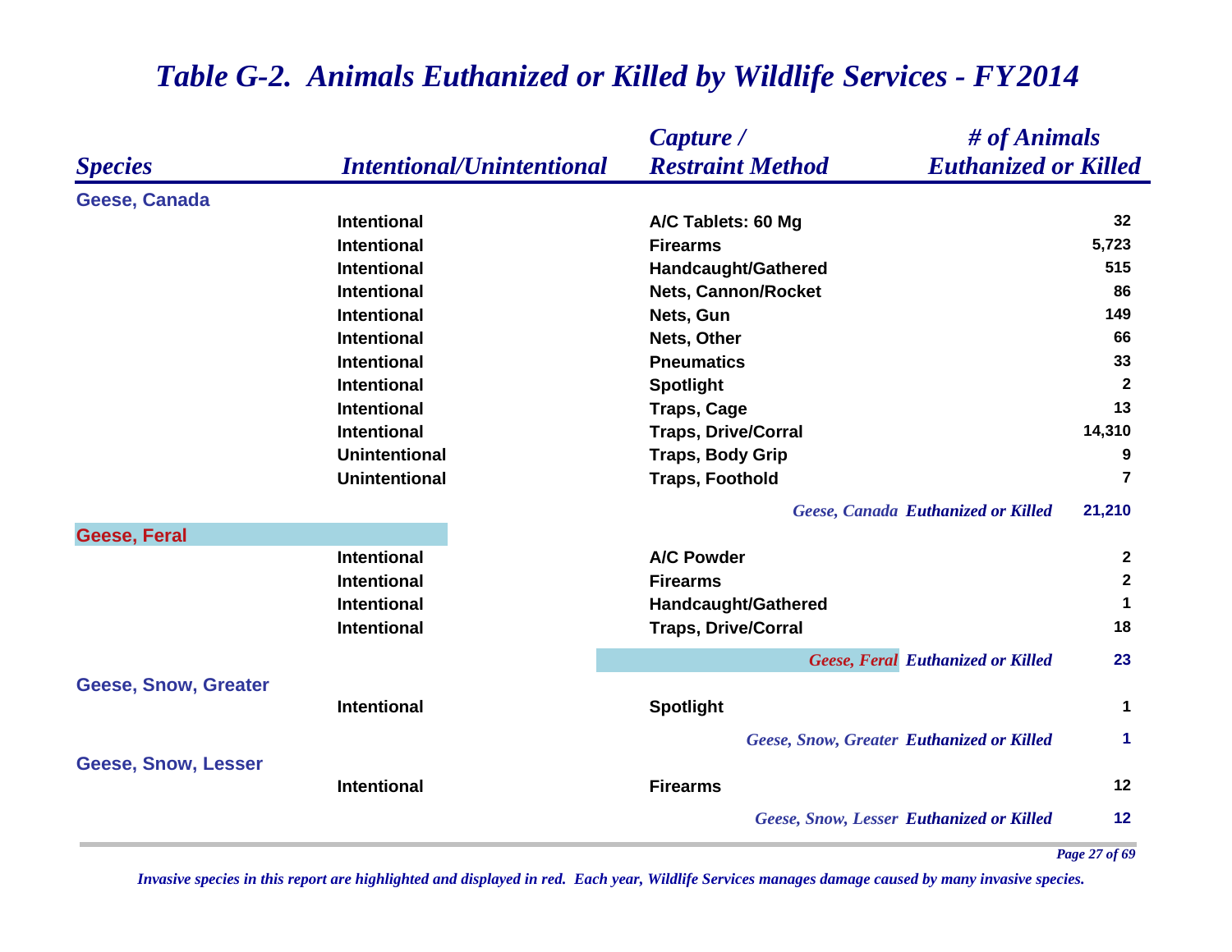# Table G-2. Animals Euthanized or Killed by Wildlife Services - FY2014

| Species | Intentional/Unintentional | Capture / Restraint Method | # of Animals Euthanized or Killed |
|---|---|---|---|
| **Geese, Canada** | | | |
| | Intentional | A/C Tablets: 60 Mg | 32 |
| | Intentional | Firearms | 5,723 |
| | Intentional | Handcaught/Gathered | 515 |
| | Intentional | Nets, Cannon/Rocket | 86 |
| | Intentional | Nets, Gun | 149 |
| | Intentional | Nets, Other | 66 |
| | Intentional | Pneumatics | 33 |
| | Intentional | Spotlight | 2 |
| | Intentional | Traps, Cage | 13 |
| | Intentional | Traps, Drive/Corral | 14,310 |
| | Unintentional | Traps, Body Grip | 9 |
| | Unintentional | Traps, Foothold | 7 |
| | | *Geese, Canada Euthanized or Killed* | **21,210** |
| **Geese, Feral** | | | |
| | Intentional | A/C Powder | 2 |
| | Intentional | Firearms | 2 |
| | Intentional | Handcaught/Gathered | 1 |
| | Intentional | Traps, Drive/Corral | 18 |
| | | *Geese, Feral Euthanized or Killed* | **23** |
| **Geese, Snow, Greater** | | | |
| | Intentional | Spotlight | 1 |
| | | *Geese, Snow, Greater Euthanized or Killed* | **1** |
| **Geese, Snow, Lesser** | | | |
| | Intentional | Firearms | 12 |
| | | *Geese, Snow, Lesser Euthanized or Killed* | **12** |

*Invasive species in this report are highlighted and displayed in red. Each year, Wildlife Services manages damage caused by many invasive species.*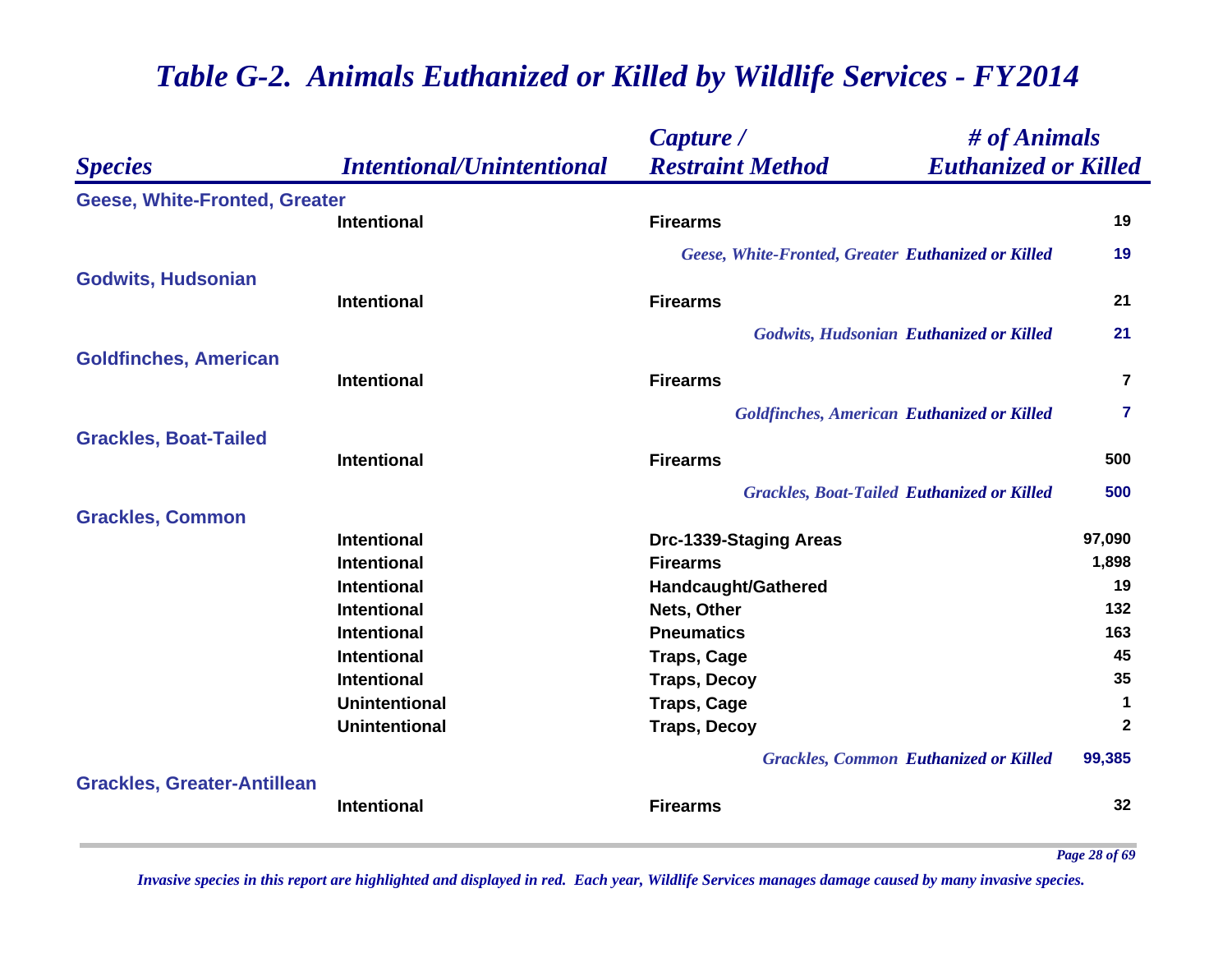# *Table G-2. Animals Euthanized or Killed by Wildlife Services - FY2014*

| *Species* | *Intentional/Unintentional* | *Capture / Restraint Method* | *# of Animals Euthanized or Killed* |
|---|---|---|---|
| **Geese, White-Fronted, Greater** | | | |
| | **Intentional** | **Firearms** | **19** |
| | | *Geese, White-Fronted, Greater* ***Euthanized or Killed*** | **19** |
| **Godwits, Hudsonian** | | | |
| | **Intentional** | **Firearms** | **21** |
| | | *Godwits, Hudsonian* ***Euthanized or Killed*** | **21** |
| **Goldfinches, American** | | | |
| | **Intentional** | **Firearms** | **7** |
| | | *Goldfinches, American* ***Euthanized or Killed*** | **7** |
| **Grackles, Boat-Tailed** | | | |
| | **Intentional** | **Firearms** | **500** |
| | | *Grackles, Boat-Tailed* ***Euthanized or Killed*** | **500** |
| **Grackles, Common** | | | |
| | **Intentional** | **Drc-1339-Staging Areas** | **97,090** |
| | **Intentional** | **Firearms** | **1,898** |
| | **Intentional** | **Handcaught/Gathered** | **19** |
| | **Intentional** | **Nets, Other** | **132** |
| | **Intentional** | **Pneumatics** | **163** |
| | **Intentional** | **Traps, Cage** | **45** |
| | **Intentional** | **Traps, Decoy** | **35** |
| | **Unintentional** | **Traps, Cage** | **1** |
| | **Unintentional** | **Traps, Decoy** | **2** |
| | | *Grackles, Common* ***Euthanized or Killed*** | **99,385** |
| **Grackles, Greater-Antillean** | | | |
| | **Intentional** | **Firearms** | **32** |

*Invasive species in this report are highlighted and displayed in red. Each year, Wildlife Services manages damage caused by many invasive species.*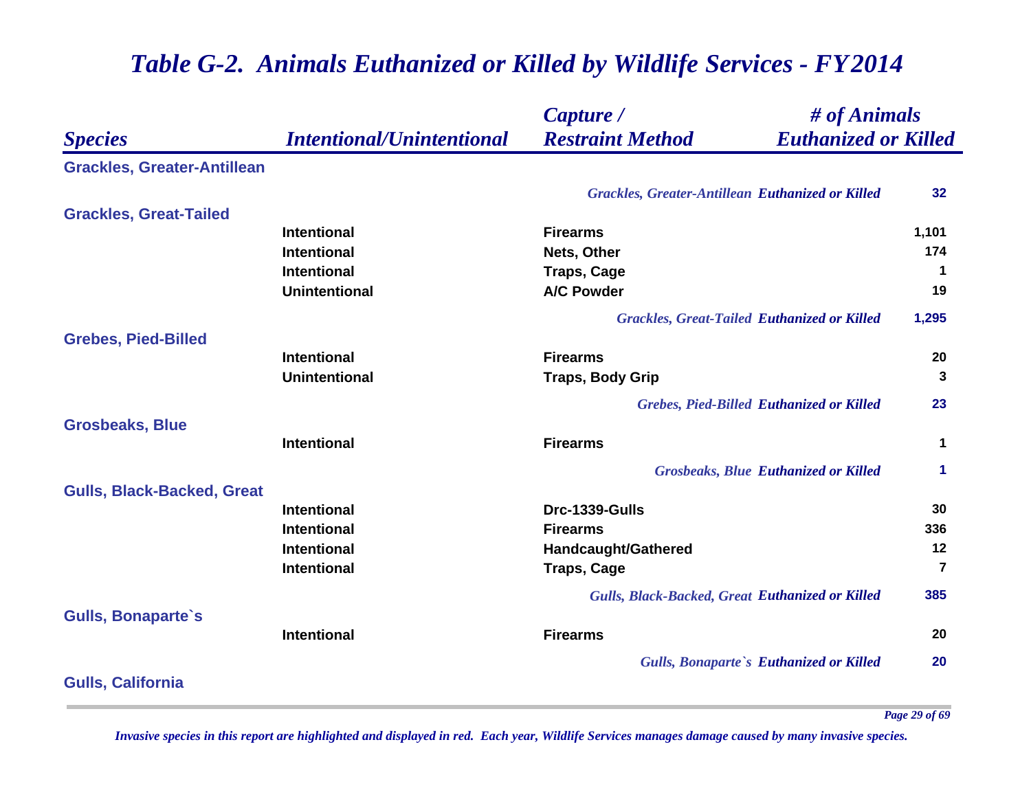# Table G-2. Animals Euthanized or Killed by Wildlife Services - FY2014

| Species | Intentional/Unintentional | Capture / Restraint Method | # of Animals Euthanized or Killed |
|---|---|---|---|
| **Grackles, Greater-Antillean** | | | |
| | | *Grackles, Greater-Antillean Euthanized or Killed* | 32 |
| **Grackles, Great-Tailed** | | | |
| | Intentional | Firearms | 1,101 |
| | Intentional | Nets, Other | 174 |
| | Intentional | Traps, Cage | 1 |
| | Unintentional | A/C Powder | 19 |
| | | *Grackles, Great-Tailed Euthanized or Killed* | 1,295 |
| **Grebes, Pied-Billed** | | | |
| | Intentional | Firearms | 20 |
| | Unintentional | Traps, Body Grip | 3 |
| | | *Grebes, Pied-Billed Euthanized or Killed* | 23 |
| **Grosbeaks, Blue** | | | |
| | Intentional | Firearms | 1 |
| | | *Grosbeaks, Blue Euthanized or Killed* | 1 |
| **Gulls, Black-Backed, Great** | | | |
| | Intentional | Drc-1339-Gulls | 30 |
| | Intentional | Firearms | 336 |
| | Intentional | Handcaught/Gathered | 12 |
| | Intentional | Traps, Cage | 7 |
| | | *Gulls, Black-Backed, Great Euthanized or Killed* | 385 |
| **Gulls, Bonaparte`s** | | | |
| | Intentional | Firearms | 20 |
| | | *Gulls, Bonaparte`s Euthanized or Killed* | 20 |
| **Gulls, California** | | | |

*Invasive species in this report are highlighted and displayed in red. Each year, Wildlife Services manages damage caused by many invasive species.*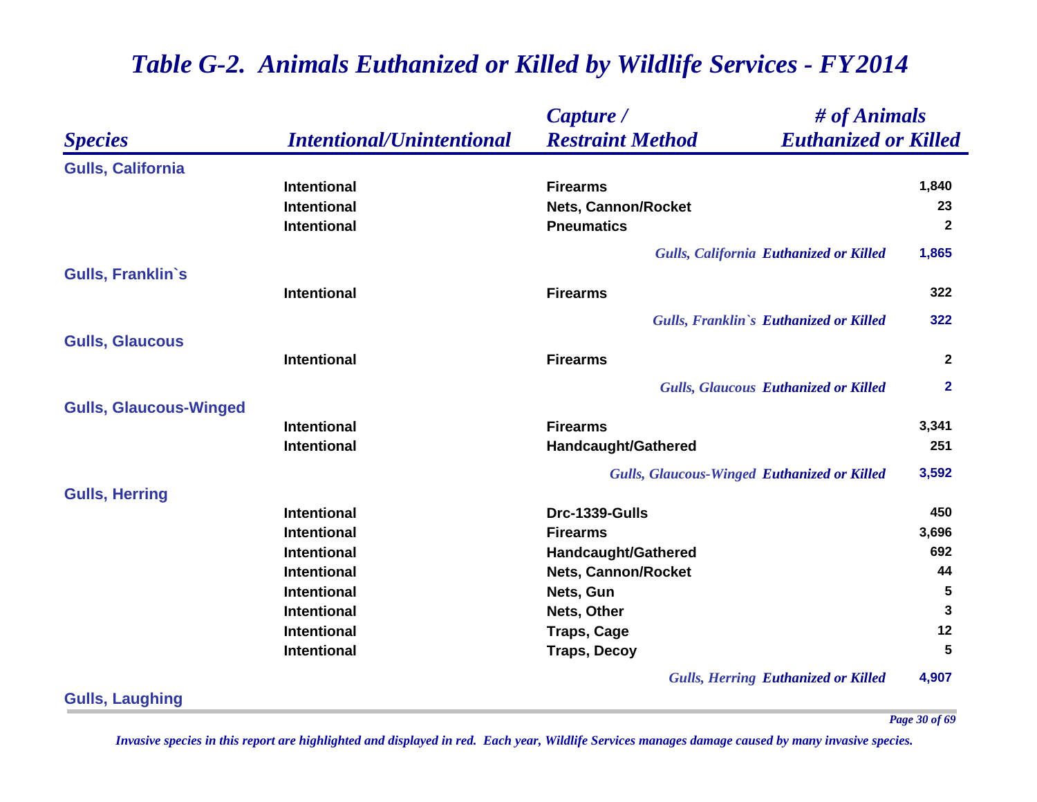# Table G-2. Animals Euthanized or Killed by Wildlife Services - FY2014

| Species | Intentional/Unintentional | Capture / Restraint Method | # of Animals Euthanized or Killed |
|---|---|---|---|
| **Gulls, California** | | | |
| | Intentional | Firearms | 1,840 |
| | Intentional | Nets, Cannon/Rocket | 23 |
| | Intentional | Pneumatics | 2 |
| | | *Gulls, California Euthanized or Killed* | 1,865 |
| **Gulls, Franklin`s** | | | |
| | Intentional | Firearms | 322 |
| | | *Gulls, Franklin`s Euthanized or Killed* | 322 |
| **Gulls, Glaucous** | | | |
| | Intentional | Firearms | 2 |
| | | *Gulls, Glaucous Euthanized or Killed* | 2 |
| **Gulls, Glaucous-Winged** | | | |
| | Intentional | Firearms | 3,341 |
| | Intentional | Handcaught/Gathered | 251 |
| | | *Gulls, Glaucous-Winged Euthanized or Killed* | 3,592 |
| **Gulls, Herring** | | | |
| | Intentional | Drc-1339-Gulls | 450 |
| | Intentional | Firearms | 3,696 |
| | Intentional | Handcaught/Gathered | 692 |
| | Intentional | Nets, Cannon/Rocket | 44 |
| | Intentional | Nets, Gun | 5 |
| | Intentional | Nets, Other | 3 |
| | Intentional | Traps, Cage | 12 |
| | Intentional | Traps, Decoy | 5 |
| | | *Gulls, Herring Euthanized or Killed* | 4,907 |
| **Gulls, Laughing** | | | |

*Invasive species in this report are highlighted and displayed in red. Each year, Wildlife Services manages damage caused by many invasive species.*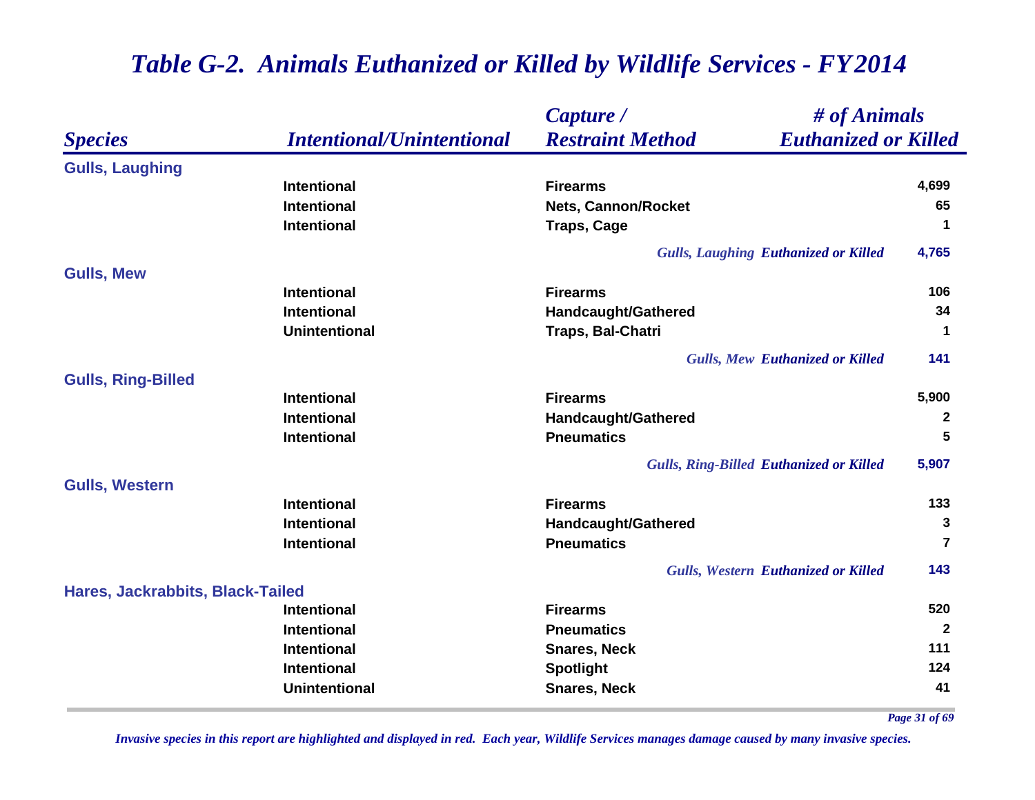# Table G-2. Animals Euthanized or Killed by Wildlife Services - FY2014

| Species | Intentional/Unintentional | Capture / Restraint Method | # of Animals Euthanized or Killed |
|---|---|---|---|
| **Gulls, Laughing** | | | |
| | Intentional | Firearms | 4,699 |
| | Intentional | Nets, Cannon/Rocket | 65 |
| | Intentional | Traps, Cage | 1 |
| | | *Gulls, Laughing Euthanized or Killed* | 4,765 |
| **Gulls, Mew** | | | |
| | Intentional | Firearms | 106 |
| | Intentional | Handcaught/Gathered | 34 |
| | Unintentional | Traps, Bal-Chatri | 1 |
| | | *Gulls, Mew Euthanized or Killed* | 141 |
| **Gulls, Ring-Billed** | | | |
| | Intentional | Firearms | 5,900 |
| | Intentional | Handcaught/Gathered | 2 |
| | Intentional | Pneumatics | 5 |
| | | *Gulls, Ring-Billed Euthanized or Killed* | 5,907 |
| **Gulls, Western** | | | |
| | Intentional | Firearms | 133 |
| | Intentional | Handcaught/Gathered | 3 |
| | Intentional | Pneumatics | 7 |
| | | *Gulls, Western Euthanized or Killed* | 143 |
| **Hares, Jackrabbits, Black-Tailed** | | | |
| | Intentional | Firearms | 520 |
| | Intentional | Pneumatics | 2 |
| | Intentional | Snares, Neck | 111 |
| | Intentional | Spotlight | 124 |
| | Unintentional | Snares, Neck | 41 |

*Invasive species in this report are highlighted and displayed in red. Each year, Wildlife Services manages damage caused by many invasive species.*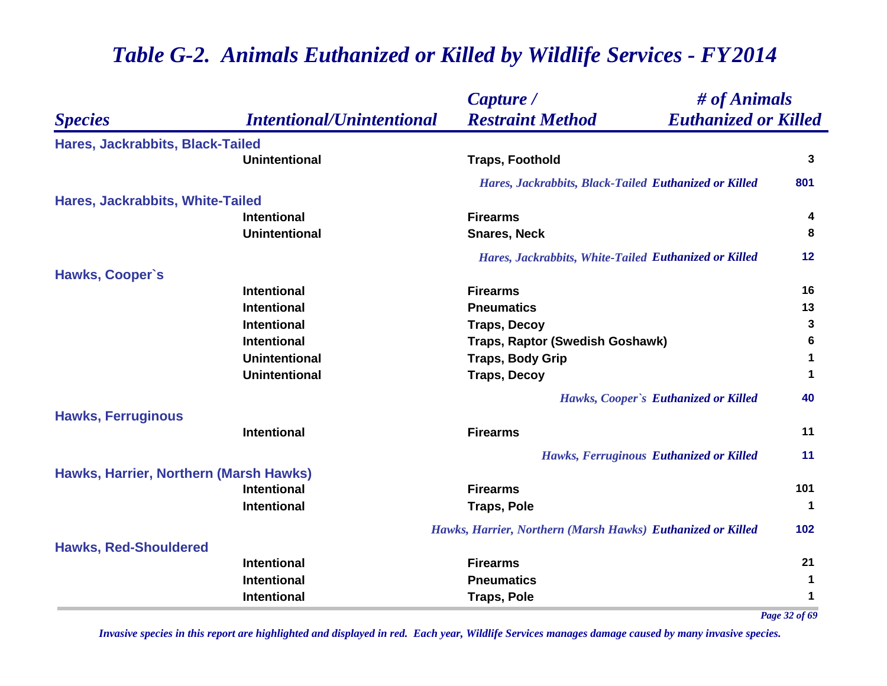# *Table G-2. Animals Euthanized or Killed by Wildlife Services - FY2014*

| *Species* | *Intentional/Unintentional* | *Capture / Restraint Method* | *# of Animals Euthanized or Killed* |
|---|---|---|---|
| **Hares, Jackrabbits, Black-Tailed** | | | |
| | Unintentional | Traps, Foothold | 3 |
| | | *Hares, Jackrabbits, Black-Tailed Euthanized or Killed* | 801 |
| **Hares, Jackrabbits, White-Tailed** | | | |
| | Intentional | Firearms | 4 |
| | Unintentional | Snares, Neck | 8 |
| | | *Hares, Jackrabbits, White-Tailed Euthanized or Killed* | 12 |
| **Hawks, Cooper`s** | | | |
| | Intentional | Firearms | 16 |
| | Intentional | Pneumatics | 13 |
| | Intentional | Traps, Decoy | 3 |
| | Intentional | Traps, Raptor (Swedish Goshawk) | 6 |
| | Unintentional | Traps, Body Grip | 1 |
| | Unintentional | Traps, Decoy | 1 |
| | | *Hawks, Cooper`s Euthanized or Killed* | 40 |
| **Hawks, Ferruginous** | | | |
| | Intentional | Firearms | 11 |
| | | *Hawks, Ferruginous Euthanized or Killed* | 11 |
| **Hawks, Harrier, Northern (Marsh Hawks)** | | | |
| | Intentional | Firearms | 101 |
| | Intentional | Traps, Pole | 1 |
| | | *Hawks, Harrier, Northern (Marsh Hawks) Euthanized or Killed* | 102 |
| **Hawks, Red-Shouldered** | | | |
| | Intentional | Firearms | 21 |
| | Intentional | Pneumatics | 1 |
| | Intentional | Traps, Pole | 1 |

*Invasive species in this report are highlighted and displayed in red. Each year, Wildlife Services manages damage caused by many invasive species.*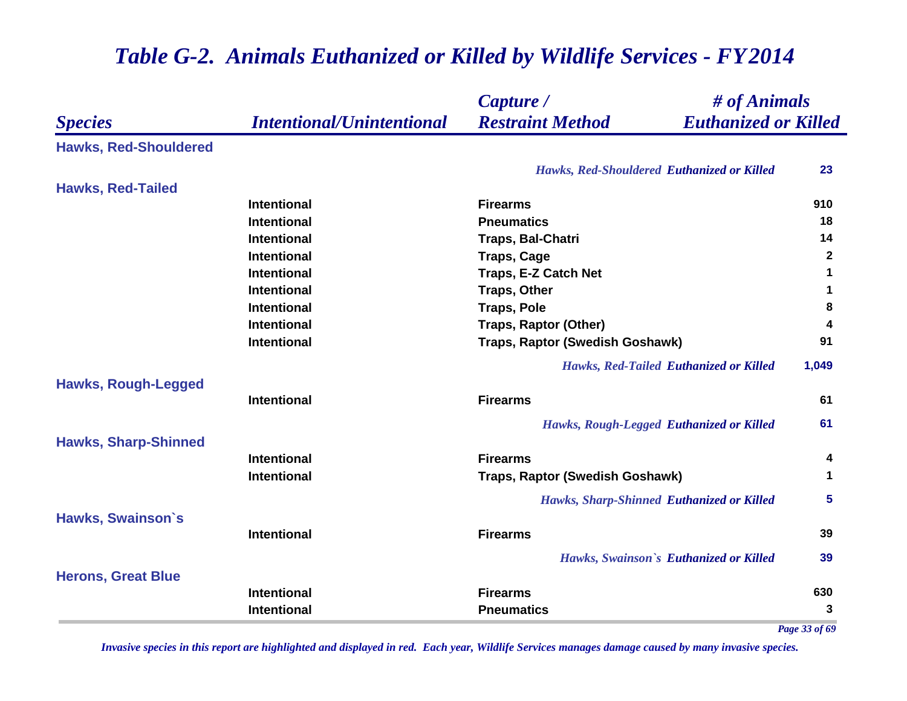# Table G-2. Animals Euthanized or Killed by Wildlife Services - FY2014

| Species | Intentional/Unintentional | Capture / Restraint Method | # of Animals Euthanized or Killed |
|---|---|---|---|
| **Hawks, Red-Shouldered** | | | |
| | | *Hawks, Red-Shouldered* ***Euthanized or Killed*** | **23** |
| **Hawks, Red-Tailed** | | | |
| | Intentional | Firearms | 910 |
| | Intentional | Pneumatics | 18 |
| | Intentional | Traps, Bal-Chatri | 14 |
| | Intentional | Traps, Cage | 2 |
| | Intentional | Traps, E-Z Catch Net | 1 |
| | Intentional | Traps, Other | 1 |
| | Intentional | Traps, Pole | 8 |
| | Intentional | Traps, Raptor (Other) | 4 |
| | Intentional | Traps, Raptor (Swedish Goshawk) | 91 |
| | | *Hawks, Red-Tailed* ***Euthanized or Killed*** | **1,049** |
| **Hawks, Rough-Legged** | | | |
| | Intentional | Firearms | 61 |
| | | *Hawks, Rough-Legged* ***Euthanized or Killed*** | **61** |
| **Hawks, Sharp-Shinned** | | | |
| | Intentional | Firearms | 4 |
| | Intentional | Traps, Raptor (Swedish Goshawk) | 1 |
| | | *Hawks, Sharp-Shinned* ***Euthanized or Killed*** | **5** |
| **Hawks, Swainson`s** | | | |
| | Intentional | Firearms | 39 |
| | | *Hawks, Swainson`s* ***Euthanized or Killed*** | **39** |
| **Herons, Great Blue** | | | |
| | Intentional | Firearms | 630 |
| | Intentional | Pneumatics | 3 |

*Invasive species in this report are highlighted and displayed in red. Each year, Wildlife Services manages damage caused by many invasive species.*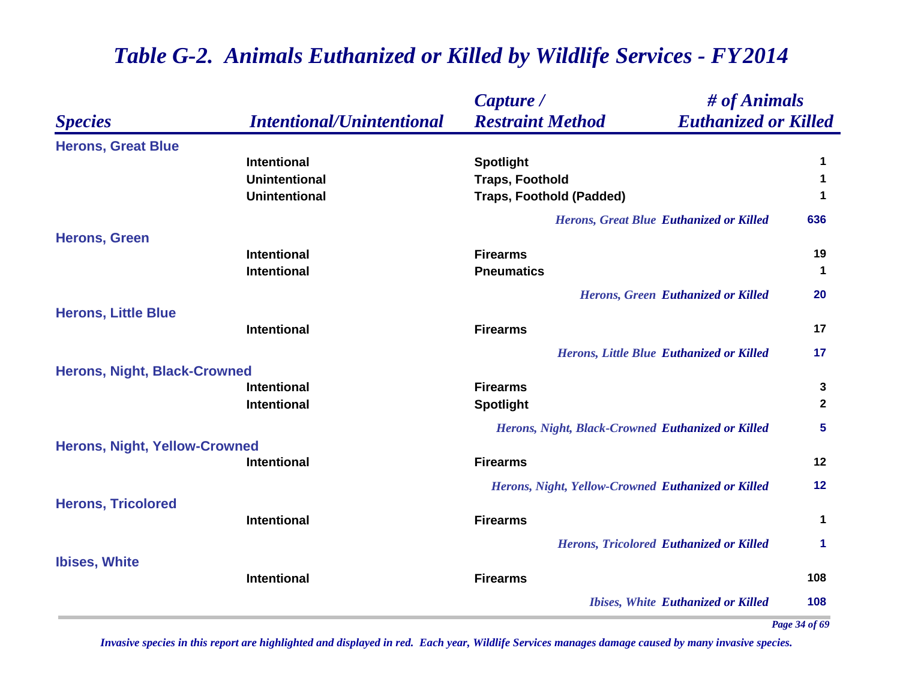# Table G-2. Animals Euthanized or Killed by Wildlife Services - FY2014

| Species | Intentional/Unintentional | Capture / Restraint Method | # of Animals Euthanized or Killed |
|---|---|---|---|
| **Herons, Great Blue** | | | |
| | Intentional | Spotlight | 1 |
| | Unintentional | Traps, Foothold | 1 |
| | Unintentional | Traps, Foothold (Padded) | 1 |
| | | *Herons, Great Blue Euthanized or Killed* | **636** |
| **Herons, Green** | | | |
| | Intentional | Firearms | 19 |
| | Intentional | Pneumatics | 1 |
| | | *Herons, Green Euthanized or Killed* | **20** |
| **Herons, Little Blue** | | | |
| | Intentional | Firearms | 17 |
| | | *Herons, Little Blue Euthanized or Killed* | **17** |
| **Herons, Night, Black-Crowned** | | | |
| | Intentional | Firearms | 3 |
| | Intentional | Spotlight | 2 |
| | | *Herons, Night, Black-Crowned Euthanized or Killed* | **5** |
| **Herons, Night, Yellow-Crowned** | | | |
| | Intentional | Firearms | 12 |
| | | *Herons, Night, Yellow-Crowned Euthanized or Killed* | **12** |
| **Herons, Tricolored** | | | |
| | Intentional | Firearms | 1 |
| | | *Herons, Tricolored Euthanized or Killed* | **1** |
| **Ibises, White** | | | |
| | Intentional | Firearms | 108 |
| | | *Ibises, White Euthanized or Killed* | **108** |

*Invasive species in this report are highlighted and displayed in red. Each year, Wildlife Services manages damage caused by many invasive species.*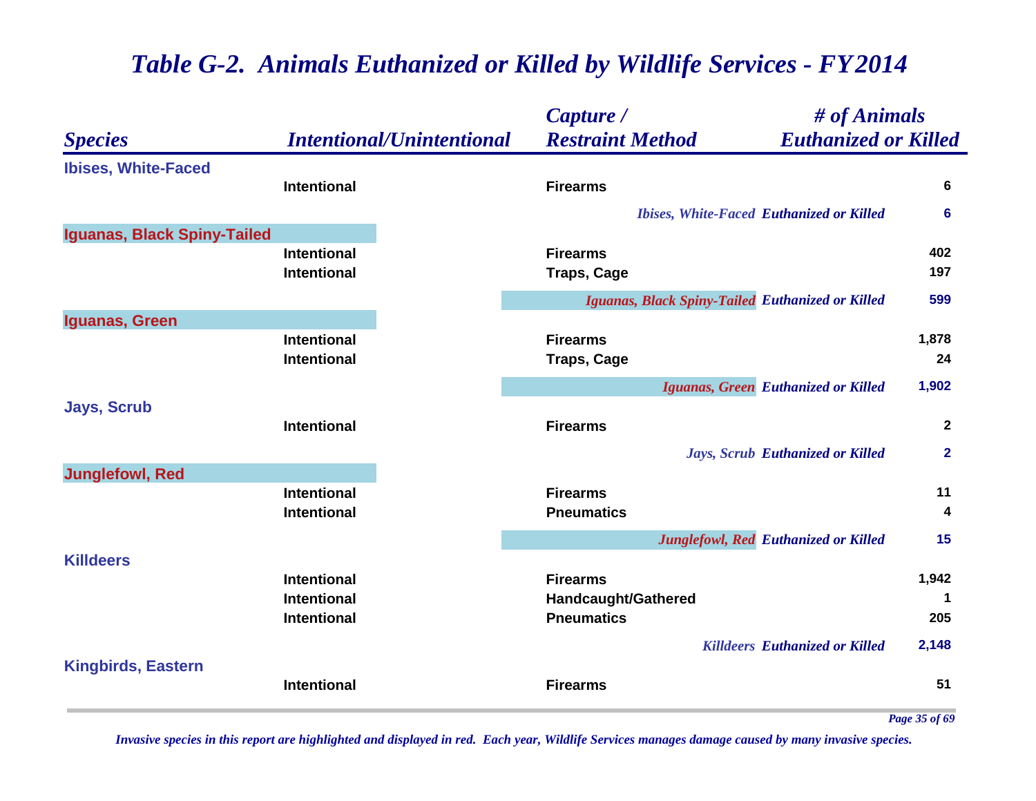# *Table G-2. Animals Euthanized or Killed by Wildlife Services - FY2014*

| *Species* | *Intentional/Unintentional* | *Capture / Restraint Method* | *# of Animals Euthanized or Killed* |
|---|---|---|---|
| **Ibises, White-Faced** | | | |
| | Intentional | Firearms | 6 |
| | | *Ibises, White-Faced Euthanized or Killed* | **6** |
| **Iguanas, Black Spiny-Tailed** | | | |
| | Intentional | Firearms | 402 |
| | Intentional | Traps, Cage | 197 |
| | | *Iguanas, Black Spiny-Tailed Euthanized or Killed* | **599** |
| **Iguanas, Green** | | | |
| | Intentional | Firearms | 1,878 |
| | Intentional | Traps, Cage | 24 |
| | | *Iguanas, Green Euthanized or Killed* | **1,902** |
| **Jays, Scrub** | | | |
| | Intentional | Firearms | 2 |
| | | *Jays, Scrub Euthanized or Killed* | **2** |
| **Junglefowl, Red** | | | |
| | Intentional | Firearms | 11 |
| | Intentional | Pneumatics | 4 |
| | | *Junglefowl, Red Euthanized or Killed* | **15** |
| **Killdeers** | | | |
| | Intentional | Firearms | 1,942 |
| | Intentional | Handcaught/Gathered | 1 |
| | Intentional | Pneumatics | 205 |
| | | *Killdeers Euthanized or Killed* | **2,148** |
| **Kingbirds, Eastern** | | | |
| | Intentional | Firearms | 51 |

*Invasive species in this report are highlighted and displayed in red. Each year, Wildlife Services manages damage caused by many invasive species.*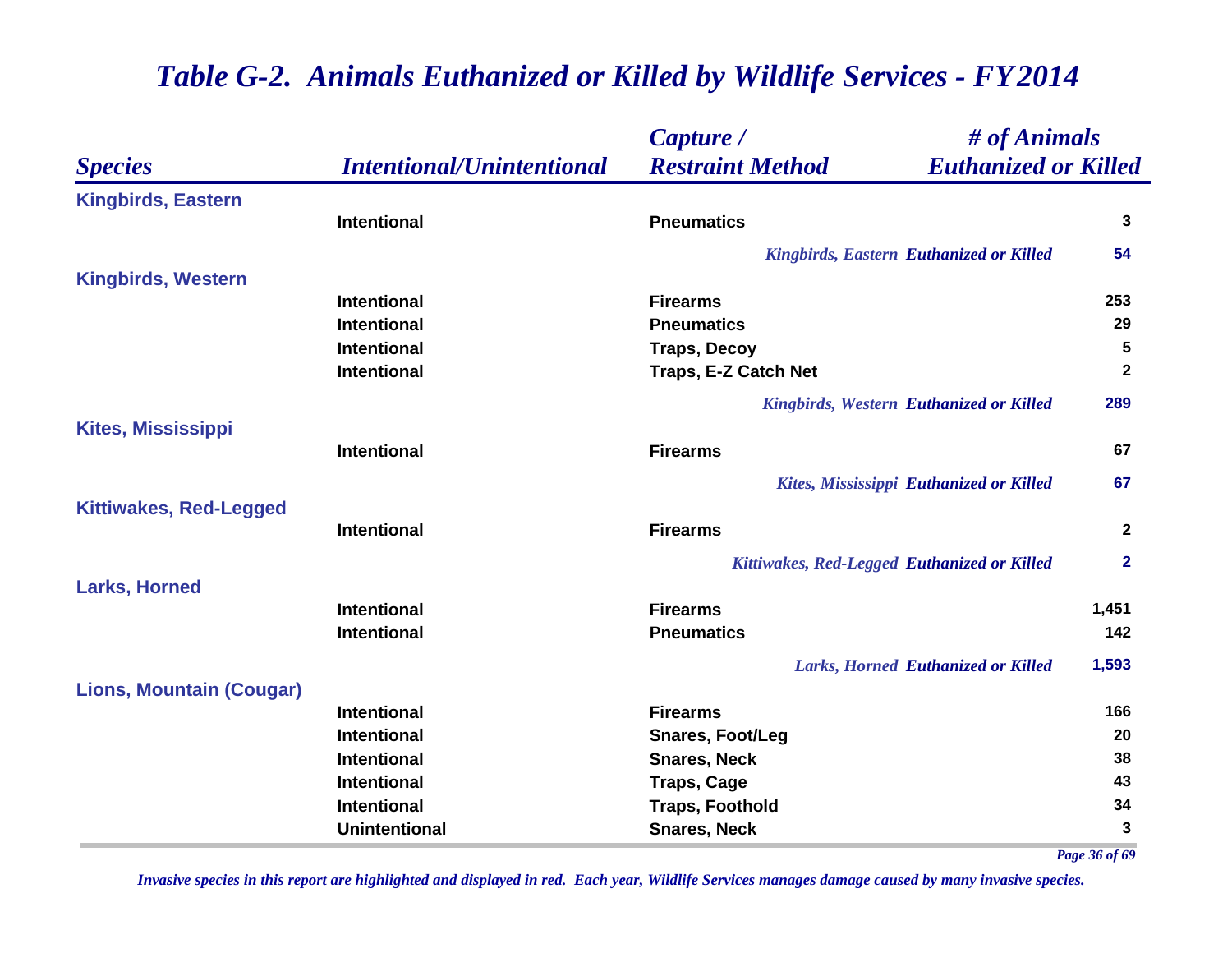# Table G-2. Animals Euthanized or Killed by Wildlife Services - FY2014

| Species | Intentional/Unintentional | Capture / Restraint Method | # of Animals Euthanized or Killed |
|---|---|---|---|
| **Kingbirds, Eastern** | | | |
| | Intentional | Pneumatics | 3 |
| | | *Kingbirds, Eastern* ***Euthanized or Killed*** | **54** |
| **Kingbirds, Western** | | | |
| | Intentional | Firearms | 253 |
| | Intentional | Pneumatics | 29 |
| | Intentional | Traps, Decoy | 5 |
| | Intentional | Traps, E-Z Catch Net | 2 |
| | | *Kingbirds, Western* ***Euthanized or Killed*** | **289** |
| **Kites, Mississippi** | | | |
| | Intentional | Firearms | 67 |
| | | *Kites, Mississippi* ***Euthanized or Killed*** | **67** |
| **Kittiwakes, Red-Legged** | | | |
| | Intentional | Firearms | 2 |
| | | *Kittiwakes, Red-Legged* ***Euthanized or Killed*** | **2** |
| **Larks, Horned** | | | |
| | Intentional | Firearms | 1,451 |
| | Intentional | Pneumatics | 142 |
| | | *Larks, Horned* ***Euthanized or Killed*** | **1,593** |
| **Lions, Mountain (Cougar)** | | | |
| | Intentional | Firearms | 166 |
| | Intentional | Snares, Foot/Leg | 20 |
| | Intentional | Snares, Neck | 38 |
| | Intentional | Traps, Cage | 43 |
| | Intentional | Traps, Foothold | 34 |
| | Unintentional | Snares, Neck | 3 |

*Invasive species in this report are highlighted and displayed in red. Each year, Wildlife Services manages damage caused by many invasive species.*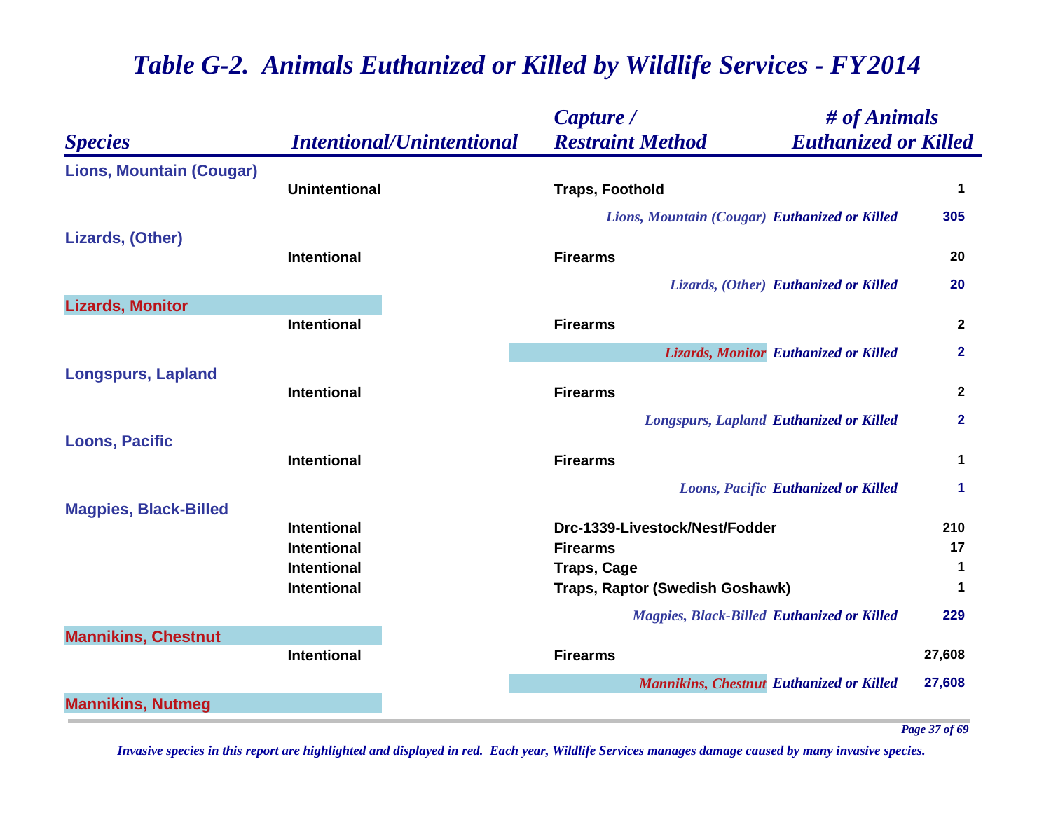# *Table G-2. Animals Euthanized or Killed by Wildlife Services - FY2014*

| *Species* | *Intentional/Unintentional* | *Capture / Restraint Method* | *# of Animals Euthanized or Killed* |
|---|---|---|---|
| **Lions, Mountain (Cougar)** | | | |
| | **Unintentional** | **Traps, Foothold** | **1** |
| | | *Lions, Mountain (Cougar)* ***Euthanized or Killed*** | **305** |
| **Lizards, (Other)** | | | |
| | **Intentional** | **Firearms** | **20** |
| | | *Lizards, (Other)* ***Euthanized or Killed*** | **20** |
| **Lizards, Monitor** | | | |
| | **Intentional** | **Firearms** | **2** |
| | | *Lizards, Monitor* ***Euthanized or Killed*** | **2** |
| **Longspurs, Lapland** | | | |
| | **Intentional** | **Firearms** | **2** |
| | | *Longspurs, Lapland* ***Euthanized or Killed*** | **2** |
| **Loons, Pacific** | | | |
| | **Intentional** | **Firearms** | **1** |
| | | *Loons, Pacific* ***Euthanized or Killed*** | **1** |
| **Magpies, Black-Billed** | | | |
| | **Intentional** | **Drc-1339-Livestock/Nest/Fodder** | **210** |
| | **Intentional** | **Firearms** | **17** |
| | **Intentional** | **Traps, Cage** | **1** |
| | **Intentional** | **Traps, Raptor (Swedish Goshawk)** | **1** |
| | | *Magpies, Black-Billed* ***Euthanized or Killed*** | **229** |
| **Mannikins, Chestnut** | | | |
| | **Intentional** | **Firearms** | **27,608** |
| | | *Mannikins, Chestnut* ***Euthanized or Killed*** | **27,608** |
| **Mannikins, Nutmeg** | | | |

*Invasive species in this report are highlighted and displayed in red. Each year, Wildlife Services manages damage caused by many invasive species.*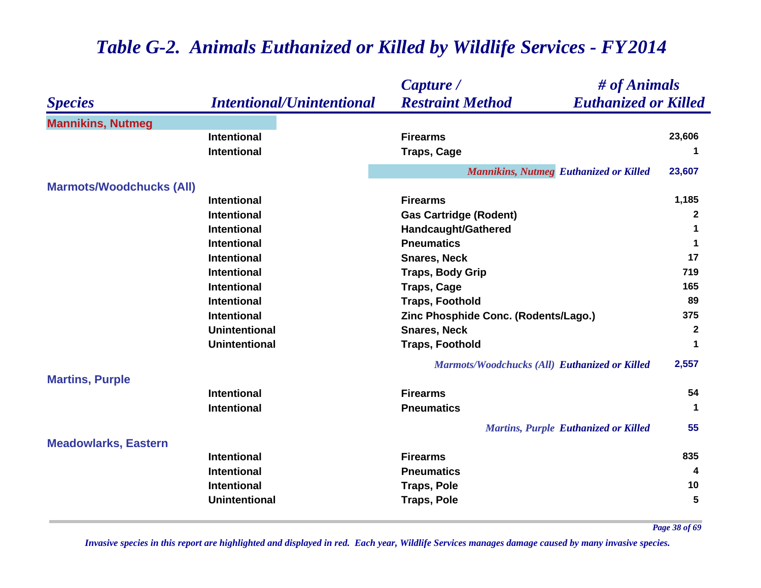# *Table G-2. Animals Euthanized or Killed by Wildlife Services - FY2014*

| *Species* | *Intentional/Unintentional* | *Capture / Restraint Method* | *# of Animals Euthanized or Killed* |
|---|---|---|---|
| **Mannikins, Nutmeg** | | | |
| | Intentional | Firearms | 23,606 |
| | Intentional | Traps, Cage | 1 |
| | | *Mannikins, Nutmeg Euthanized or Killed* | **23,607** |
| **Marmots/Woodchucks (All)** | | | |
| | Intentional | Firearms | 1,185 |
| | Intentional | Gas Cartridge (Rodent) | 2 |
| | Intentional | Handcaught/Gathered | 1 |
| | Intentional | Pneumatics | 1 |
| | Intentional | Snares, Neck | 17 |
| | Intentional | Traps, Body Grip | 719 |
| | Intentional | Traps, Cage | 165 |
| | Intentional | Traps, Foothold | 89 |
| | Intentional | Zinc Phosphide Conc. (Rodents/Lago.) | 375 |
| | Unintentional | Snares, Neck | 2 |
| | Unintentional | Traps, Foothold | 1 |
| | | *Marmots/Woodchucks (All) Euthanized or Killed* | **2,557** |
| **Martins, Purple** | | | |
| | Intentional | Firearms | 54 |
| | Intentional | Pneumatics | 1 |
| | | *Martins, Purple Euthanized or Killed* | **55** |
| **Meadowlarks, Eastern** | | | |
| | Intentional | Firearms | 835 |
| | Intentional | Pneumatics | 4 |
| | Intentional | Traps, Pole | 10 |
| | Unintentional | Traps, Pole | 5 |

*Invasive species in this report are highlighted and displayed in red. Each year, Wildlife Services manages damage caused by many invasive species.*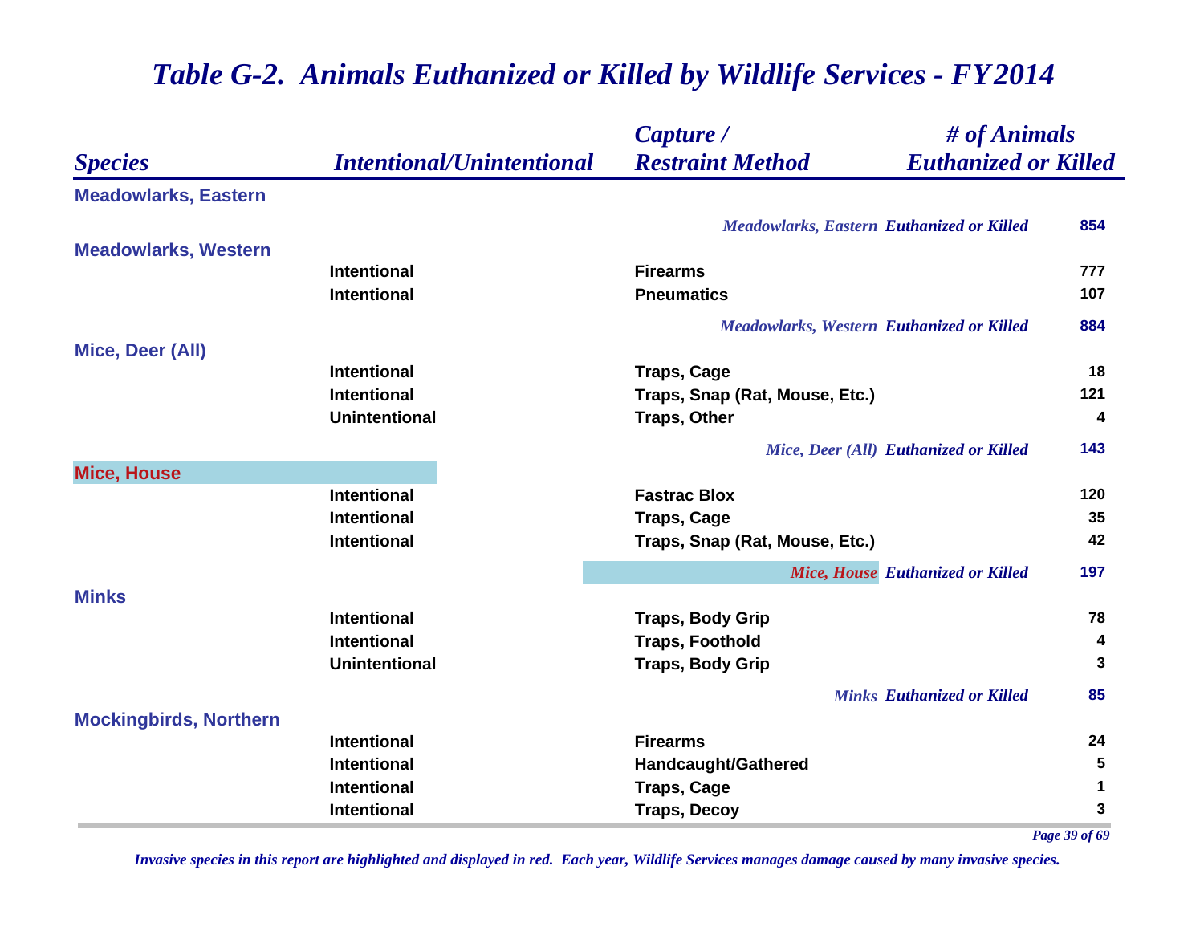# *Table G-2. Animals Euthanized or Killed by Wildlife Services - FY2014*

| *Species* | *Intentional/Unintentional* | *Capture / Restraint Method* | *# of Animals Euthanized or Killed* |
|---|---|---|---|
| **Meadowlarks, Eastern** | | | |
| | | *Meadowlarks, Eastern* ***Euthanized or Killed*** | **854** |
| **Meadowlarks, Western** | | | |
| | **Intentional** | **Firearms** | **777** |
| | **Intentional** | **Pneumatics** | **107** |
| | | *Meadowlarks, Western* ***Euthanized or Killed*** | **884** |
| **Mice, Deer (All)** | | | |
| | **Intentional** | **Traps, Cage** | **18** |
| | **Intentional** | **Traps, Snap (Rat, Mouse, Etc.)** | **121** |
| | **Unintentional** | **Traps, Other** | **4** |
| | | *Mice, Deer (All)* ***Euthanized or Killed*** | **143** |
| **Mice, House** | | | |
| | **Intentional** | **Fastrac Blox** | **120** |
| | **Intentional** | **Traps, Cage** | **35** |
| | **Intentional** | **Traps, Snap (Rat, Mouse, Etc.)** | **42** |
| | | *Mice, House* ***Euthanized or Killed*** | **197** |
| **Minks** | | | |
| | **Intentional** | **Traps, Body Grip** | **78** |
| | **Intentional** | **Traps, Foothold** | **4** |
| | **Unintentional** | **Traps, Body Grip** | **3** |
| | | *Minks* ***Euthanized or Killed*** | **85** |
| **Mockingbirds, Northern** | | | |
| | **Intentional** | **Firearms** | **24** |
| | **Intentional** | **Handcaught/Gathered** | **5** |
| | **Intentional** | **Traps, Cage** | **1** |
| | **Intentional** | **Traps, Decoy** | **3** |

*Invasive species in this report are highlighted and displayed in red. Each year, Wildlife Services manages damage caused by many invasive species.*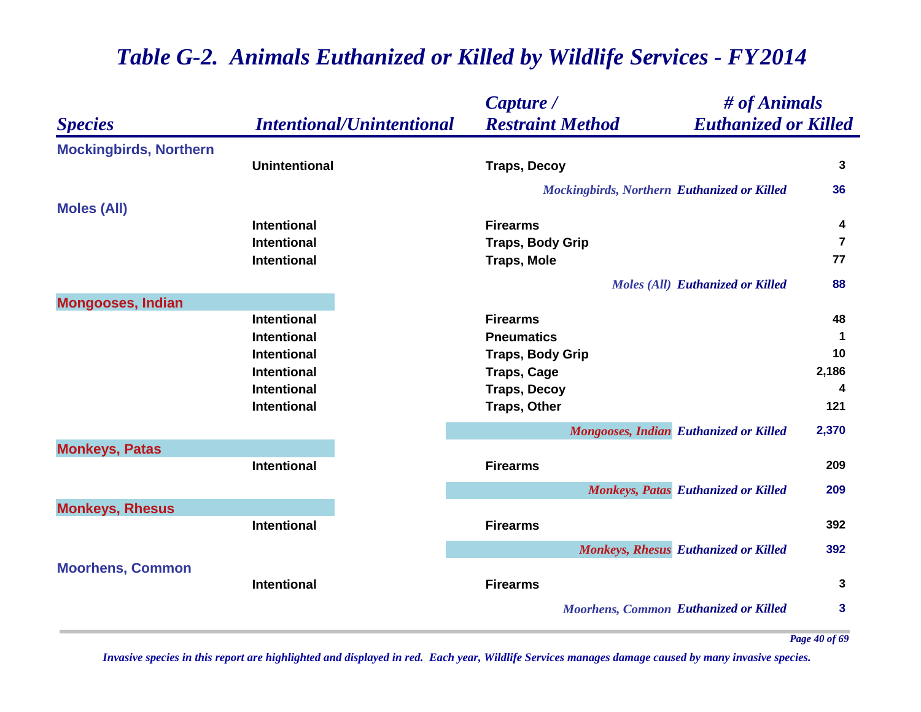# *Table G-2. Animals Euthanized or Killed by Wildlife Services - FY2014*

| *Species* | *Intentional/Unintentional* | *Capture / Restraint Method* | *# of Animals Euthanized or Killed* |
|---|---|---|---|
| **Mockingbirds, Northern** | | | |
| | Unintentional | Traps, Decoy | 3 |
| | | *Mockingbirds, Northern* ***Euthanized or Killed*** | **36** |
| **Moles (All)** | | | |
| | Intentional | Firearms | 4 |
| | Intentional | Traps, Body Grip | 7 |
| | Intentional | Traps, Mole | 77 |
| | | *Moles (All)* ***Euthanized or Killed*** | **88** |
| **Mongooses, Indian** | | | |
| | Intentional | Firearms | 48 |
| | Intentional | Pneumatics | 1 |
| | Intentional | Traps, Body Grip | 10 |
| | Intentional | Traps, Cage | 2,186 |
| | Intentional | Traps, Decoy | 4 |
| | Intentional | Traps, Other | 121 |
| | | *Mongooses, Indian* ***Euthanized or Killed*** | **2,370** |
| **Monkeys, Patas** | | | |
| | Intentional | Firearms | 209 |
| | | *Monkeys, Patas* ***Euthanized or Killed*** | **209** |
| **Monkeys, Rhesus** | | | |
| | Intentional | Firearms | 392 |
| | | *Monkeys, Rhesus* ***Euthanized or Killed*** | **392** |
| **Moorhens, Common** | | | |
| | Intentional | Firearms | 3 |
| | | *Moorhens, Common* ***Euthanized or Killed*** | **3** |

*Invasive species in this report are highlighted and displayed in red. Each year, Wildlife Services manages damage caused by many invasive species.*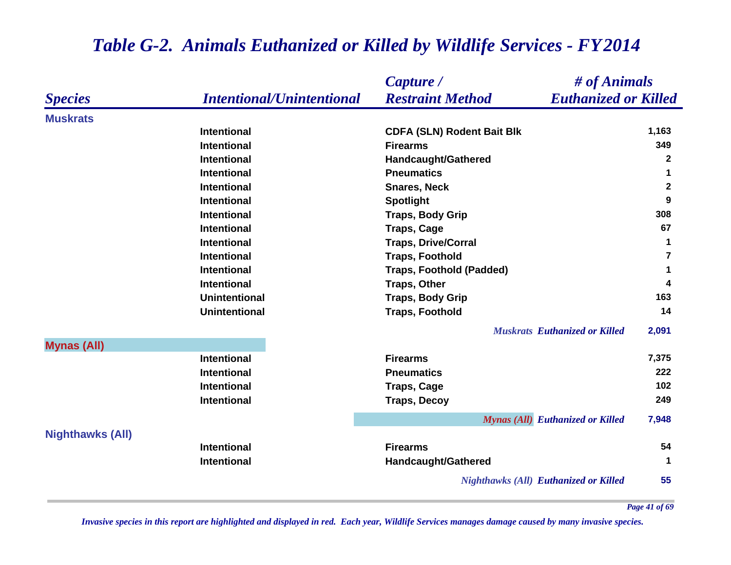# *Table G-2. Animals Euthanized or Killed by Wildlife Services - FY2014*

| *Species* | *Intentional/Unintentional* | *Capture / Restraint Method* | *# of Animals Euthanized or Killed* |
|---|---|---|---|
| **Muskrats** | | | |
| | Intentional | CDFA (SLN) Rodent Bait Blk | 1,163 |
| | Intentional | Firearms | 349 |
| | Intentional | Handcaught/Gathered | 2 |
| | Intentional | Pneumatics | 1 |
| | Intentional | Snares, Neck | 2 |
| | Intentional | Spotlight | 9 |
| | Intentional | Traps, Body Grip | 308 |
| | Intentional | Traps, Cage | 67 |
| | Intentional | Traps, Drive/Corral | 1 |
| | Intentional | Traps, Foothold | 7 |
| | Intentional | Traps, Foothold (Padded) | 1 |
| | Intentional | Traps, Other | 4 |
| | Unintentional | Traps, Body Grip | 163 |
| | Unintentional | Traps, Foothold | 14 |
| | | *Muskrats Euthanized or Killed* | **2,091** |
| **Mynas (All)** | | | |
| | Intentional | Firearms | 7,375 |
| | Intentional | Pneumatics | 222 |
| | Intentional | Traps, Cage | 102 |
| | Intentional | Traps, Decoy | 249 |
| | | *Mynas (All) Euthanized or Killed* | **7,948** |
| **Nighthawks (All)** | | | |
| | Intentional | Firearms | 54 |
| | Intentional | Handcaught/Gathered | 1 |
| | | *Nighthawks (All) Euthanized or Killed* | **55** |

*Invasive species in this report are highlighted and displayed in red. Each year, Wildlife Services manages damage caused by many invasive species.*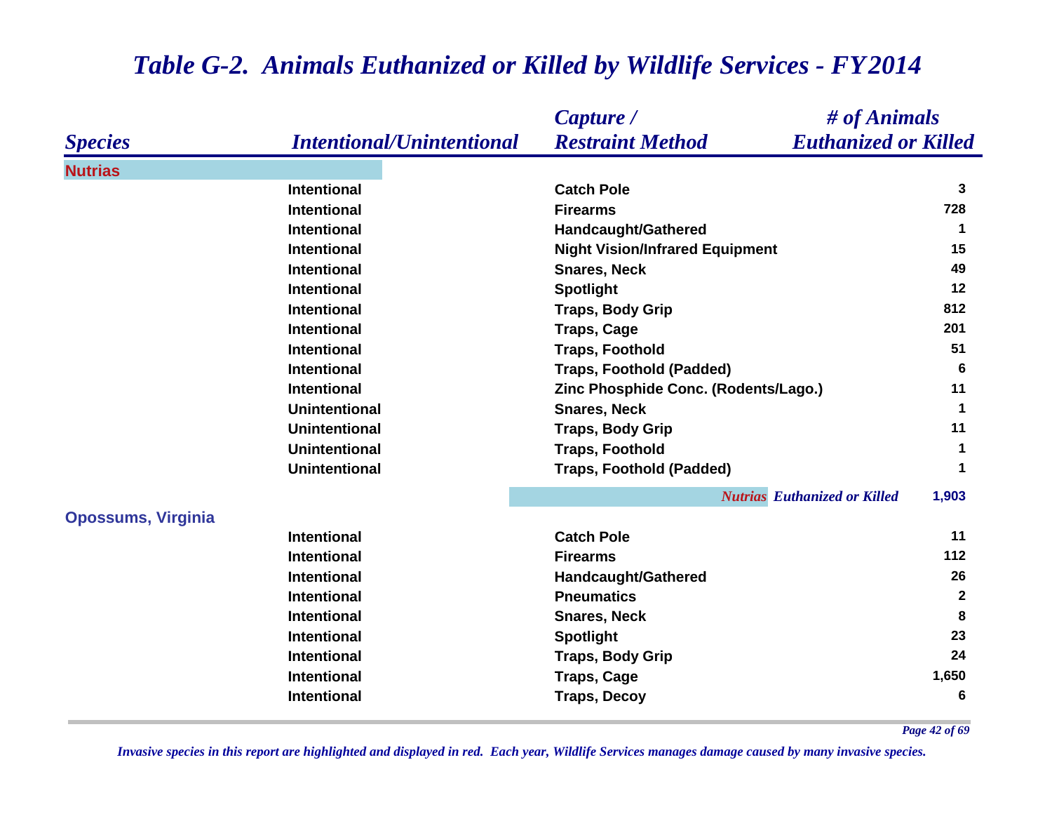# Table G-2. Animals Euthanized or Killed by Wildlife Services - FY2014

| Species | Intentional/Unintentional | Capture / Restraint Method | # of Animals Euthanized or Killed |
|---|---|---|---|
| **Nutrias** | | | |
| | Intentional | Catch Pole | 3 |
| | Intentional | Firearms | 728 |
| | Intentional | Handcaught/Gathered | 1 |
| | Intentional | Night Vision/Infrared Equipment | 15 |
| | Intentional | Snares, Neck | 49 |
| | Intentional | Spotlight | 12 |
| | Intentional | Traps, Body Grip | 812 |
| | Intentional | Traps, Cage | 201 |
| | Intentional | Traps, Foothold | 51 |
| | Intentional | Traps, Foothold (Padded) | 6 |
| | Intentional | Zinc Phosphide Conc. (Rodents/Lago.) | 11 |
| | Unintentional | Snares, Neck | 1 |
| | Unintentional | Traps, Body Grip | 11 |
| | Unintentional | Traps, Foothold | 1 |
| | Unintentional | Traps, Foothold (Padded) | 1 |
| | | *Nutrias Euthanized or Killed* | 1,903 |
| **Opossums, Virginia** | | | |
| | Intentional | Catch Pole | 11 |
| | Intentional | Firearms | 112 |
| | Intentional | Handcaught/Gathered | 26 |
| | Intentional | Pneumatics | 2 |
| | Intentional | Snares, Neck | 8 |
| | Intentional | Spotlight | 23 |
| | Intentional | Traps, Body Grip | 24 |
| | Intentional | Traps, Cage | 1,650 |
| | Intentional | Traps, Decoy | 6 |

*Invasive species in this report are highlighted and displayed in red. Each year, Wildlife Services manages damage caused by many invasive species.*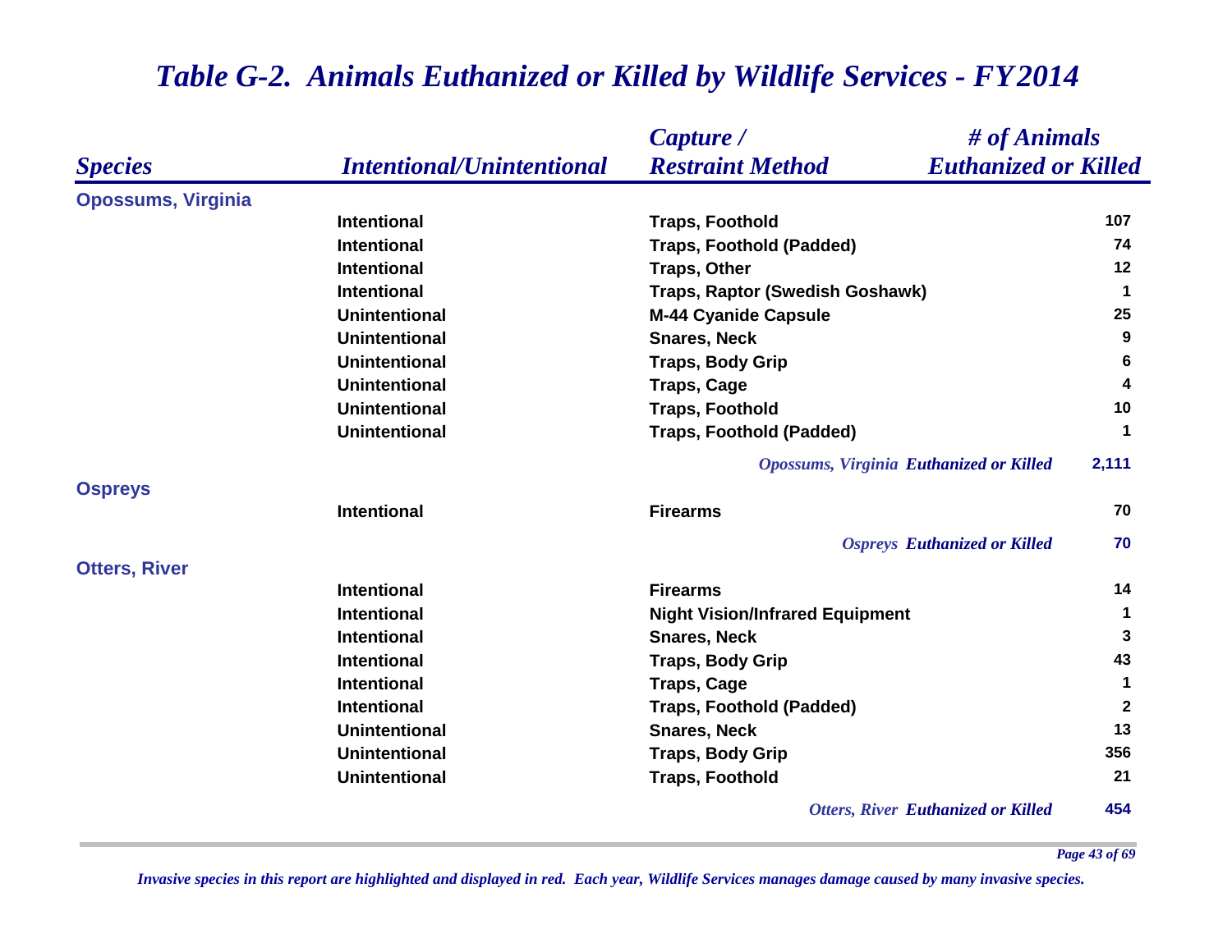# *Table G-2. Animals Euthanized or Killed by Wildlife Services - FY2014*

| *Species* | *Intentional/Unintentional* | *Capture / Restraint Method* | *# of Animals Euthanized or Killed* |
|---|---|---|---|
| **Opossums, Virginia** | | | |
| | Intentional | Traps, Foothold | 107 |
| | Intentional | Traps, Foothold (Padded) | 74 |
| | Intentional | Traps, Other | 12 |
| | Intentional | Traps, Raptor (Swedish Goshawk) | 1 |
| | Unintentional | M-44 Cyanide Capsule | 25 |
| | Unintentional | Snares, Neck | 9 |
| | Unintentional | Traps, Body Grip | 6 |
| | Unintentional | Traps, Cage | 4 |
| | Unintentional | Traps, Foothold | 10 |
| | Unintentional | Traps, Foothold (Padded) | 1 |
| | | *Opossums, Virginia* ***Euthanized or Killed*** | **2,111** |
| **Ospreys** | | | |
| | Intentional | Firearms | 70 |
| | | *Ospreys* ***Euthanized or Killed*** | **70** |
| **Otters, River** | | | |
| | Intentional | Firearms | 14 |
| | Intentional | Night Vision/Infrared Equipment | 1 |
| | Intentional | Snares, Neck | 3 |
| | Intentional | Traps, Body Grip | 43 |
| | Intentional | Traps, Cage | 1 |
| | Intentional | Traps, Foothold (Padded) | 2 |
| | Unintentional | Snares, Neck | 13 |
| | Unintentional | Traps, Body Grip | 356 |
| | Unintentional | Traps, Foothold | 21 |
| | | *Otters, River* ***Euthanized or Killed*** | **454** |

*Invasive species in this report are highlighted and displayed in red. Each year, Wildlife Services manages damage caused by many invasive species.*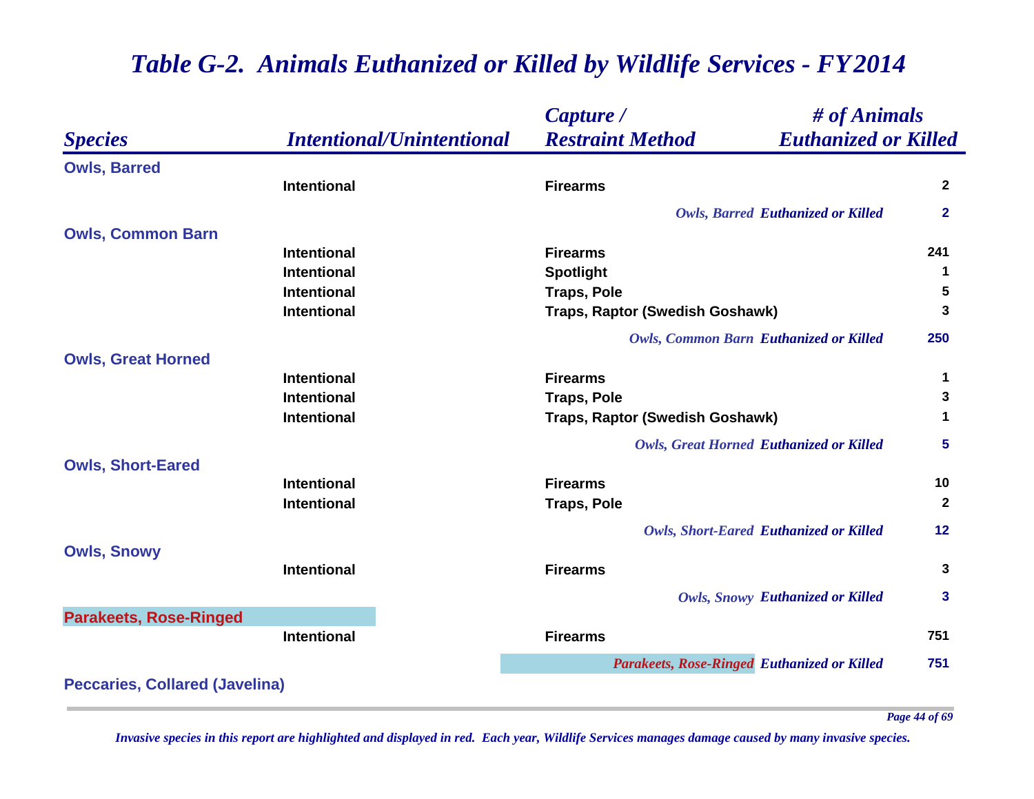# *Table G-2. Animals Euthanized or Killed by Wildlife Services - FY2014*

| *Species* | *Intentional/Unintentional* | *Capture / Restraint Method* | *# of Animals Euthanized or Killed* |
|---|---|---|---|
| **Owls, Barred** | | | |
| | Intentional | Firearms | 2 |
| | | *Owls, Barred* ***Euthanized or Killed*** | **2** |
| **Owls, Common Barn** | | | |
| | Intentional | Firearms | 241 |
| | Intentional | Spotlight | 1 |
| | Intentional | Traps, Pole | 5 |
| | Intentional | Traps, Raptor (Swedish Goshawk) | 3 |
| | | *Owls, Common Barn* ***Euthanized or Killed*** | **250** |
| **Owls, Great Horned** | | | |
| | Intentional | Firearms | 1 |
| | Intentional | Traps, Pole | 3 |
| | Intentional | Traps, Raptor (Swedish Goshawk) | 1 |
| | | *Owls, Great Horned* ***Euthanized or Killed*** | **5** |
| **Owls, Short-Eared** | | | |
| | Intentional | Firearms | 10 |
| | Intentional | Traps, Pole | 2 |
| | | *Owls, Short-Eared* ***Euthanized or Killed*** | **12** |
| **Owls, Snowy** | | | |
| | Intentional | Firearms | 3 |
| | | *Owls, Snowy* ***Euthanized or Killed*** | **3** |
| **Parakeets, Rose-Ringed** | | | |
| | Intentional | Firearms | 751 |
| | | *Parakeets, Rose-Ringed* ***Euthanized or Killed*** | **751** |
| **Peccaries, Collared (Javelina)** | | | |

*Invasive species in this report are highlighted and displayed in red. Each year, Wildlife Services manages damage caused by many invasive species.*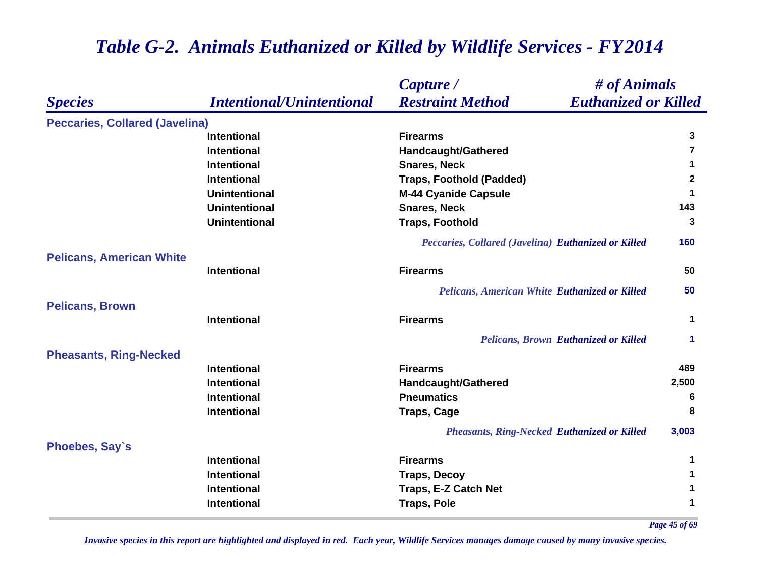# Table G-2. Animals Euthanized or Killed by Wildlife Services - FY2014

| Species | Intentional/Unintentional | Capture / Restraint Method | # of Animals Euthanized or Killed |
|---|---|---|---|
| **Peccaries, Collared (Javelina)** | | | |
| | Intentional | Firearms | 3 |
| | Intentional | Handcaught/Gathered | 7 |
| | Intentional | Snares, Neck | 1 |
| | Intentional | Traps, Foothold (Padded) | 2 |
| | Unintentional | M-44 Cyanide Capsule | 1 |
| | Unintentional | Snares, Neck | 143 |
| | Unintentional | Traps, Foothold | 3 |
| | | *Peccaries, Collared (Javelina) Euthanized or Killed* | 160 |
| **Pelicans, American White** | | | |
| | Intentional | Firearms | 50 |
| | | *Pelicans, American White Euthanized or Killed* | 50 |
| **Pelicans, Brown** | | | |
| | Intentional | Firearms | 1 |
| | | *Pelicans, Brown Euthanized or Killed* | 1 |
| **Pheasants, Ring-Necked** | | | |
| | Intentional | Firearms | 489 |
| | Intentional | Handcaught/Gathered | 2,500 |
| | Intentional | Pneumatics | 6 |
| | Intentional | Traps, Cage | 8 |
| | | *Pheasants, Ring-Necked Euthanized or Killed* | 3,003 |
| **Phoebes, Say`s** | | | |
| | Intentional | Firearms | 1 |
| | Intentional | Traps, Decoy | 1 |
| | Intentional | Traps, E-Z Catch Net | 1 |
| | Intentional | Traps, Pole | 1 |

*Invasive species in this report are highlighted and displayed in red. Each year, Wildlife Services manages damage caused by many invasive species.*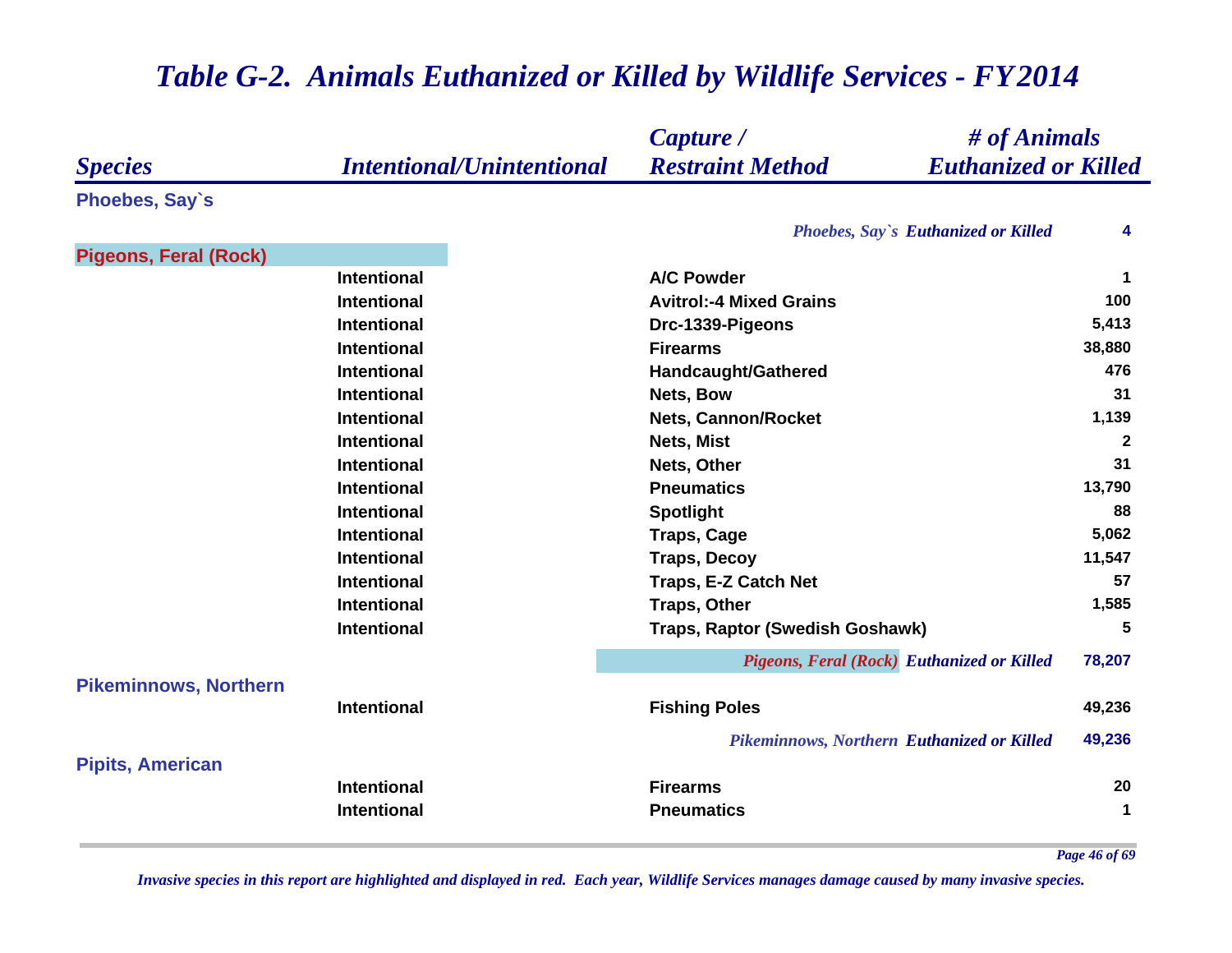# Table G-2. Animals Euthanized or Killed by Wildlife Services - FY2014

| Species | Intentional/Unintentional | Capture / Restraint Method | # of Animals Euthanized or Killed |
|---|---|---|---|
| **Phoebes, Say`s** | | | |
| | | *Phoebes, Say`s Euthanized or Killed* | 4 |
| **Pigeons, Feral (Rock)** | | | |
| | Intentional | A/C Powder | 1 |
| | Intentional | Avitrol:-4 Mixed Grains | 100 |
| | Intentional | Drc-1339-Pigeons | 5,413 |
| | Intentional | Firearms | 38,880 |
| | Intentional | Handcaught/Gathered | 476 |
| | Intentional | Nets, Bow | 31 |
| | Intentional | Nets, Cannon/Rocket | 1,139 |
| | Intentional | Nets, Mist | 2 |
| | Intentional | Nets, Other | 31 |
| | Intentional | Pneumatics | 13,790 |
| | Intentional | Spotlight | 88 |
| | Intentional | Traps, Cage | 5,062 |
| | Intentional | Traps, Decoy | 11,547 |
| | Intentional | Traps, E-Z Catch Net | 57 |
| | Intentional | Traps, Other | 1,585 |
| | Intentional | Traps, Raptor (Swedish Goshawk) | 5 |
| | | *Pigeons, Feral (Rock) Euthanized or Killed* | 78,207 |
| **Pikeminnows, Northern** | | | |
| | Intentional | Fishing Poles | 49,236 |
| | | *Pikeminnows, Northern Euthanized or Killed* | 49,236 |
| **Pipits, American** | | | |
| | Intentional | Firearms | 20 |
| | Intentional | Pneumatics | 1 |

*Invasive species in this report are highlighted and displayed in red. Each year, Wildlife Services manages damage caused by many invasive species.*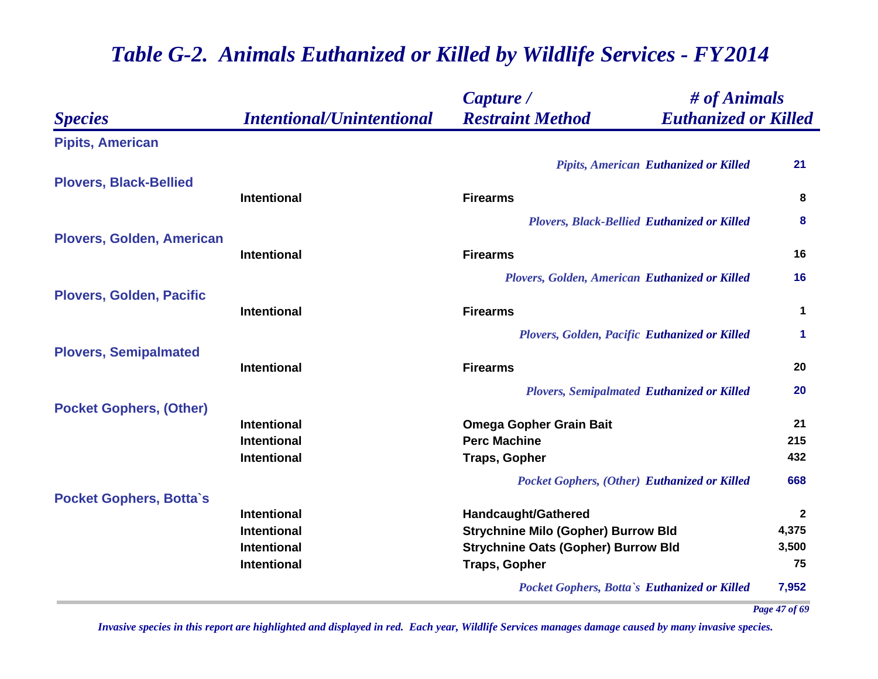# *Table G-2. Animals Euthanized or Killed by Wildlife Services - FY2014*

| *Species* | *Intentional/Unintentional* | *Capture / Restraint Method* | *# of Animals Euthanized or Killed* |
|---|---|---|---|
| **Pipits, American** | | | |
| | | *Pipits, American* ***Euthanized or Killed*** | **21** |
| **Plovers, Black-Bellied** | | | |
| | Intentional | Firearms | 8 |
| | | *Plovers, Black-Bellied* ***Euthanized or Killed*** | **8** |
| **Plovers, Golden, American** | | | |
| | Intentional | Firearms | 16 |
| | | *Plovers, Golden, American* ***Euthanized or Killed*** | **16** |
| **Plovers, Golden, Pacific** | | | |
| | Intentional | Firearms | 1 |
| | | *Plovers, Golden, Pacific* ***Euthanized or Killed*** | **1** |
| **Plovers, Semipalmated** | | | |
| | Intentional | Firearms | 20 |
| | | *Plovers, Semipalmated* ***Euthanized or Killed*** | **20** |
| **Pocket Gophers, (Other)** | | | |
| | Intentional | Omega Gopher Grain Bait | 21 |
| | Intentional | Perc Machine | 215 |
| | Intentional | Traps, Gopher | 432 |
| | | *Pocket Gophers, (Other)* ***Euthanized or Killed*** | **668** |
| **Pocket Gophers, Botta`s** | | | |
| | Intentional | Handcaught/Gathered | 2 |
| | Intentional | Strychnine Milo (Gopher) Burrow Bld | 4,375 |
| | Intentional | Strychnine Oats (Gopher) Burrow Bld | 3,500 |
| | Intentional | Traps, Gopher | 75 |
| | | *Pocket Gophers, Botta`s* ***Euthanized or Killed*** | **7,952** |

*Invasive species in this report are highlighted and displayed in red. Each year, Wildlife Services manages damage caused by many invasive species.*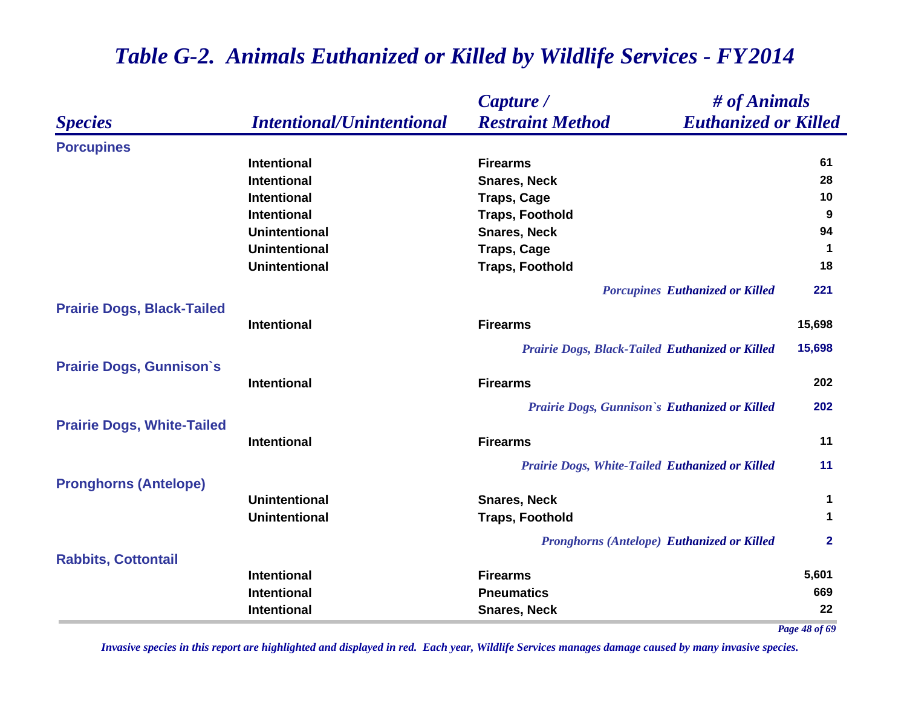# *Table G-2. Animals Euthanized or Killed by Wildlife Services - FY2014*

| *Species* | *Intentional/Unintentional* | *Capture / Restraint Method* | *# of Animals Euthanized or Killed* |
|---|---|---|---|
| **Porcupines** | | | |
| | Intentional | Firearms | 61 |
| | Intentional | Snares, Neck | 28 |
| | Intentional | Traps, Cage | 10 |
| | Intentional | Traps, Foothold | 9 |
| | Unintentional | Snares, Neck | 94 |
| | Unintentional | Traps, Cage | 1 |
| | Unintentional | Traps, Foothold | 18 |
| | | *Porcupines* ***Euthanized or Killed*** | **221** |
| **Prairie Dogs, Black-Tailed** | | | |
| | Intentional | Firearms | 15,698 |
| | | *Prairie Dogs, Black-Tailed* ***Euthanized or Killed*** | **15,698** |
| **Prairie Dogs, Gunnison`s** | | | |
| | Intentional | Firearms | 202 |
| | | *Prairie Dogs, Gunnison`s* ***Euthanized or Killed*** | **202** |
| **Prairie Dogs, White-Tailed** | | | |
| | Intentional | Firearms | 11 |
| | | *Prairie Dogs, White-Tailed* ***Euthanized or Killed*** | **11** |
| **Pronghorns (Antelope)** | | | |
| | Unintentional | Snares, Neck | 1 |
| | Unintentional | Traps, Foothold | 1 |
| | | *Pronghorns (Antelope)* ***Euthanized or Killed*** | **2** |
| **Rabbits, Cottontail** | | | |
| | Intentional | Firearms | 5,601 |
| | Intentional | Pneumatics | 669 |
| | Intentional | Snares, Neck | 22 |

*Invasive species in this report are highlighted and displayed in red. Each year, Wildlife Services manages damage caused by many invasive species.*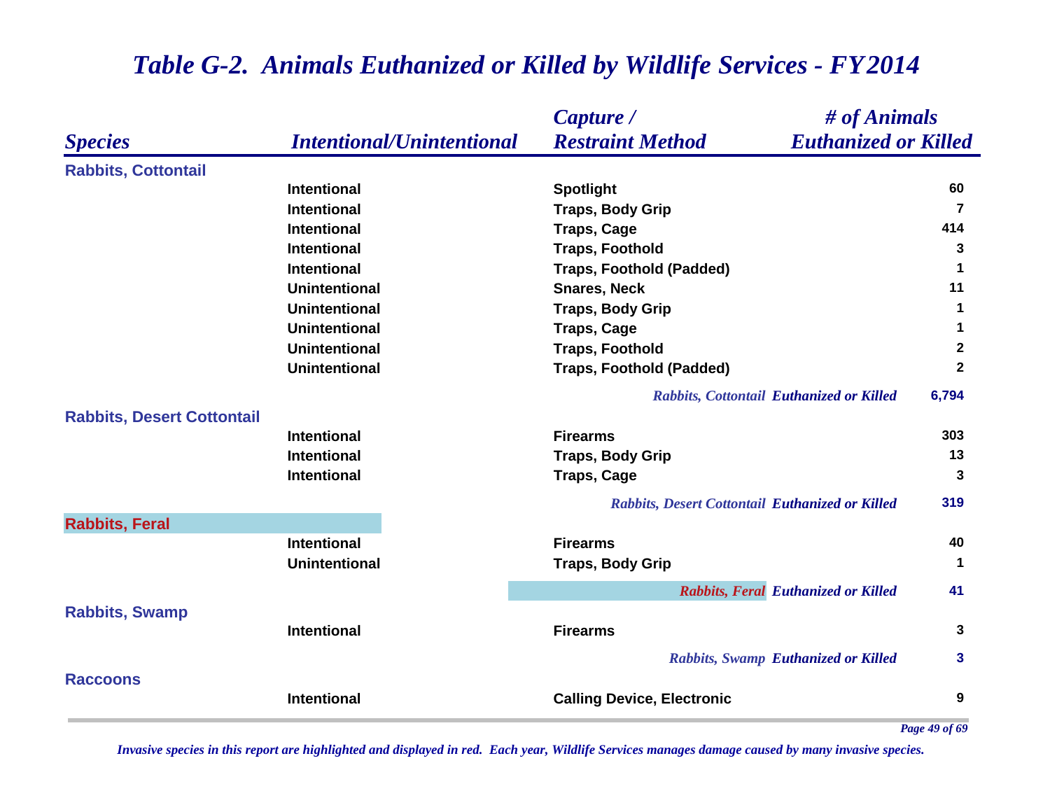# Table G-2. Animals Euthanized or Killed by Wildlife Services - FY2014

| Species | Intentional/Unintentional | Capture / Restraint Method | # of Animals Euthanized or Killed |
|---|---|---|---|
| **Rabbits, Cottontail** | | | |
| | Intentional | Spotlight | 60 |
| | Intentional | Traps, Body Grip | 7 |
| | Intentional | Traps, Cage | 414 |
| | Intentional | Traps, Foothold | 3 |
| | Intentional | Traps, Foothold (Padded) | 1 |
| | Unintentional | Snares, Neck | 11 |
| | Unintentional | Traps, Body Grip | 1 |
| | Unintentional | Traps, Cage | 1 |
| | Unintentional | Traps, Foothold | 2 |
| | Unintentional | Traps, Foothold (Padded) | 2 |
| | | *Rabbits, Cottontail* ***Euthanized or Killed*** | **6,794** |
| **Rabbits, Desert Cottontail** | | | |
| | Intentional | Firearms | 303 |
| | Intentional | Traps, Body Grip | 13 |
| | Intentional | Traps, Cage | 3 |
| | | *Rabbits, Desert Cottontail* ***Euthanized or Killed*** | **319** |
| **Rabbits, Feral** | | | |
| | Intentional | Firearms | 40 |
| | Unintentional | Traps, Body Grip | 1 |
| | | *Rabbits, Feral* ***Euthanized or Killed*** | **41** |
| **Rabbits, Swamp** | | | |
| | Intentional | Firearms | 3 |
| | | *Rabbits, Swamp* ***Euthanized or Killed*** | **3** |
| **Raccoons** | | | |
| | Intentional | Calling Device, Electronic | 9 |

*Invasive species in this report are highlighted and displayed in red. Each year, Wildlife Services manages damage caused by many invasive species.*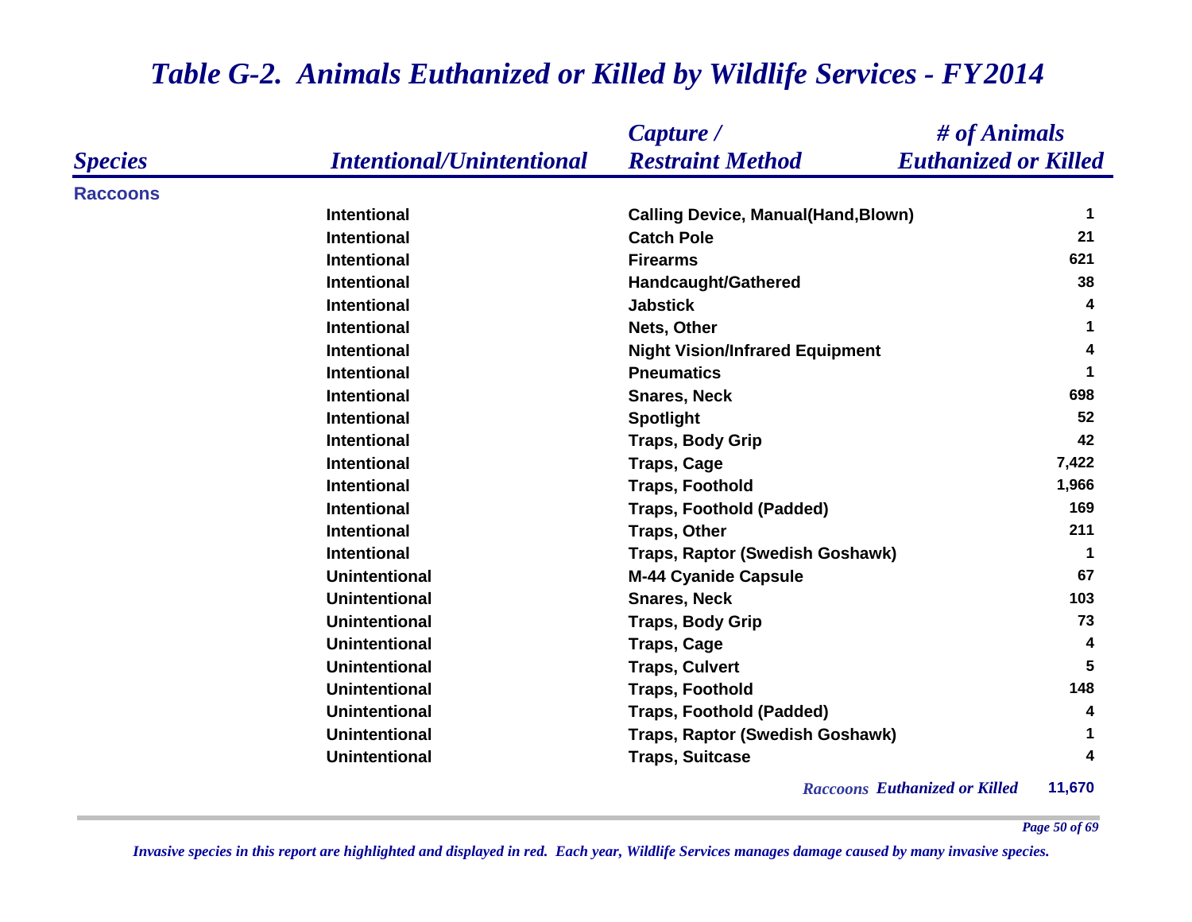# *Table G-2. Animals Euthanized or Killed by Wildlife Services - FY2014*

| *Species* | *Intentional/Unintentional* | *Capture / Restraint Method* | *# of Animals Euthanized or Killed* |
|---|---|---|---|
| **Raccoons** | | | |
| | Intentional | Calling Device, Manual(Hand,Blown) | 1 |
| | Intentional | Catch Pole | 21 |
| | Intentional | Firearms | 621 |
| | Intentional | Handcaught/Gathered | 38 |
| | Intentional | Jabstick | 4 |
| | Intentional | Nets, Other | 1 |
| | Intentional | Night Vision/Infrared Equipment | 4 |
| | Intentional | Pneumatics | 1 |
| | Intentional | Snares, Neck | 698 |
| | Intentional | Spotlight | 52 |
| | Intentional | Traps, Body Grip | 42 |
| | Intentional | Traps, Cage | 7,422 |
| | Intentional | Traps, Foothold | 1,966 |
| | Intentional | Traps, Foothold (Padded) | 169 |
| | Intentional | Traps, Other | 211 |
| | Intentional | Traps, Raptor (Swedish Goshawk) | 1 |
| | Unintentional | M-44 Cyanide Capsule | 67 |
| | Unintentional | Snares, Neck | 103 |
| | Unintentional | Traps, Body Grip | 73 |
| | Unintentional | Traps, Cage | 4 |
| | Unintentional | Traps, Culvert | 5 |
| | Unintentional | Traps, Foothold | 148 |
| | Unintentional | Traps, Foothold (Padded) | 4 |
| | Unintentional | Traps, Raptor (Swedish Goshawk) | 1 |
| | Unintentional | Traps, Suitcase | 4 |
| | | *Raccoons* ***Euthanized or Killed*** | **11,670** |

*Invasive species in this report are highlighted and displayed in red. Each year, Wildlife Services manages damage caused by many invasive species.*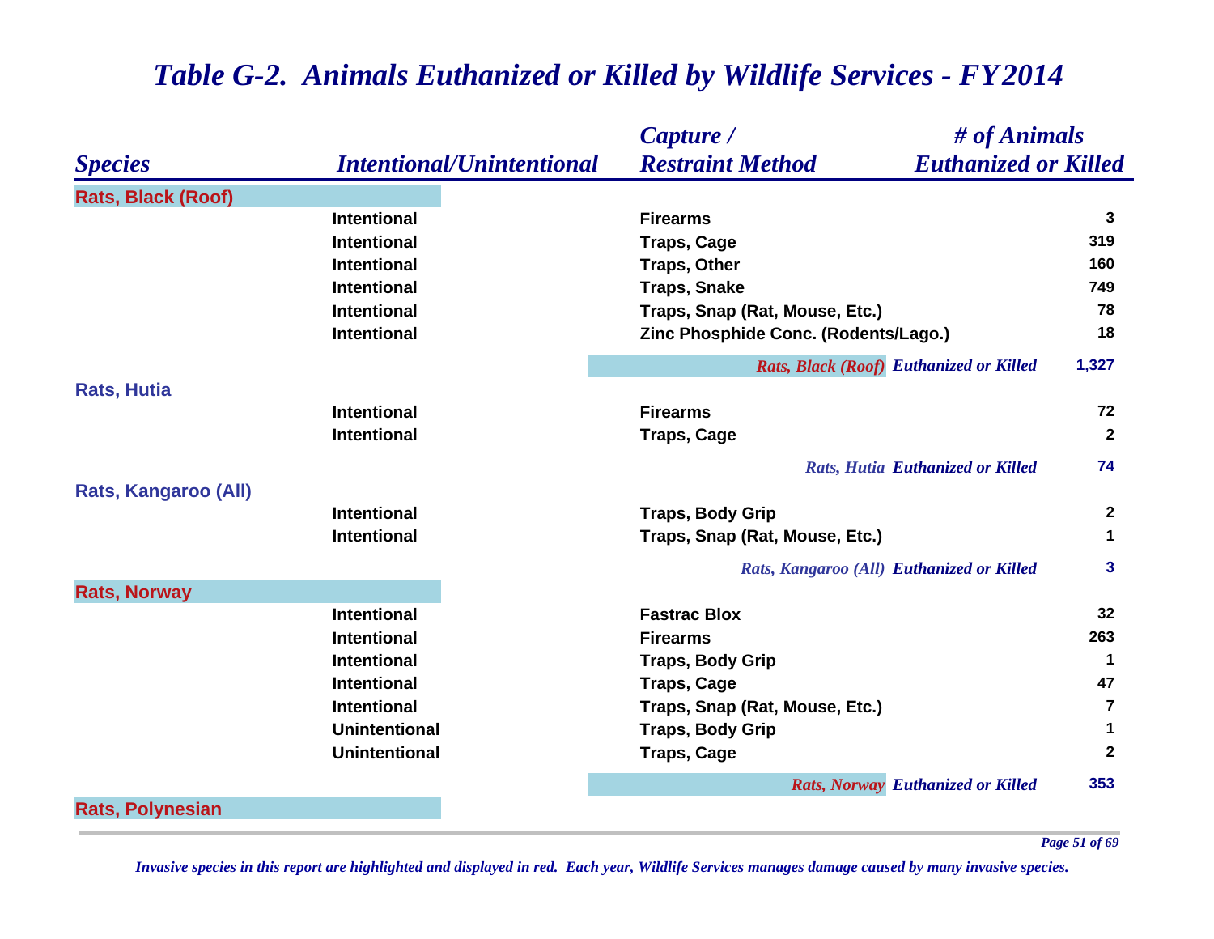# *Table G-2. Animals Euthanized or Killed by Wildlife Services - FY2014*

| *Species* | *Intentional/Unintentional* | *Capture / Restraint Method* | *# of Animals Euthanized or Killed* |
|---|---|---|---|
| **Rats, Black (Roof)** | | | |
| | Intentional | Firearms | 3 |
| | Intentional | Traps, Cage | 319 |
| | Intentional | Traps, Other | 160 |
| | Intentional | Traps, Snake | 749 |
| | Intentional | Traps, Snap (Rat, Mouse, Etc.) | 78 |
| | Intentional | Zinc Phosphide Conc. (Rodents/Lago.) | 18 |
| | | *Rats, Black (Roof) Euthanized or Killed* | **1,327** |
| **Rats, Hutia** | | | |
| | Intentional | Firearms | 72 |
| | Intentional | Traps, Cage | 2 |
| | | *Rats, Hutia Euthanized or Killed* | **74** |
| **Rats, Kangaroo (All)** | | | |
| | Intentional | Traps, Body Grip | 2 |
| | Intentional | Traps, Snap (Rat, Mouse, Etc.) | 1 |
| | | *Rats, Kangaroo (All) Euthanized or Killed* | **3** |
| **Rats, Norway** | | | |
| | Intentional | Fastrac Blox | 32 |
| | Intentional | Firearms | 263 |
| | Intentional | Traps, Body Grip | 1 |
| | Intentional | Traps, Cage | 47 |
| | Intentional | Traps, Snap (Rat, Mouse, Etc.) | 7 |
| | Unintentional | Traps, Body Grip | 1 |
| | Unintentional | Traps, Cage | 2 |
| | | *Rats, Norway Euthanized or Killed* | **353** |
| **Rats, Polynesian** | | | |

*Invasive species in this report are highlighted and displayed in red. Each year, Wildlife Services manages damage caused by many invasive species.*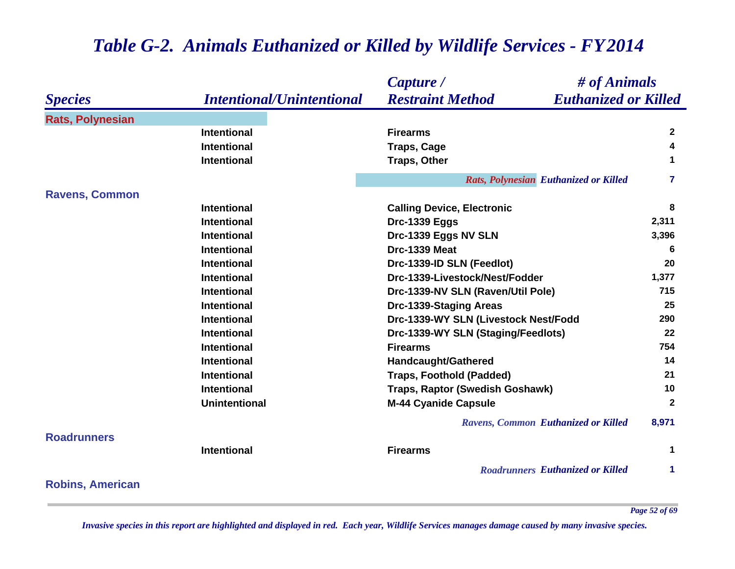# *Table G-2. Animals Euthanized or Killed by Wildlife Services - FY2014*

| *Species* | *Intentional/Unintentional* | *Capture / Restraint Method* | *# of Animals Euthanized or Killed* |
|---|---|---|---|
| **Rats, Polynesian** | | | |
| | Intentional | Firearms | 2 |
| | Intentional | Traps, Cage | 4 |
| | Intentional | Traps, Other | 1 |
| | | *Rats, Polynesian Euthanized or Killed* | 7 |
| **Ravens, Common** | | | |
| | Intentional | Calling Device, Electronic | 8 |
| | Intentional | Drc-1339 Eggs | 2,311 |
| | Intentional | Drc-1339 Eggs NV SLN | 3,396 |
| | Intentional | Drc-1339 Meat | 6 |
| | Intentional | Drc-1339-ID SLN (Feedlot) | 20 |
| | Intentional | Drc-1339-Livestock/Nest/Fodder | 1,377 |
| | Intentional | Drc-1339-NV SLN (Raven/Util Pole) | 715 |
| | Intentional | Drc-1339-Staging Areas | 25 |
| | Intentional | Drc-1339-WY SLN (Livestock Nest/Fodd | 290 |
| | Intentional | Drc-1339-WY SLN (Staging/Feedlots) | 22 |
| | Intentional | Firearms | 754 |
| | Intentional | Handcaught/Gathered | 14 |
| | Intentional | Traps, Foothold (Padded) | 21 |
| | Intentional | Traps, Raptor (Swedish Goshawk) | 10 |
| | Unintentional | M-44 Cyanide Capsule | 2 |
| | | *Ravens, Common Euthanized or Killed* | 8,971 |
| **Roadrunners** | | | |
| | Intentional | Firearms | 1 |
| | | *Roadrunners Euthanized or Killed* | 1 |
| **Robins, American** | | | |

*Invasive species in this report are highlighted and displayed in red. Each year, Wildlife Services manages damage caused by many invasive species.*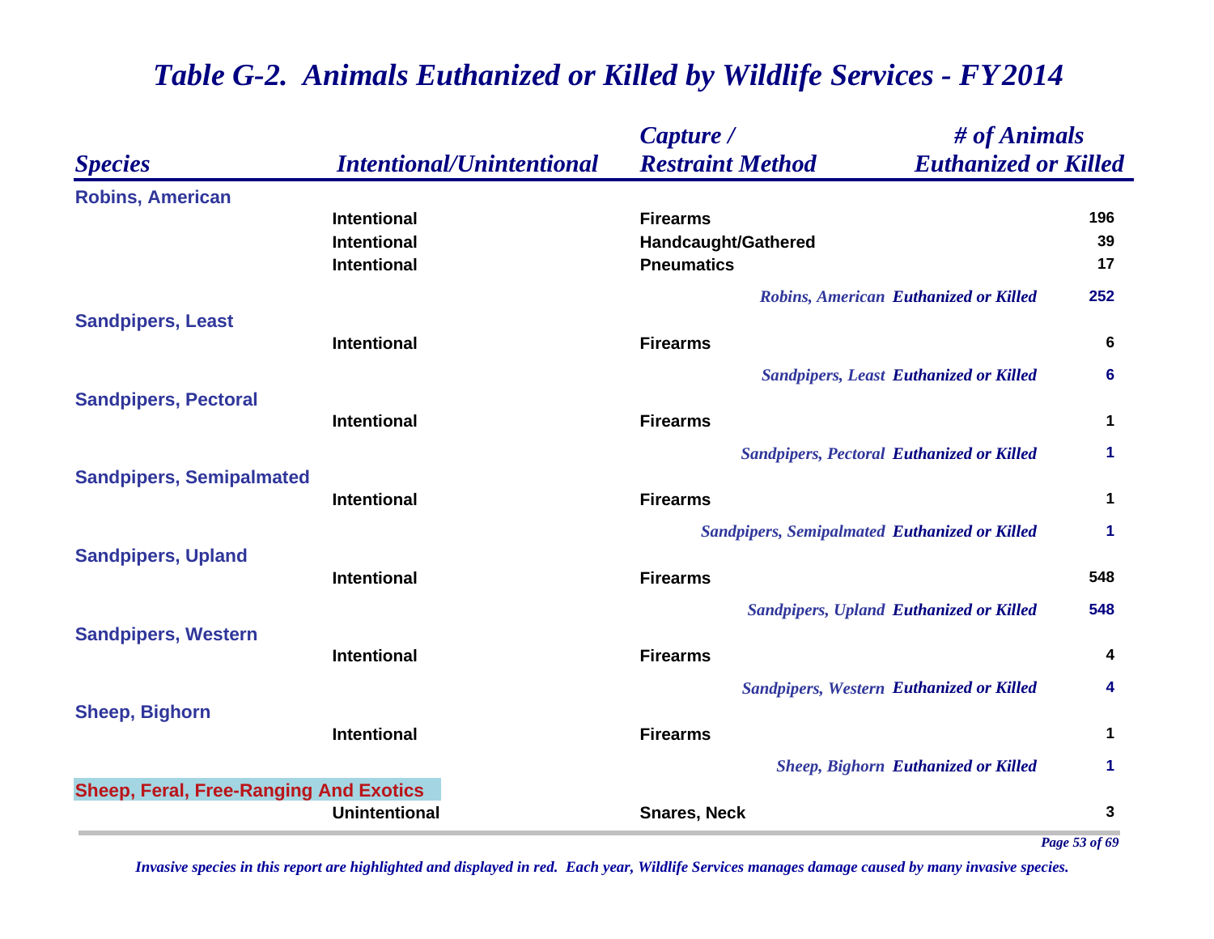# *Table G-2. Animals Euthanized or Killed by Wildlife Services - FY2014*

| *Species* | *Intentional/Unintentional* | *Capture / Restraint Method* | *# of Animals Euthanized or Killed* |
|---|---|---|---|
| **Robins, American** | | | |
| | Intentional | Firearms | 196 |
| | Intentional | Handcaught/Gathered | 39 |
| | Intentional | Pneumatics | 17 |
| | | *Robins, American* ***Euthanized or Killed*** | **252** |
| **Sandpipers, Least** | | | |
| | Intentional | Firearms | 6 |
| | | *Sandpipers, Least* ***Euthanized or Killed*** | **6** |
| **Sandpipers, Pectoral** | | | |
| | Intentional | Firearms | 1 |
| | | *Sandpipers, Pectoral* ***Euthanized or Killed*** | **1** |
| **Sandpipers, Semipalmated** | | | |
| | Intentional | Firearms | 1 |
| | | *Sandpipers, Semipalmated* ***Euthanized or Killed*** | **1** |
| **Sandpipers, Upland** | | | |
| | Intentional | Firearms | 548 |
| | | *Sandpipers, Upland* ***Euthanized or Killed*** | **548** |
| **Sandpipers, Western** | | | |
| | Intentional | Firearms | 4 |
| | | *Sandpipers, Western* ***Euthanized or Killed*** | **4** |
| **Sheep, Bighorn** | | | |
| | Intentional | Firearms | 1 |
| | | *Sheep, Bighorn* ***Euthanized or Killed*** | **1** |
| **Sheep, Feral, Free-Ranging And Exotics** | | | |
| | Unintentional | Snares, Neck | 3 |

*Invasive species in this report are highlighted and displayed in red. Each year, Wildlife Services manages damage caused by many invasive species.*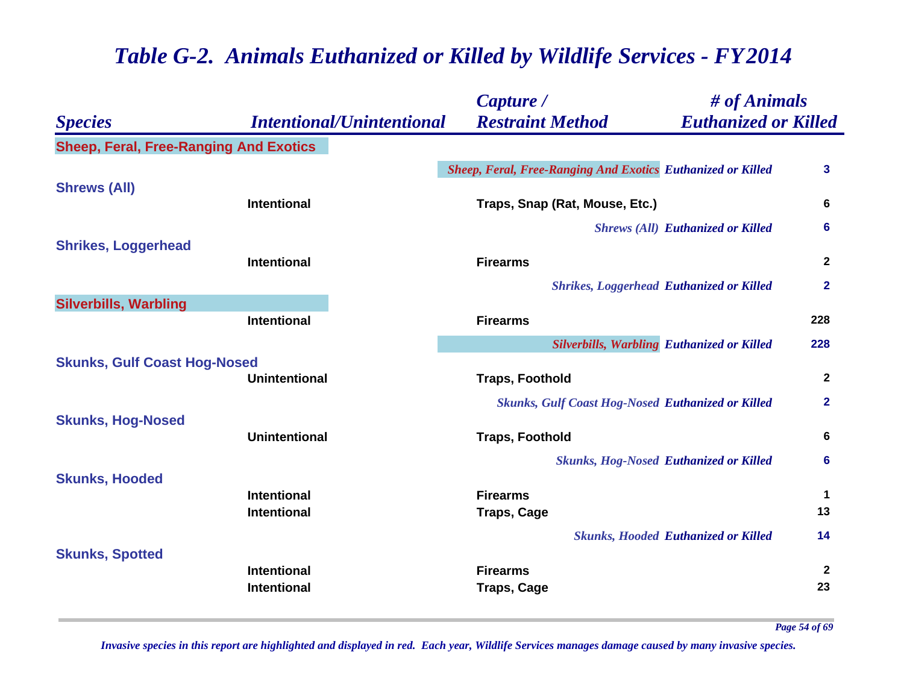# Table G-2. Animals Euthanized or Killed by Wildlife Services - FY2014

| Species | Intentional/Unintentional | Capture / Restraint Method | # of Animals Euthanized or Killed |
|---|---|---|---|
| **Sheep, Feral, Free-Ranging And Exotics** | | | |
| | | *Sheep, Feral, Free-Ranging And Exotics* ***Euthanized or Killed*** | 3 |
| **Shrews (All)** | | | |
| | Intentional | Traps, Snap (Rat, Mouse, Etc.) | 6 |
| | | *Shrews (All)* ***Euthanized or Killed*** | 6 |
| **Shrikes, Loggerhead** | | | |
| | Intentional | Firearms | 2 |
| | | *Shrikes, Loggerhead* ***Euthanized or Killed*** | 2 |
| **Silverbills, Warbling** | | | |
| | Intentional | Firearms | 228 |
| | | *Silverbills, Warbling* ***Euthanized or Killed*** | 228 |
| **Skunks, Gulf Coast Hog-Nosed** | | | |
| | Unintentional | Traps, Foothold | 2 |
| | | *Skunks, Gulf Coast Hog-Nosed* ***Euthanized or Killed*** | 2 |
| **Skunks, Hog-Nosed** | | | |
| | Unintentional | Traps, Foothold | 6 |
| | | *Skunks, Hog-Nosed* ***Euthanized or Killed*** | 6 |
| **Skunks, Hooded** | | | |
| | Intentional | Firearms | 1 |
| | Intentional | Traps, Cage | 13 |
| | | *Skunks, Hooded* ***Euthanized or Killed*** | 14 |
| **Skunks, Spotted** | | | |
| | Intentional | Firearms | 2 |
| | Intentional | Traps, Cage | 23 |

*Invasive species in this report are highlighted and displayed in red. Each year, Wildlife Services manages damage caused by many invasive species.*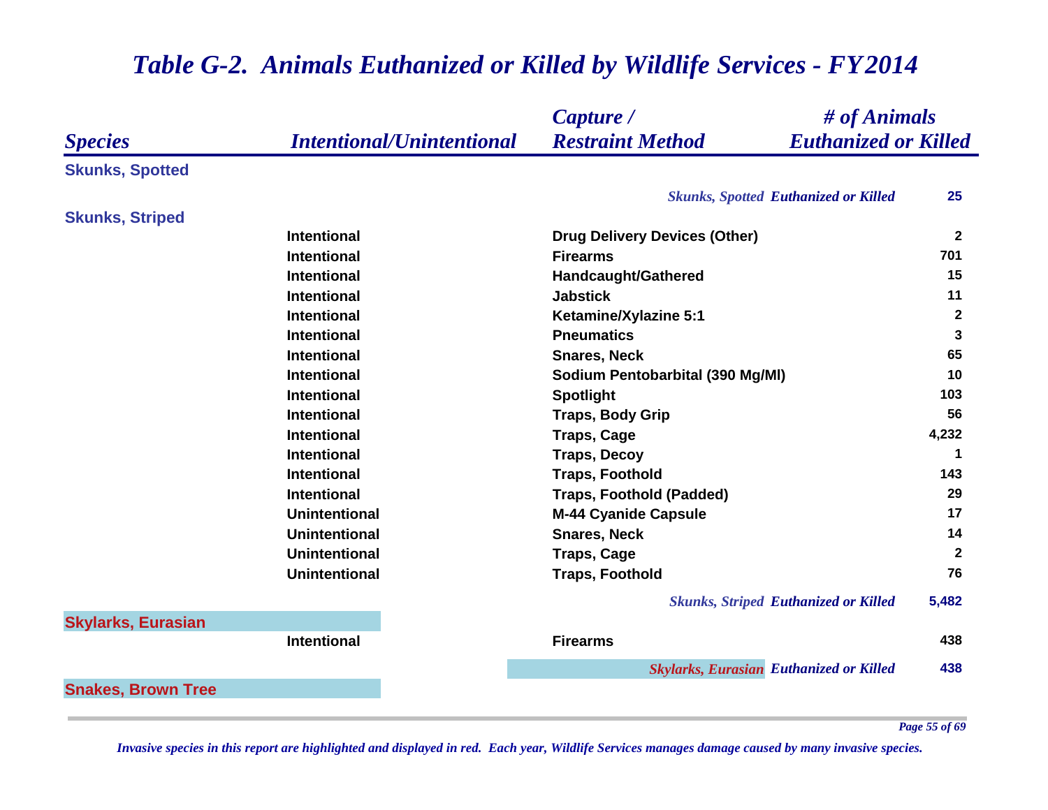# *Table G-2. Animals Euthanized or Killed by Wildlife Services - FY2014*

| *Species* | *Intentional/Unintentional* | *Capture / Restraint Method* | *# of Animals Euthanized or Killed* |
|---|---|---|---|
| **Skunks, Spotted** | | | |
| | | *Skunks, Spotted* ***Euthanized or Killed*** | **25** |
| **Skunks, Striped** | | | |
| | Intentional | Drug Delivery Devices (Other) | 2 |
| | Intentional | Firearms | 701 |
| | Intentional | Handcaught/Gathered | 15 |
| | Intentional | Jabstick | 11 |
| | Intentional | Ketamine/Xylazine 5:1 | 2 |
| | Intentional | Pneumatics | 3 |
| | Intentional | Snares, Neck | 65 |
| | Intentional | Sodium Pentobarbital (390 Mg/Ml) | 10 |
| | Intentional | Spotlight | 103 |
| | Intentional | Traps, Body Grip | 56 |
| | Intentional | Traps, Cage | 4,232 |
| | Intentional | Traps, Decoy | 1 |
| | Intentional | Traps, Foothold | 143 |
| | Intentional | Traps, Foothold (Padded) | 29 |
| | Unintentional | M-44 Cyanide Capsule | 17 |
| | Unintentional | Snares, Neck | 14 |
| | Unintentional | Traps, Cage | 2 |
| | Unintentional | Traps, Foothold | 76 |
| | | *Skunks, Striped* ***Euthanized or Killed*** | **5,482** |
| **Skylarks, Eurasian** | | | |
| | Intentional | Firearms | 438 |
| | | *Skylarks, Eurasian* ***Euthanized or Killed*** | **438** |
| **Snakes, Brown Tree** | | | |

*Invasive species in this report are highlighted and displayed in red. Each year, Wildlife Services manages damage caused by many invasive species.*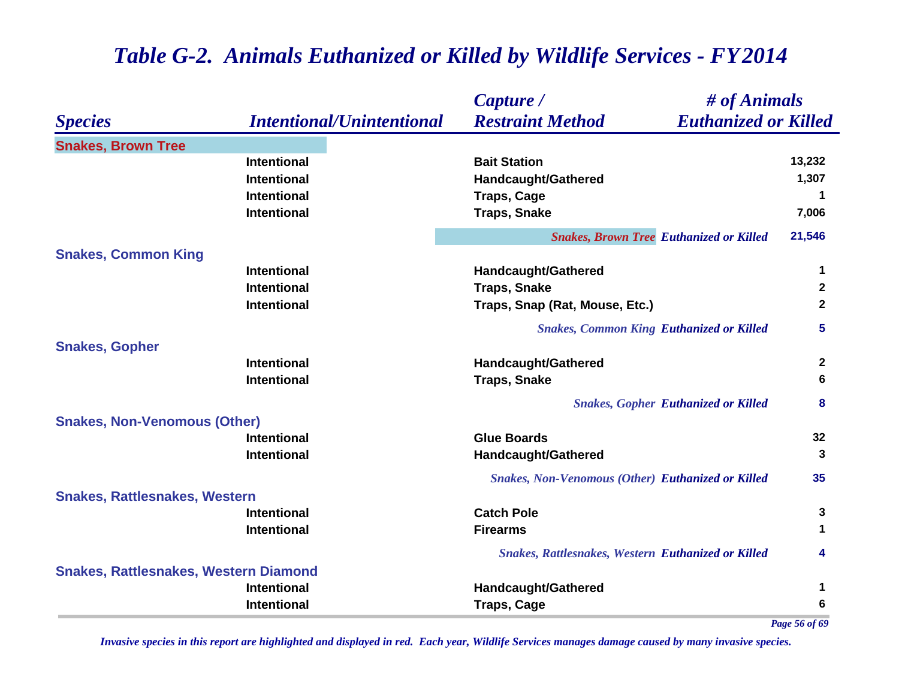# *Table G-2. Animals Euthanized or Killed by Wildlife Services - FY2014*

| *Species* | *Intentional/Unintentional* | *Capture / Restraint Method* | *# of Animals Euthanized or Killed* |
|---|---|---|---|
| **Snakes, Brown Tree** | | | |
| | Intentional | Bait Station | 13,232 |
| | Intentional | Handcaught/Gathered | 1,307 |
| | Intentional | Traps, Cage | 1 |
| | Intentional | Traps, Snake | 7,006 |
| | | *Snakes, Brown Tree Euthanized or Killed* | **21,546** |
| **Snakes, Common King** | | | |
| | Intentional | Handcaught/Gathered | 1 |
| | Intentional | Traps, Snake | 2 |
| | Intentional | Traps, Snap (Rat, Mouse, Etc.) | 2 |
| | | *Snakes, Common King Euthanized or Killed* | **5** |
| **Snakes, Gopher** | | | |
| | Intentional | Handcaught/Gathered | 2 |
| | Intentional | Traps, Snake | 6 |
| | | *Snakes, Gopher Euthanized or Killed* | **8** |
| **Snakes, Non-Venomous (Other)** | | | |
| | Intentional | Glue Boards | 32 |
| | Intentional | Handcaught/Gathered | 3 |
| | | *Snakes, Non-Venomous (Other) Euthanized or Killed* | **35** |
| **Snakes, Rattlesnakes, Western** | | | |
| | Intentional | Catch Pole | 3 |
| | Intentional | Firearms | 1 |
| | | *Snakes, Rattlesnakes, Western Euthanized or Killed* | **4** |
| **Snakes, Rattlesnakes, Western Diamond** | | | |
| | Intentional | Handcaught/Gathered | 1 |
| | Intentional | Traps, Cage | 6 |

*Invasive species in this report are highlighted and displayed in red. Each year, Wildlife Services manages damage caused by many invasive species.*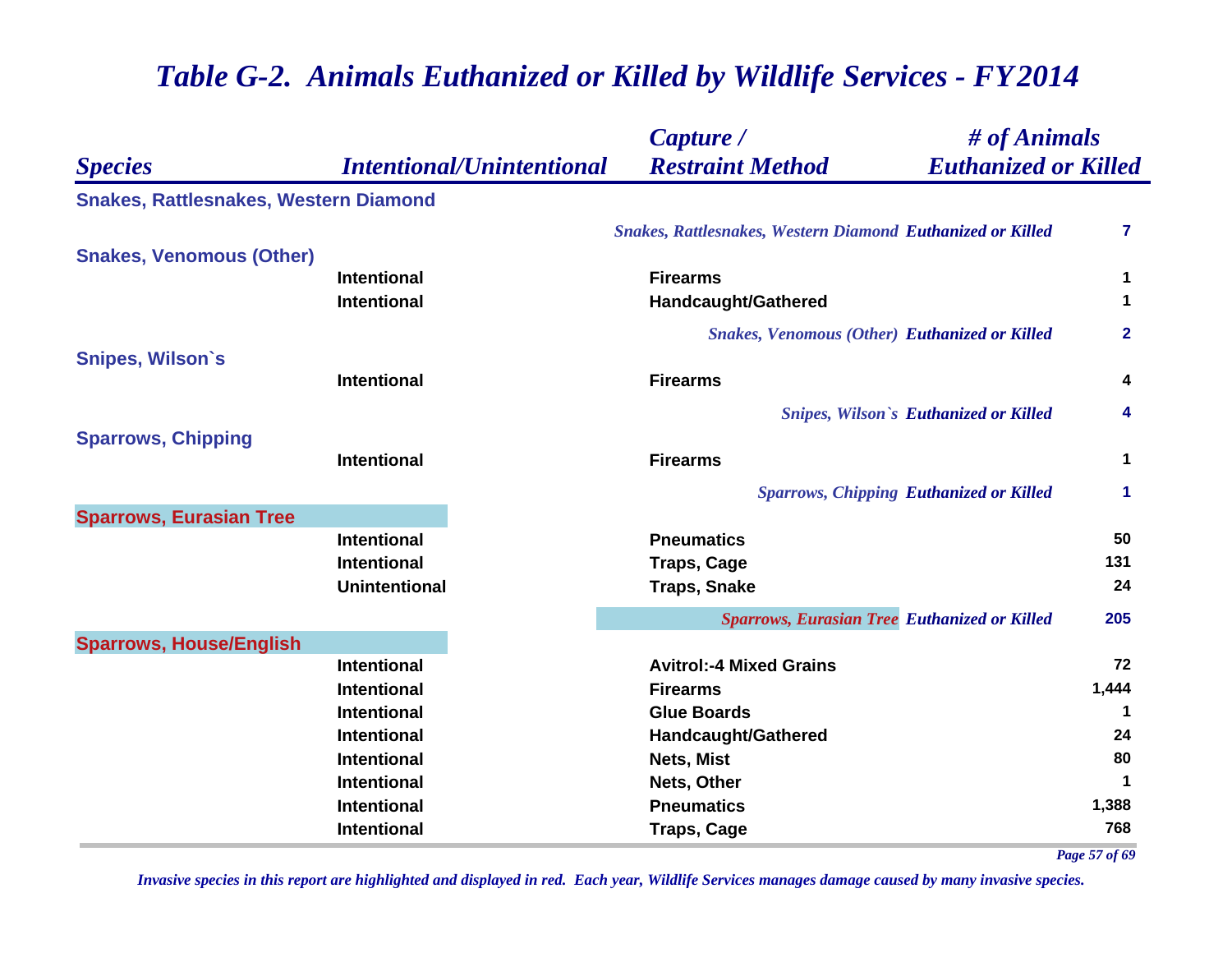# *Table G-2. Animals Euthanized or Killed by Wildlife Services - FY2014*

| *Species* | *Intentional/Unintentional* | *Capture / Restraint Method* | *# of Animals Euthanized or Killed* |
|---|---|---|---|
| **Snakes, Rattlesnakes, Western Diamond** | | | |
| | | *Snakes, Rattlesnakes, Western Diamond* ***Euthanized or Killed*** | **7** |
| **Snakes, Venomous (Other)** | | | |
| | Intentional | Firearms | 1 |
| | Intentional | Handcaught/Gathered | 1 |
| | | *Snakes, Venomous (Other)* ***Euthanized or Killed*** | **2** |
| **Snipes, Wilson`s** | | | |
| | Intentional | Firearms | 4 |
| | | *Snipes, Wilson`s* ***Euthanized or Killed*** | **4** |
| **Sparrows, Chipping** | | | |
| | Intentional | Firearms | 1 |
| | | *Sparrows, Chipping* ***Euthanized or Killed*** | **1** |
| **Sparrows, Eurasian Tree** | | | |
| | Intentional | Pneumatics | 50 |
| | Intentional | Traps, Cage | 131 |
| | Unintentional | Traps, Snake | 24 |
| | | *Sparrows, Eurasian Tree* ***Euthanized or Killed*** | **205** |
| **Sparrows, House/English** | | | |
| | Intentional | Avitrol:-4 Mixed Grains | 72 |
| | Intentional | Firearms | 1,444 |
| | Intentional | Glue Boards | 1 |
| | Intentional | Handcaught/Gathered | 24 |
| | Intentional | Nets, Mist | 80 |
| | Intentional | Nets, Other | 1 |
| | Intentional | Pneumatics | 1,388 |
| | Intentional | Traps, Cage | 768 |

*Invasive species in this report are highlighted and displayed in red. Each year, Wildlife Services manages damage caused by many invasive species.*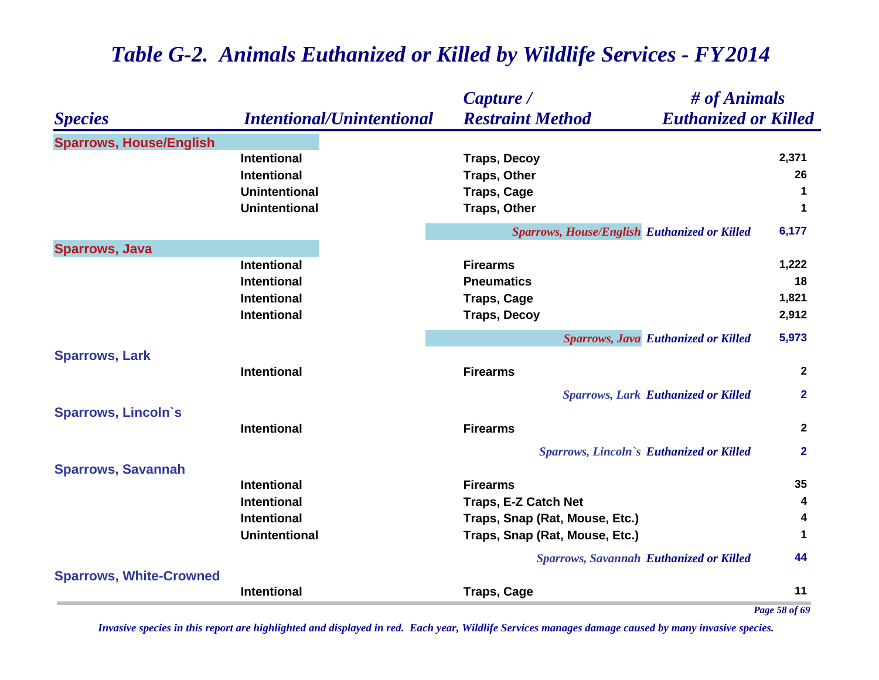# Table G-2. Animals Euthanized or Killed by Wildlife Services - FY2014

| Species | Intentional/Unintentional | Capture / Restraint Method | # of Animals Euthanized or Killed |
|---|---|---|---|
| **Sparrows, House/English** | | | |
| | Intentional | Traps, Decoy | 2,371 |
| | Intentional | Traps, Other | 26 |
| | Unintentional | Traps, Cage | 1 |
| | Unintentional | Traps, Other | 1 |
| | | *Sparrows, House/English Euthanized or Killed* | 6,177 |
| **Sparrows, Java** | | | |
| | Intentional | Firearms | 1,222 |
| | Intentional | Pneumatics | 18 |
| | Intentional | Traps, Cage | 1,821 |
| | Intentional | Traps, Decoy | 2,912 |
| | | *Sparrows, Java Euthanized or Killed* | 5,973 |
| **Sparrows, Lark** | | | |
| | Intentional | Firearms | 2 |
| | | *Sparrows, Lark Euthanized or Killed* | 2 |
| **Sparrows, Lincoln`s** | | | |
| | Intentional | Firearms | 2 |
| | | *Sparrows, Lincoln`s Euthanized or Killed* | 2 |
| **Sparrows, Savannah** | | | |
| | Intentional | Firearms | 35 |
| | Intentional | Traps, E-Z Catch Net | 4 |
| | Intentional | Traps, Snap (Rat, Mouse, Etc.) | 4 |
| | Unintentional | Traps, Snap (Rat, Mouse, Etc.) | 1 |
| | | *Sparrows, Savannah Euthanized or Killed* | 44 |
| **Sparrows, White-Crowned** | | | |
| | Intentional | Traps, Cage | 11 |

*Invasive species in this report are highlighted and displayed in red. Each year, Wildlife Services manages damage caused by many invasive species.*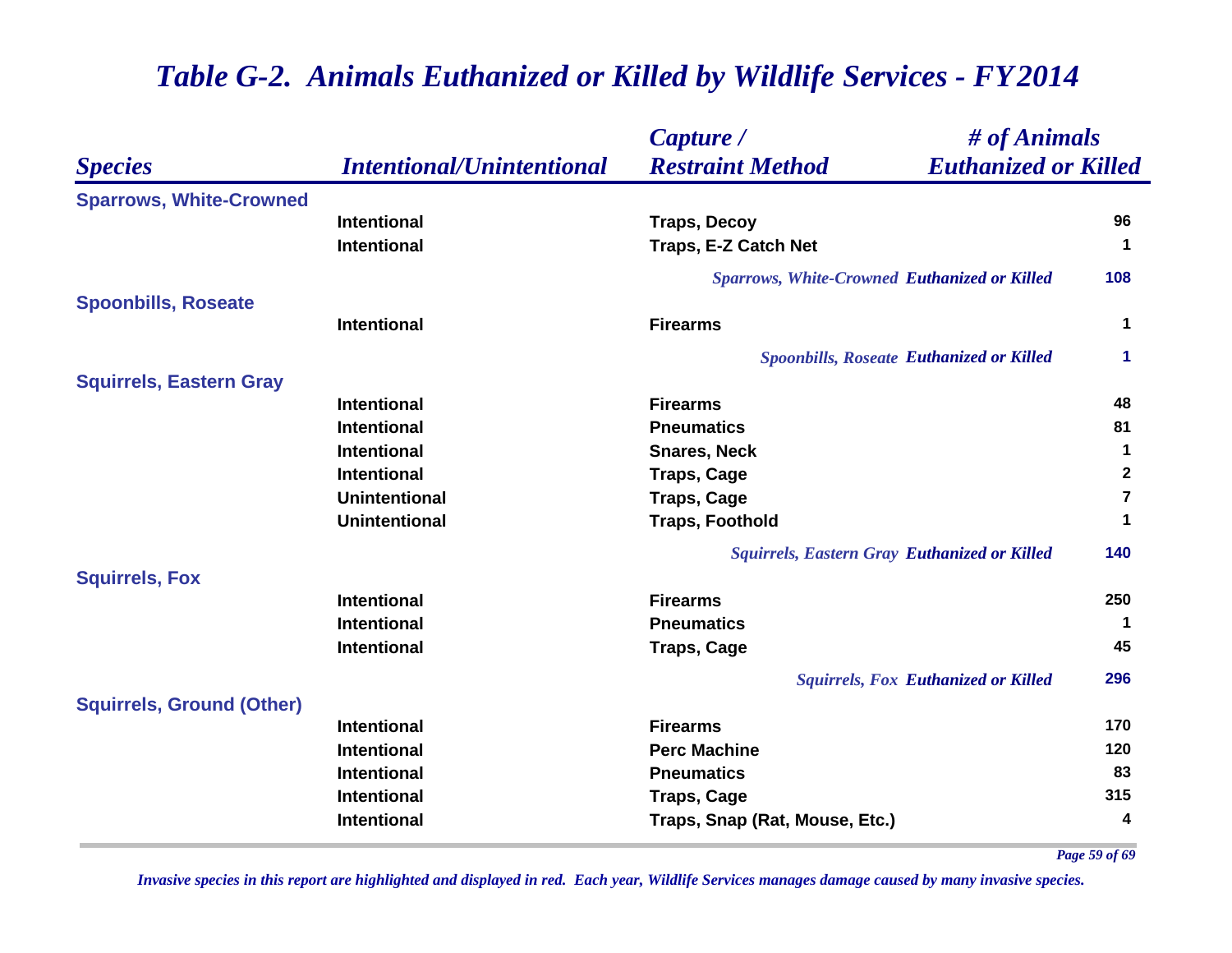# Table G-2. Animals Euthanized or Killed by Wildlife Services - FY2014

| Species | Intentional/Unintentional | Capture / Restraint Method | # of Animals Euthanized or Killed |
|---|---|---|---|
| **Sparrows, White-Crowned** | | | |
| | Intentional | Traps, Decoy | 96 |
| | Intentional | Traps, E-Z Catch Net | 1 |
| | | *Sparrows, White-Crowned Euthanized or Killed* | 108 |
| **Spoonbills, Roseate** | | | |
| | Intentional | Firearms | 1 |
| | | *Spoonbills, Roseate Euthanized or Killed* | 1 |
| **Squirrels, Eastern Gray** | | | |
| | Intentional | Firearms | 48 |
| | Intentional | Pneumatics | 81 |
| | Intentional | Snares, Neck | 1 |
| | Intentional | Traps, Cage | 2 |
| | Unintentional | Traps, Cage | 7 |
| | Unintentional | Traps, Foothold | 1 |
| | | *Squirrels, Eastern Gray Euthanized or Killed* | 140 |
| **Squirrels, Fox** | | | |
| | Intentional | Firearms | 250 |
| | Intentional | Pneumatics | 1 |
| | Intentional | Traps, Cage | 45 |
| | | *Squirrels, Fox Euthanized or Killed* | 296 |
| **Squirrels, Ground (Other)** | | | |
| | Intentional | Firearms | 170 |
| | Intentional | Perc Machine | 120 |
| | Intentional | Pneumatics | 83 |
| | Intentional | Traps, Cage | 315 |
| | Intentional | Traps, Snap (Rat, Mouse, Etc.) | 4 |

*Invasive species in this report are highlighted and displayed in red. Each year, Wildlife Services manages damage caused by many invasive species.*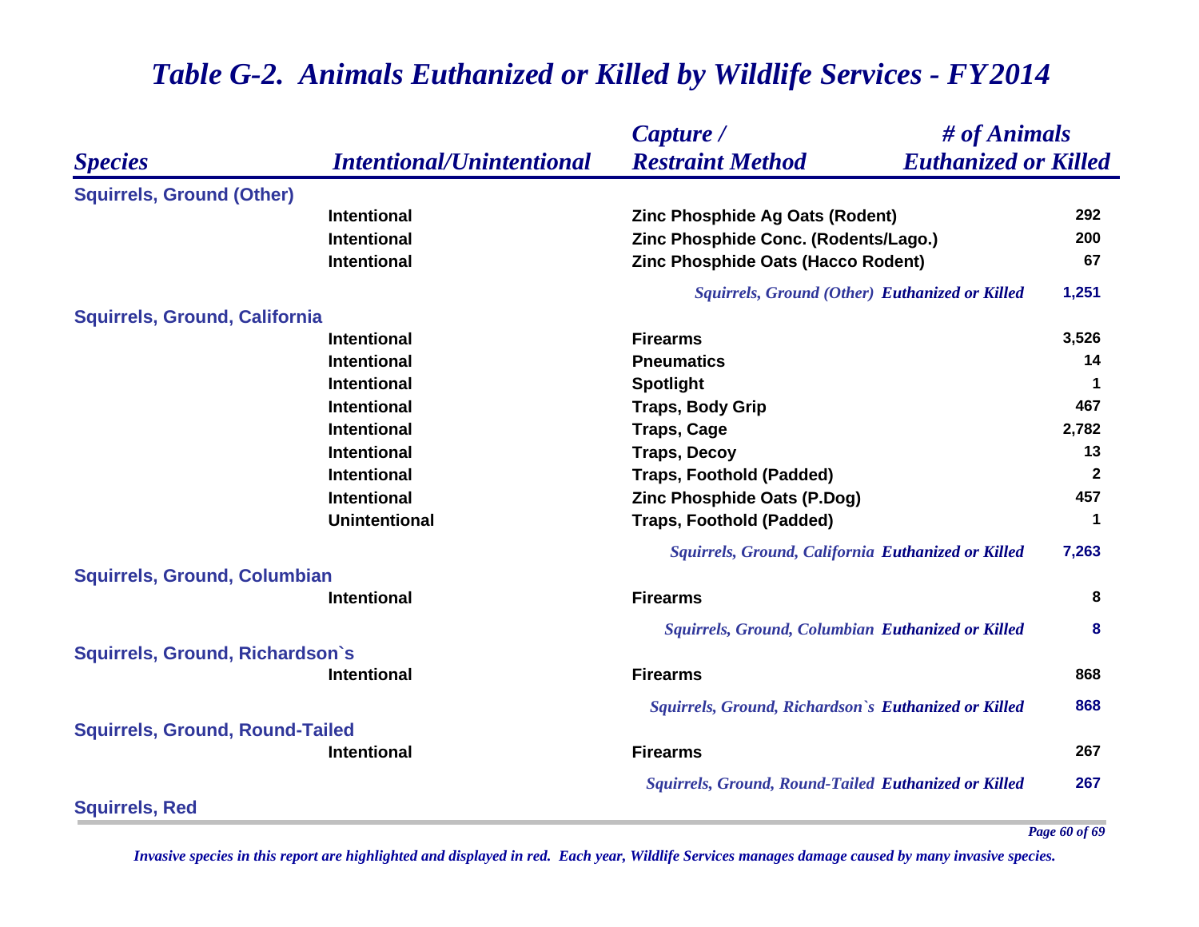# Table G-2. Animals Euthanized or Killed by Wildlife Services - FY2014

| Species | Intentional/Unintentional | Capture / Restraint Method | # of Animals Euthanized or Killed |
|---|---|---|---|
| **Squirrels, Ground (Other)** | | | |
| | Intentional | Zinc Phosphide Ag Oats (Rodent) | 292 |
| | Intentional | Zinc Phosphide Conc. (Rodents/Lago.) | 200 |
| | Intentional | Zinc Phosphide Oats (Hacco Rodent) | 67 |
| | | *Squirrels, Ground (Other) Euthanized or Killed* | 1,251 |
| **Squirrels, Ground, California** | | | |
| | Intentional | Firearms | 3,526 |
| | Intentional | Pneumatics | 14 |
| | Intentional | Spotlight | 1 |
| | Intentional | Traps, Body Grip | 467 |
| | Intentional | Traps, Cage | 2,782 |
| | Intentional | Traps, Decoy | 13 |
| | Intentional | Traps, Foothold (Padded) | 2 |
| | Intentional | Zinc Phosphide Oats (P.Dog) | 457 |
| | Unintentional | Traps, Foothold (Padded) | 1 |
| | | *Squirrels, Ground, California Euthanized or Killed* | 7,263 |
| **Squirrels, Ground, Columbian** | | | |
| | Intentional | Firearms | 8 |
| | | *Squirrels, Ground, Columbian Euthanized or Killed* | 8 |
| **Squirrels, Ground, Richardson`s** | | | |
| | Intentional | Firearms | 868 |
| | | *Squirrels, Ground, Richardson`s Euthanized or Killed* | 868 |
| **Squirrels, Ground, Round-Tailed** | | | |
| | Intentional | Firearms | 267 |
| | | *Squirrels, Ground, Round-Tailed Euthanized or Killed* | 267 |
| **Squirrels, Red** | | | |

*Invasive species in this report are highlighted and displayed in red. Each year, Wildlife Services manages damage caused by many invasive species.*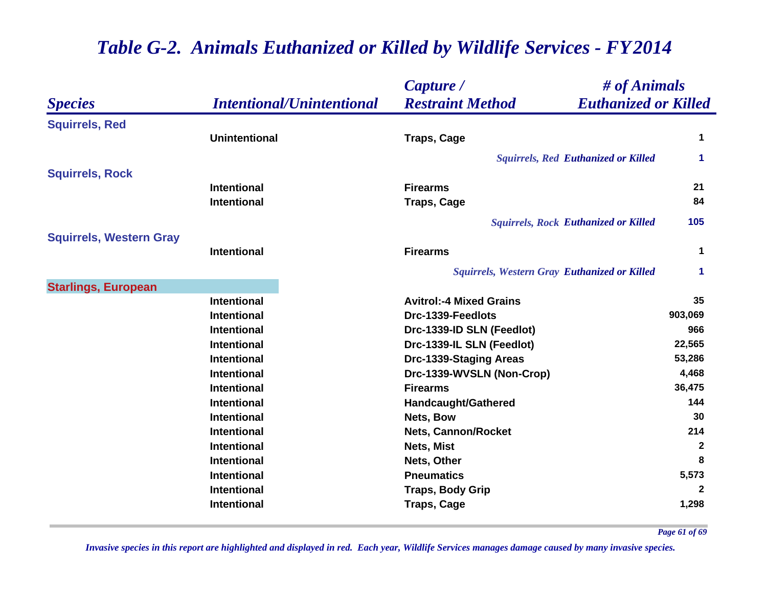# *Table G-2. Animals Euthanized or Killed by Wildlife Services - FY2014*

| *Species* | *Intentional/Unintentional* | *Capture / Restraint Method* | *# of Animals Euthanized or Killed* |
|---|---|---|---|
| **Squirrels, Red** | | | |
| | **Unintentional** | **Traps, Cage** | **1** |
| | | *Squirrels, Red* ***Euthanized or Killed*** | **1** |
| **Squirrels, Rock** | | | |
| | **Intentional** | **Firearms** | **21** |
| | **Intentional** | **Traps, Cage** | **84** |
| | | *Squirrels, Rock* ***Euthanized or Killed*** | **105** |
| **Squirrels, Western Gray** | | | |
| | **Intentional** | **Firearms** | **1** |
| | | *Squirrels, Western Gray* ***Euthanized or Killed*** | **1** |
| **Starlings, European** | | | |
| | **Intentional** | **Avitrol:-4 Mixed Grains** | **35** |
| | **Intentional** | **Drc-1339-Feedlots** | **903,069** |
| | **Intentional** | **Drc-1339-ID SLN (Feedlot)** | **966** |
| | **Intentional** | **Drc-1339-IL SLN (Feedlot)** | **22,565** |
| | **Intentional** | **Drc-1339-Staging Areas** | **53,286** |
| | **Intentional** | **Drc-1339-WVSLN (Non-Crop)** | **4,468** |
| | **Intentional** | **Firearms** | **36,475** |
| | **Intentional** | **Handcaught/Gathered** | **144** |
| | **Intentional** | **Nets, Bow** | **30** |
| | **Intentional** | **Nets, Cannon/Rocket** | **214** |
| | **Intentional** | **Nets, Mist** | **2** |
| | **Intentional** | **Nets, Other** | **8** |
| | **Intentional** | **Pneumatics** | **5,573** |
| | **Intentional** | **Traps, Body Grip** | **2** |
| | **Intentional** | **Traps, Cage** | **1,298** |

*Invasive species in this report are highlighted and displayed in red. Each year, Wildlife Services manages damage caused by many invasive species.*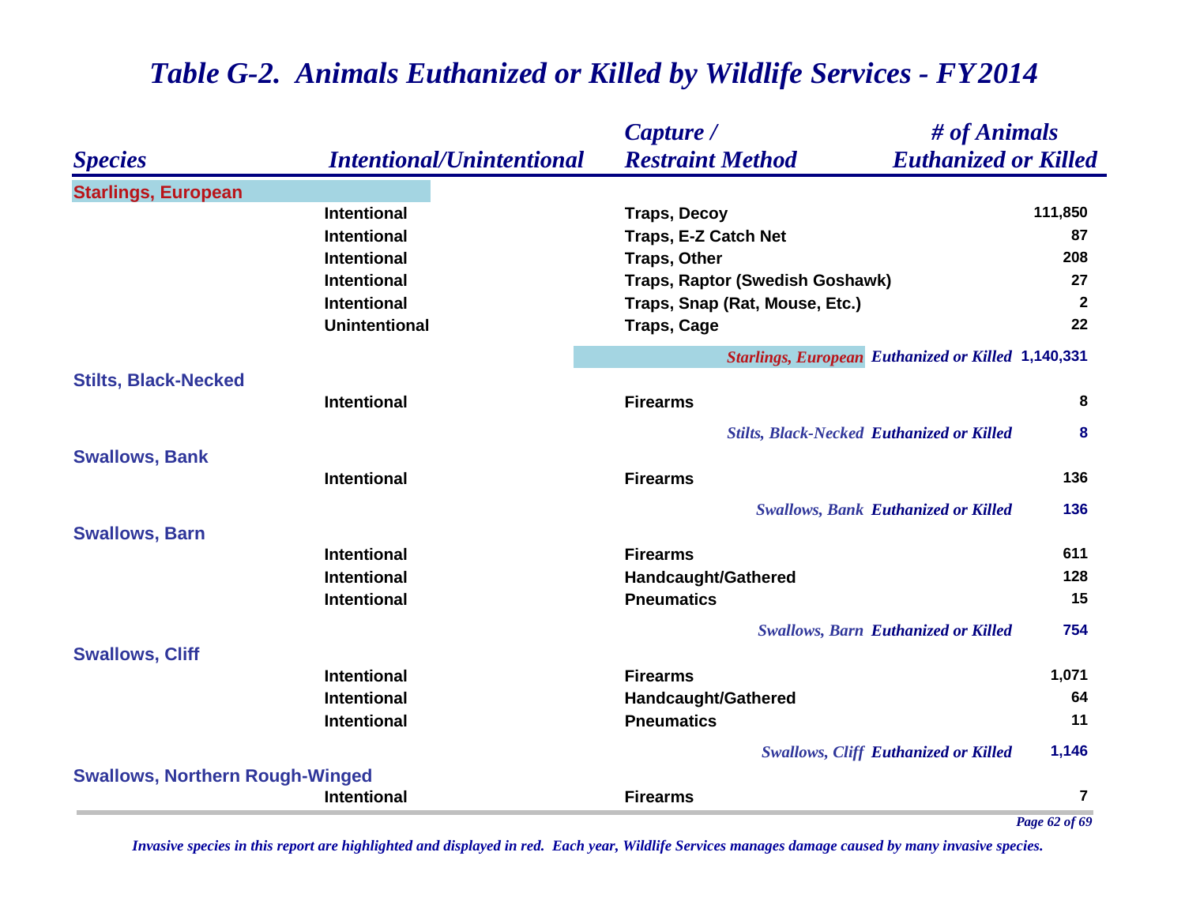# Table G-2. Animals Euthanized or Killed by Wildlife Services - FY2014

| Species | Intentional/Unintentional | Capture / Restraint Method | # of Animals Euthanized or Killed |
|---|---|---|---|
| **Starlings, European** | | | |
| | Intentional | Traps, Decoy | 111,850 |
| | Intentional | Traps, E-Z Catch Net | 87 |
| | Intentional | Traps, Other | 208 |
| | Intentional | Traps, Raptor (Swedish Goshawk) | 27 |
| | Intentional | Traps, Snap (Rat, Mouse, Etc.) | 2 |
| | Unintentional | Traps, Cage | 22 |
| | | *Starlings, European Euthanized or Killed* | 1,140,331 |
| **Stilts, Black-Necked** | | | |
| | Intentional | Firearms | 8 |
| | | *Stilts, Black-Necked Euthanized or Killed* | 8 |
| **Swallows, Bank** | | | |
| | Intentional | Firearms | 136 |
| | | *Swallows, Bank Euthanized or Killed* | 136 |
| **Swallows, Barn** | | | |
| | Intentional | Firearms | 611 |
| | Intentional | Handcaught/Gathered | 128 |
| | Intentional | Pneumatics | 15 |
| | | *Swallows, Barn Euthanized or Killed* | 754 |
| **Swallows, Cliff** | | | |
| | Intentional | Firearms | 1,071 |
| | Intentional | Handcaught/Gathered | 64 |
| | Intentional | Pneumatics | 11 |
| | | *Swallows, Cliff Euthanized or Killed* | 1,146 |
| **Swallows, Northern Rough-Winged** | | | |
| | Intentional | Firearms | 7 |

*Invasive species in this report are highlighted and displayed in red. Each year, Wildlife Services manages damage caused by many invasive species.*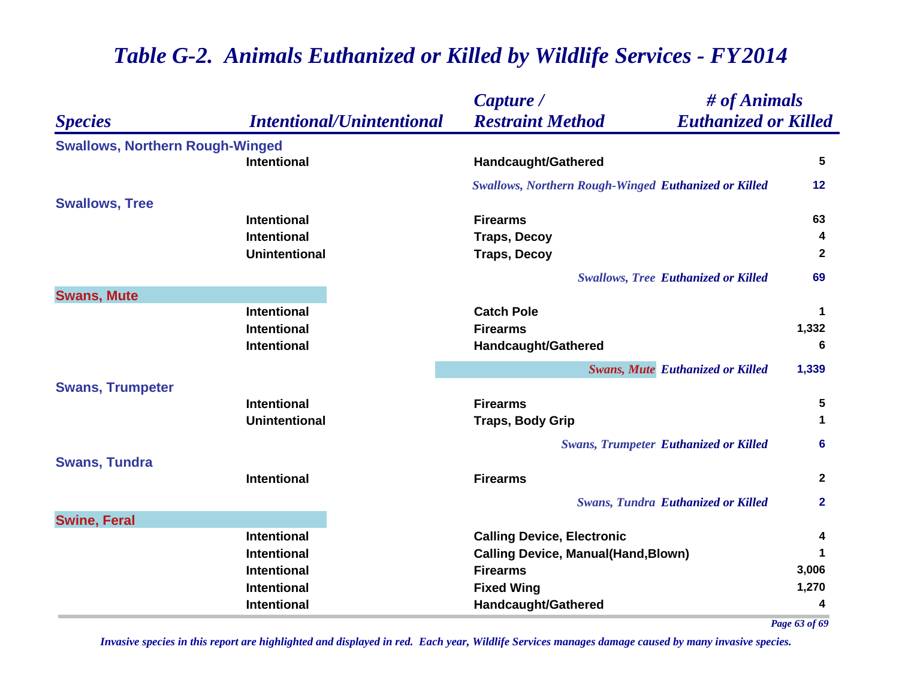# Table G-2. Animals Euthanized or Killed by Wildlife Services - FY2014

| Species | Intentional/Unintentional | Capture / Restraint Method | # of Animals Euthanized or Killed |
|---|---|---|---|
| **Swallows, Northern Rough-Winged** | | | |
| | Intentional | Handcaught/Gathered | 5 |
| | | *Swallows, Northern Rough-Winged Euthanized or Killed* | 12 |
| **Swallows, Tree** | | | |
| | Intentional | Firearms | 63 |
| | Intentional | Traps, Decoy | 4 |
| | Unintentional | Traps, Decoy | 2 |
| | | *Swallows, Tree Euthanized or Killed* | 69 |
| **Swans, Mute** | | | |
| | Intentional | Catch Pole | 1 |
| | Intentional | Firearms | 1,332 |
| | Intentional | Handcaught/Gathered | 6 |
| | | *Swans, Mute Euthanized or Killed* | 1,339 |
| **Swans, Trumpeter** | | | |
| | Intentional | Firearms | 5 |
| | Unintentional | Traps, Body Grip | 1 |
| | | *Swans, Trumpeter Euthanized or Killed* | 6 |
| **Swans, Tundra** | | | |
| | Intentional | Firearms | 2 |
| | | *Swans, Tundra Euthanized or Killed* | 2 |
| **Swine, Feral** | | | |
| | Intentional | Calling Device, Electronic | 4 |
| | Intentional | Calling Device, Manual(Hand,Blown) | 1 |
| | Intentional | Firearms | 3,006 |
| | Intentional | Fixed Wing | 1,270 |
| | Intentional | Handcaught/Gathered | 4 |

*Invasive species in this report are highlighted and displayed in red. Each year, Wildlife Services manages damage caused by many invasive species.*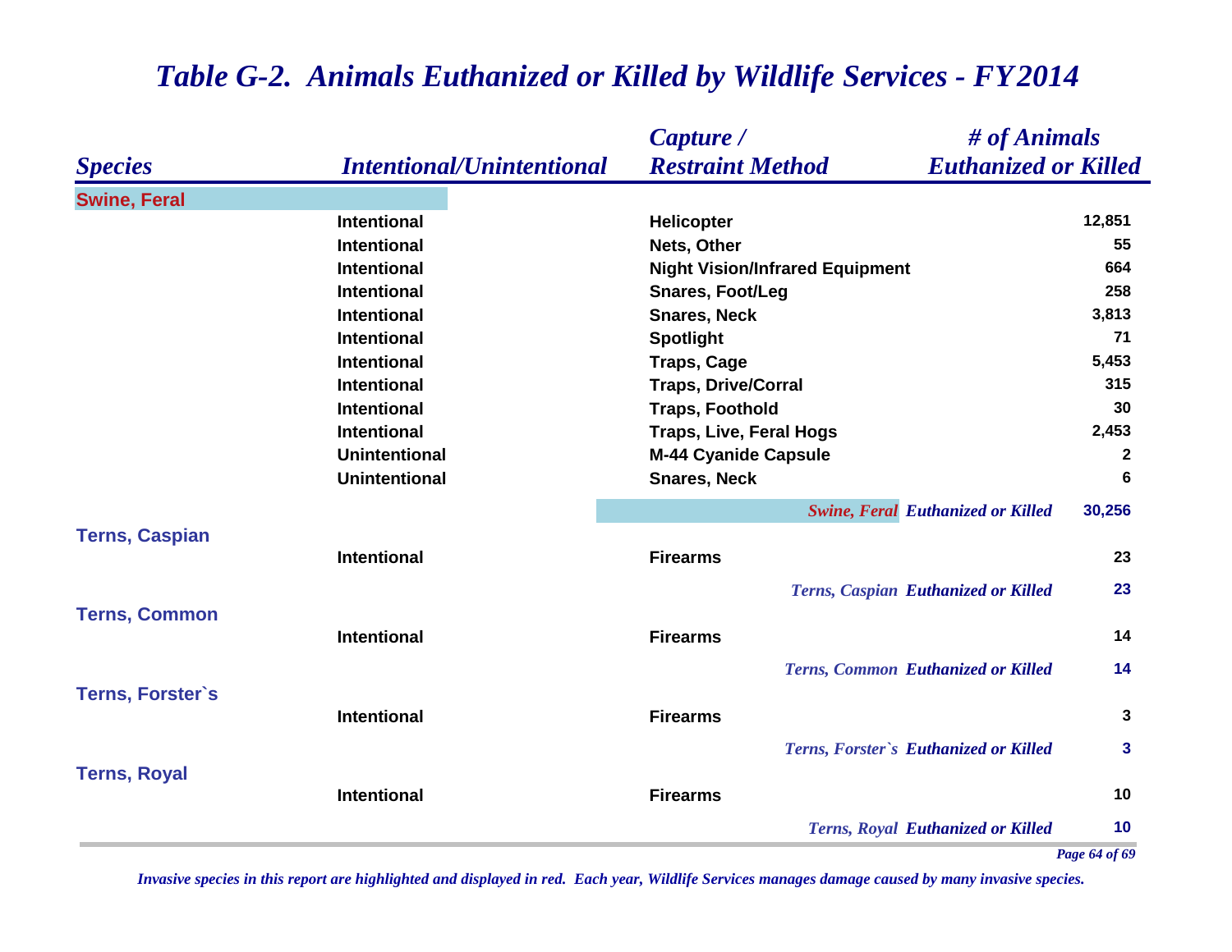## *Table G-2. Animals Euthanized or Killed by Wildlife Services - FY2014*

| *Species* | *Intentional/Unintentional* | *Capture / Restraint Method* | *# of Animals Euthanized or Killed* |
|---|---|---|---|
| **Swine, Feral** | | | |
| | Intentional | Helicopter | 12,851 |
| | Intentional | Nets, Other | 55 |
| | Intentional | Night Vision/Infrared Equipment | 664 |
| | Intentional | Snares, Foot/Leg | 258 |
| | Intentional | Snares, Neck | 3,813 |
| | Intentional | Spotlight | 71 |
| | Intentional | Traps, Cage | 5,453 |
| | Intentional | Traps, Drive/Corral | 315 |
| | Intentional | Traps, Foothold | 30 |
| | Intentional | Traps, Live, Feral Hogs | 2,453 |
| | Unintentional | M-44 Cyanide Capsule | 2 |
| | Unintentional | Snares, Neck | 6 |
| | | *Swine, Feral Euthanized or Killed* | **30,256** |
| **Terns, Caspian** | | | |
| | Intentional | Firearms | 23 |
| | | *Terns, Caspian Euthanized or Killed* | **23** |
| **Terns, Common** | | | |
| | Intentional | Firearms | 14 |
| | | *Terns, Common Euthanized or Killed* | **14** |
| **Terns, Forster`s** | | | |
| | Intentional | Firearms | 3 |
| | | *Terns, Forster`s Euthanized or Killed* | **3** |
| **Terns, Royal** | | | |
| | Intentional | Firearms | 10 |
| | | *Terns, Royal Euthanized or Killed* | **10** |

*Invasive species in this report are highlighted and displayed in red. Each year, Wildlife Services manages damage caused by many invasive species.*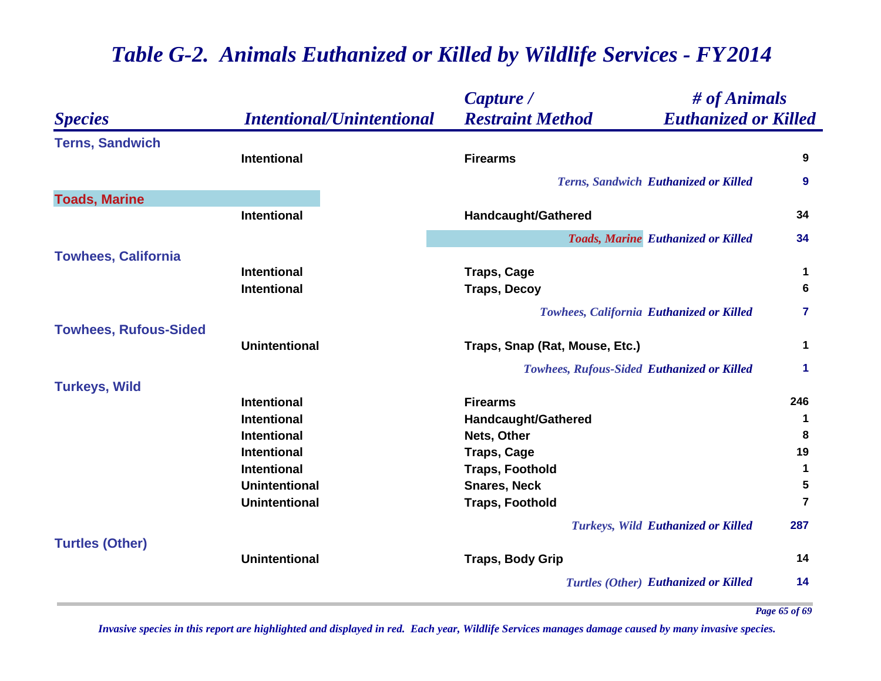# *Table G-2. Animals Euthanized or Killed by Wildlife Services - FY2014*

| *Species* | *Intentional/Unintentional* | *Capture / Restraint Method* | *# of Animals Euthanized or Killed* |
|---|---|---|---|
| **Terns, Sandwich** | | | |
| | Intentional | Firearms | 9 |
| | | *Terns, Sandwich* ***Euthanized or Killed*** | **9** |
| **Toads, Marine** | | | |
| | Intentional | Handcaught/Gathered | 34 |
| | | *Toads, Marine* ***Euthanized or Killed*** | **34** |
| **Towhees, California** | | | |
| | Intentional | Traps, Cage | 1 |
| | Intentional | Traps, Decoy | 6 |
| | | *Towhees, California* ***Euthanized or Killed*** | **7** |
| **Towhees, Rufous-Sided** | | | |
| | Unintentional | Traps, Snap (Rat, Mouse, Etc.) | 1 |
| | | *Towhees, Rufous-Sided* ***Euthanized or Killed*** | **1** |
| **Turkeys, Wild** | | | |
| | Intentional | Firearms | 246 |
| | Intentional | Handcaught/Gathered | 1 |
| | Intentional | Nets, Other | 8 |
| | Intentional | Traps, Cage | 19 |
| | Intentional | Traps, Foothold | 1 |
| | Unintentional | Snares, Neck | 5 |
| | Unintentional | Traps, Foothold | 7 |
| | | *Turkeys, Wild* ***Euthanized or Killed*** | **287** |
| **Turtles (Other)** | | | |
| | Unintentional | Traps, Body Grip | 14 |
| | | *Turtles (Other)* ***Euthanized or Killed*** | **14** |

*Invasive species in this report are highlighted and displayed in red. Each year, Wildlife Services manages damage caused by many invasive species.*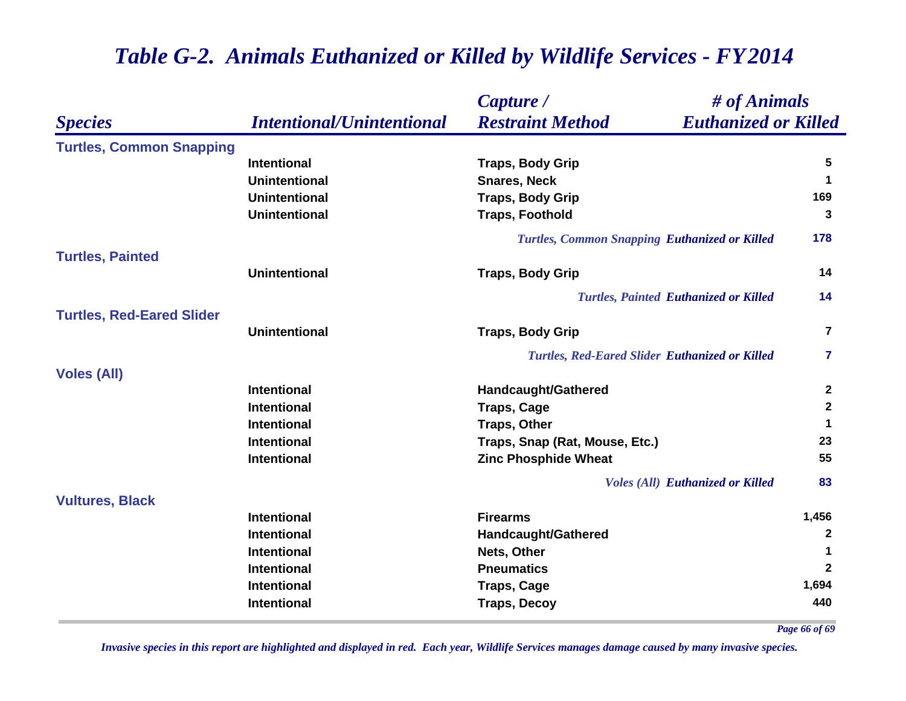# Table G-2. Animals Euthanized or Killed by Wildlife Services - FY2014

| Species | Intentional/Unintentional | Capture / Restraint Method | # of Animals Euthanized or Killed |
|---|---|---|---|
| **Turtles, Common Snapping** | | | |
| | Intentional | Traps, Body Grip | 5 |
| | Unintentional | Snares, Neck | 1 |
| | Unintentional | Traps, Body Grip | 169 |
| | Unintentional | Traps, Foothold | 3 |
| | | *Turtles, Common Snapping Euthanized or Killed* | 178 |
| **Turtles, Painted** | | | |
| | Unintentional | Traps, Body Grip | 14 |
| | | *Turtles, Painted Euthanized or Killed* | 14 |
| **Turtles, Red-Eared Slider** | | | |
| | Unintentional | Traps, Body Grip | 7 |
| | | *Turtles, Red-Eared Slider Euthanized or Killed* | 7 |
| **Voles (All)** | | | |
| | Intentional | Handcaught/Gathered | 2 |
| | Intentional | Traps, Cage | 2 |
| | Intentional | Traps, Other | 1 |
| | Intentional | Traps, Snap (Rat, Mouse, Etc.) | 23 |
| | Intentional | Zinc Phosphide Wheat | 55 |
| | | *Voles (All) Euthanized or Killed* | 83 |
| **Vultures, Black** | | | |
| | Intentional | Firearms | 1,456 |
| | Intentional | Handcaught/Gathered | 2 |
| | Intentional | Nets, Other | 1 |
| | Intentional | Pneumatics | 2 |
| | Intentional | Traps, Cage | 1,694 |
| | Intentional | Traps, Decoy | 440 |

*Invasive species in this report are highlighted and displayed in red. Each year, Wildlife Services manages damage caused by many invasive species.*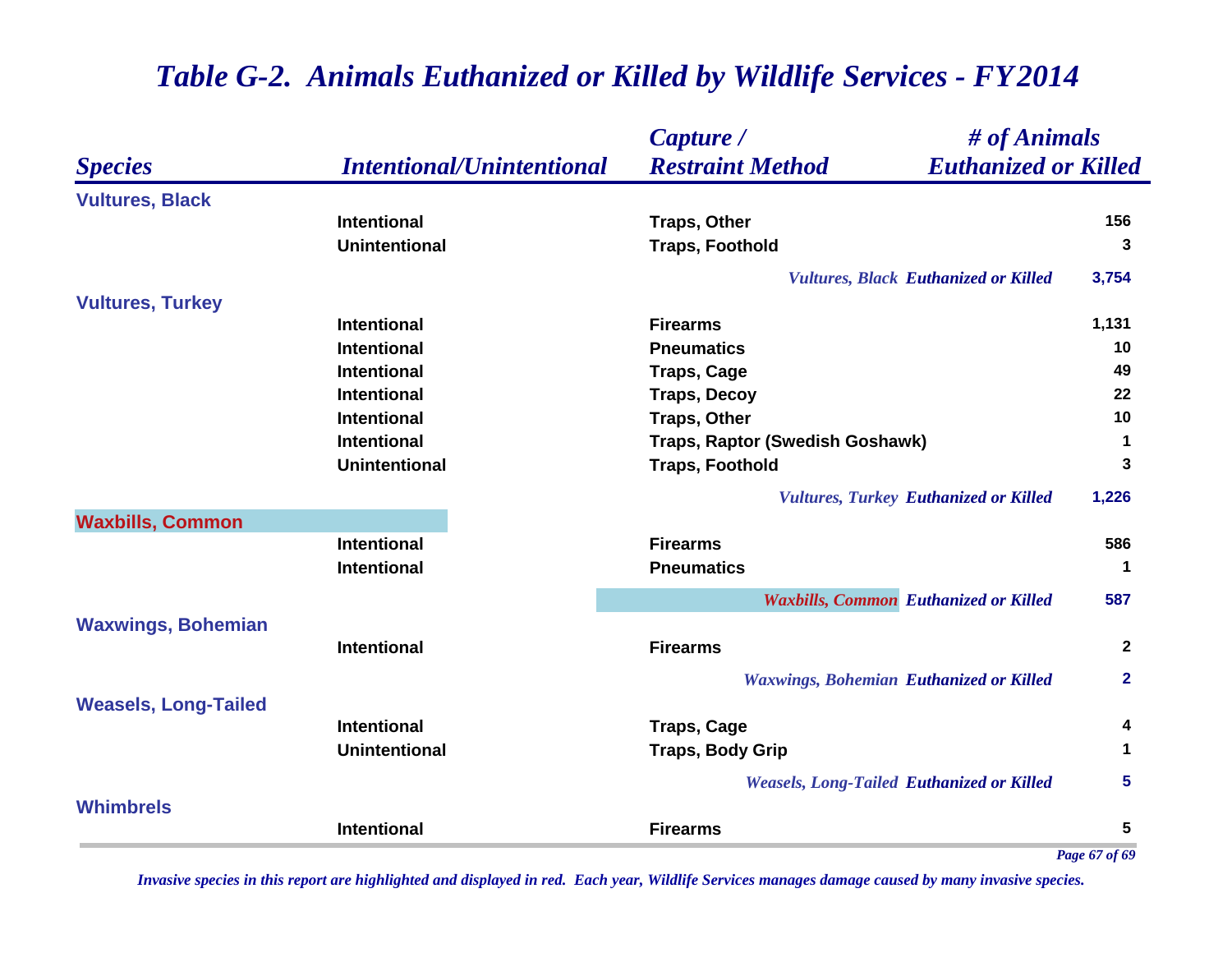# *Table G-2. Animals Euthanized or Killed by Wildlife Services - FY2014*

| *Species* | *Intentional/Unintentional* | *Capture / Restraint Method* | *# of Animals Euthanized or Killed* |
|---|---|---|---|
| **Vultures, Black** | | | |
| | Intentional | Traps, Other | 156 |
| | Unintentional | Traps, Foothold | 3 |
| | | *Vultures, Black* ***Euthanized or Killed*** | **3,754** |
| **Vultures, Turkey** | | | |
| | Intentional | Firearms | 1,131 |
| | Intentional | Pneumatics | 10 |
| | Intentional | Traps, Cage | 49 |
| | Intentional | Traps, Decoy | 22 |
| | Intentional | Traps, Other | 10 |
| | Intentional | Traps, Raptor (Swedish Goshawk) | 1 |
| | Unintentional | Traps, Foothold | 3 |
| | | *Vultures, Turkey* ***Euthanized or Killed*** | **1,226** |
| **Waxbills, Common** | | | |
| | Intentional | Firearms | 586 |
| | Intentional | Pneumatics | 1 |
| | | *Waxbills, Common* ***Euthanized or Killed*** | **587** |
| **Waxwings, Bohemian** | | | |
| | Intentional | Firearms | 2 |
| | | *Waxwings, Bohemian* ***Euthanized or Killed*** | **2** |
| **Weasels, Long-Tailed** | | | |
| | Intentional | Traps, Cage | 4 |
| | Unintentional | Traps, Body Grip | 1 |
| | | *Weasels, Long-Tailed* ***Euthanized or Killed*** | **5** |
| **Whimbrels** | | | |
| | Intentional | Firearms | 5 |

*Invasive species in this report are highlighted and displayed in red. Each year, Wildlife Services manages damage caused by many invasive species.*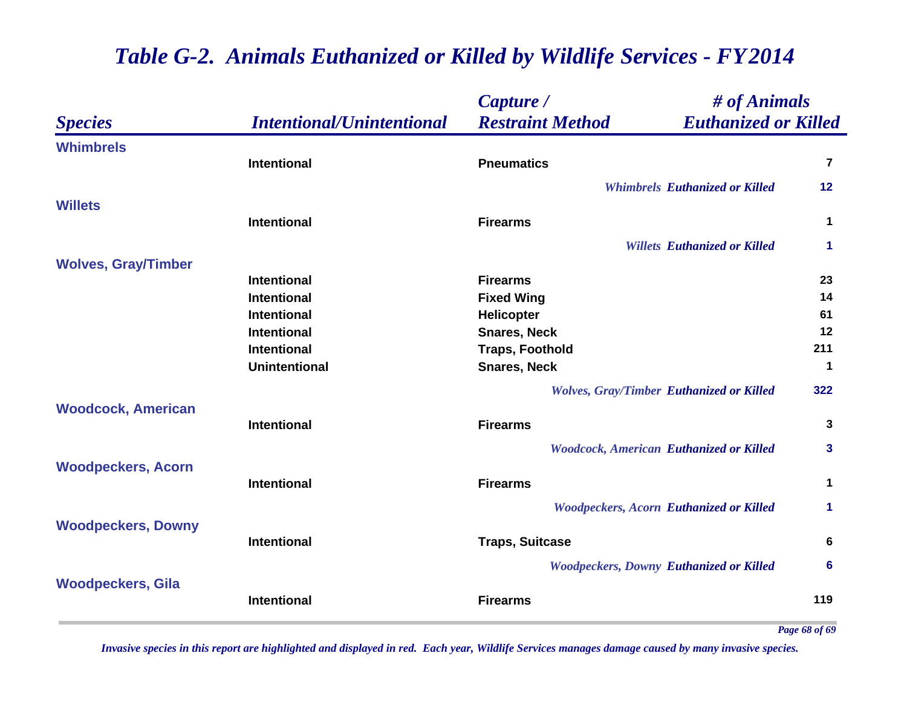# Table G-2. Animals Euthanized or Killed by Wildlife Services - FY2014

| Species | Intentional/Unintentional | Capture / Restraint Method | # of Animals Euthanized or Killed |
|---|---|---|---|
| **Whimbrels** | | | |
| | Intentional | Pneumatics | 7 |
| | | *Whimbrels* ***Euthanized or Killed*** | **12** |
| **Willets** | | | |
| | Intentional | Firearms | 1 |
| | | *Willets* ***Euthanized or Killed*** | **1** |
| **Wolves, Gray/Timber** | | | |
| | Intentional | Firearms | 23 |
| | Intentional | Fixed Wing | 14 |
| | Intentional | Helicopter | 61 |
| | Intentional | Snares, Neck | 12 |
| | Intentional | Traps, Foothold | 211 |
| | Unintentional | Snares, Neck | 1 |
| | | *Wolves, Gray/Timber* ***Euthanized or Killed*** | **322** |
| **Woodcock, American** | | | |
| | Intentional | Firearms | 3 |
| | | *Woodcock, American* ***Euthanized or Killed*** | **3** |
| **Woodpeckers, Acorn** | | | |
| | Intentional | Firearms | 1 |
| | | *Woodpeckers, Acorn* ***Euthanized or Killed*** | **1** |
| **Woodpeckers, Downy** | | | |
| | Intentional | Traps, Suitcase | 6 |
| | | *Woodpeckers, Downy* ***Euthanized or Killed*** | **6** |
| **Woodpeckers, Gila** | | | |
| | Intentional | Firearms | 119 |

*Invasive species in this report are highlighted and displayed in red. Each year, Wildlife Services manages damage caused by many invasive species.*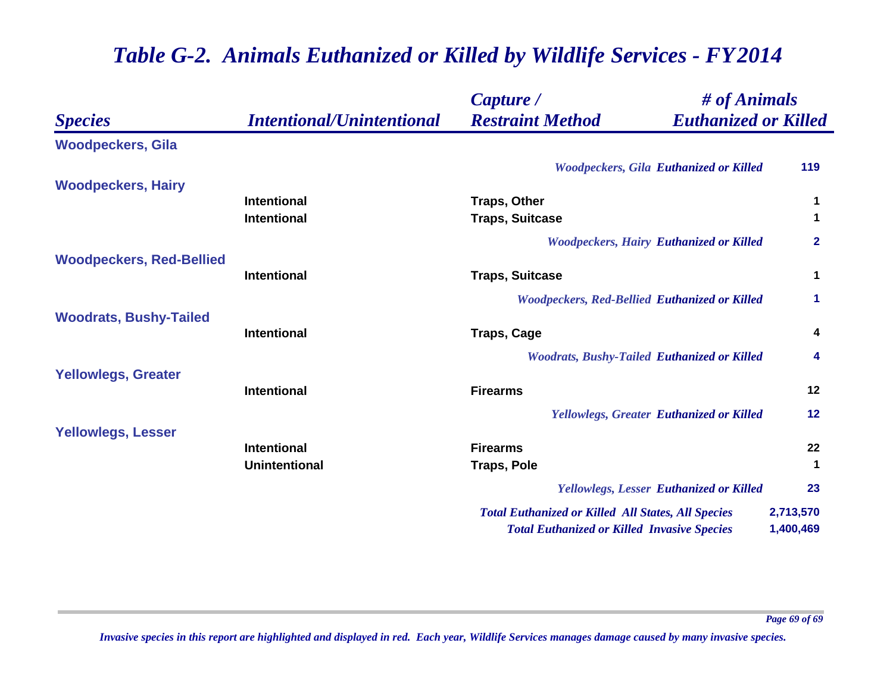# *Table G-2. Animals Euthanized or Killed by Wildlife Services - FY2014*

| *Species* | *Intentional/Unintentional* | *Capture / Restraint Method* | *# of Animals Euthanized or Killed* |
|---|---|---|---|
| **Woodpeckers, Gila** | | | |
| | | *Woodpeckers, Gila Euthanized or Killed* | **119** |
| **Woodpeckers, Hairy** | | | |
| | Intentional | Traps, Other | 1 |
| | Intentional | Traps, Suitcase | 1 |
| | | *Woodpeckers, Hairy Euthanized or Killed* | **2** |
| **Woodpeckers, Red-Bellied** | | | |
| | Intentional | Traps, Suitcase | 1 |
| | | *Woodpeckers, Red-Bellied Euthanized or Killed* | **1** |
| **Woodrats, Bushy-Tailed** | | | |
| | Intentional | Traps, Cage | 4 |
| | | *Woodrats, Bushy-Tailed Euthanized or Killed* | **4** |
| **Yellowlegs, Greater** | | | |
| | Intentional | Firearms | 12 |
| | | *Yellowlegs, Greater Euthanized or Killed* | **12** |
| **Yellowlegs, Lesser** | | | |
| | Intentional | Firearms | 22 |
| | Unintentional | Traps, Pole | 1 |
| | | *Yellowlegs, Lesser Euthanized or Killed* | **23** |
| | | *Total Euthanized or Killed All States, All Species* | **2,713,570** |
| | | *Total Euthanized or Killed Invasive Species* | **1,400,469** |

*Invasive species in this report are highlighted and displayed in red. Each year, Wildlife Services manages damage caused by many invasive species.*